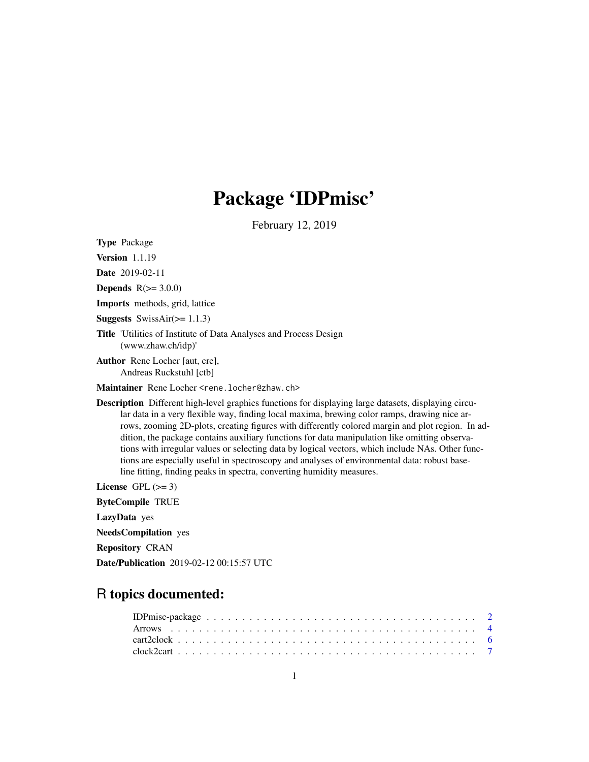# Package 'IDPmisc'

February 12, 2019

**Type** Package

**Version** 1.1.19

**Date** 2019-02-11

**Depends** R(>= 3.0.0)

**Imports** methods, grid, lattice

**Suggests** SwissAir(>= 1.1.3)

**Title** 'Utilities of Institute of Data Analyses and Process Design (www.zhaw.ch/idp)'

**Author** Rene Locher [aut, cre], Andreas Ruckstuhl [ctb]

**Maintainer** Rene Locher <rene.locher@zhaw.ch>

**Description** Different high-level graphics functions for displaying large datasets, displaying circular data in a very flexible way, finding local maxima, brewing color ramps, drawing nice arrows, zooming 2D-plots, creating figures with differently colored margin and plot region. In addition, the package contains auxiliary functions for data manipulation like omitting observations with irregular values or selecting data by logical vectors, which include NAs. Other functions are especially useful in spectroscopy and analyses of environmental data: robust baseline fitting, finding peaks in spectra, converting humidity measures.

**License** GPL (>= 3)

**ByteCompile** TRUE

**LazyData** yes

**NeedsCompilation** yes

**Repository** CRAN

**Date/Publication** 2019-02-12 00:15:57 UTC

## R topics documented:

| | |
|---|---|
| IDPmisc-package | 2 |
| Arrows | 4 |
| cart2clock | 6 |
| clock2cart | 7 |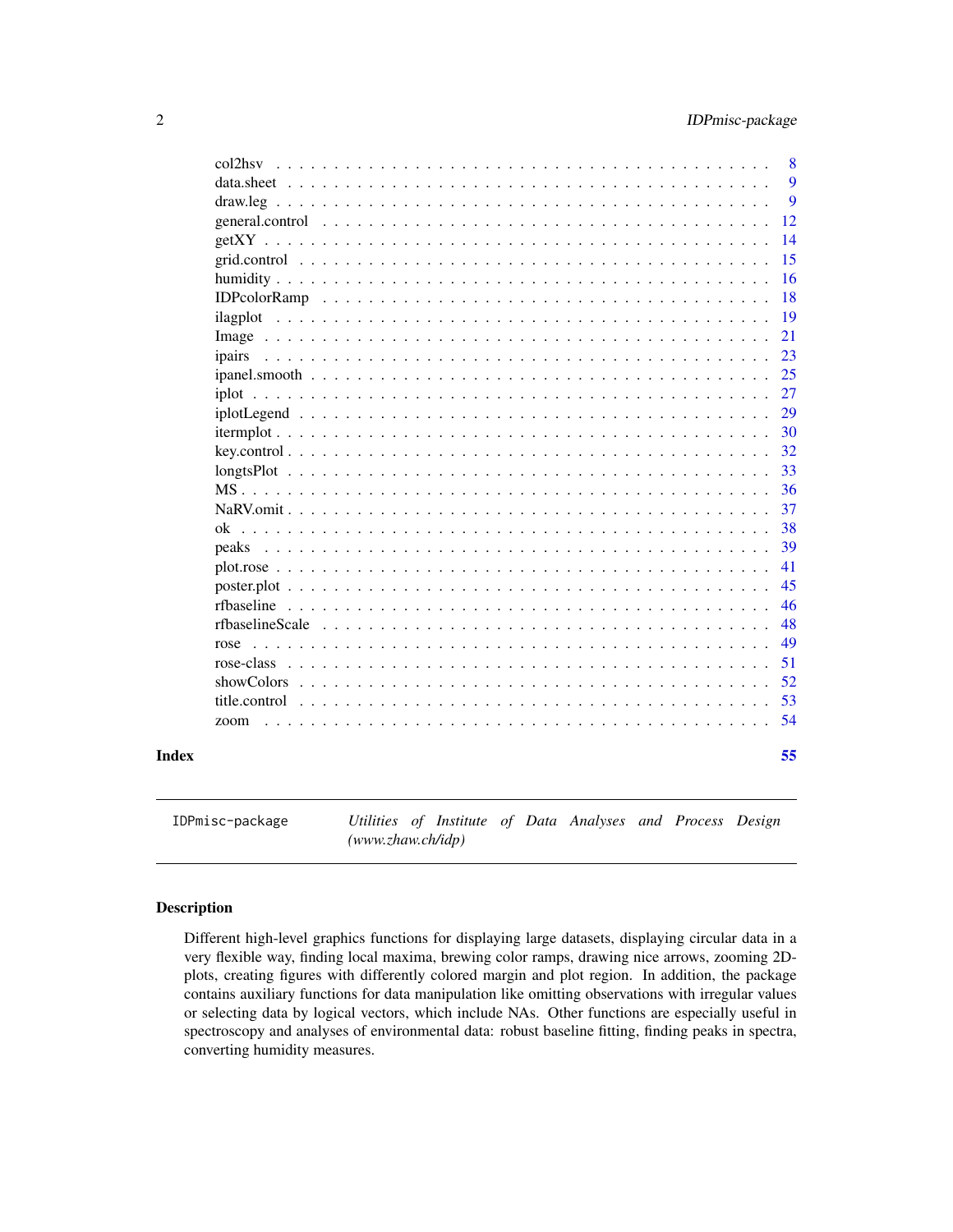| | |
|---|---|
| col2hsv | 8 |
| data.sheet | 9 |
| draw.leg | 9 |
| general.control | 12 |
| getXY | 14 |
| grid.control | 15 |
| humidity | 16 |
| IDPcolorRamp | 18 |
| ilagplot | 19 |
| Image | 21 |
| ipairs | 23 |
| ipanel.smooth | 25 |
| iplot | 27 |
| iplotLegend | 29 |
| itermplot | 30 |
| key.control | 32 |
| longtsPlot | 33 |
| MS | 36 |
| NaRV.omit | 37 |
| ok | 38 |
| peaks | 39 |
| plot.rose | 41 |
| poster.plot | 45 |
| rfbaseline | 46 |
| rfbaselineScale | 48 |
| rose | 49 |
| rose-class | 51 |
| showColors | 52 |
| title.control | 53 |
| zoom | 54 |

**Index** 55

---

`IDPmisc-package` *Utilities of Institute of Data Analyses and Process Design (www.zhaw.ch/idp)*

---

## Description

Different high-level graphics functions for displaying large datasets, displaying circular data in a very flexible way, finding local maxima, brewing color ramps, drawing nice arrows, zooming 2D-plots, creating figures with differently colored margin and plot region. In addition, the package contains auxiliary functions for data manipulation like omitting observations with irregular values or selecting data by logical vectors, which include NAs. Other functions are especially useful in spectroscopy and analyses of environmental data: robust baseline fitting, finding peaks in spectra, converting humidity measures.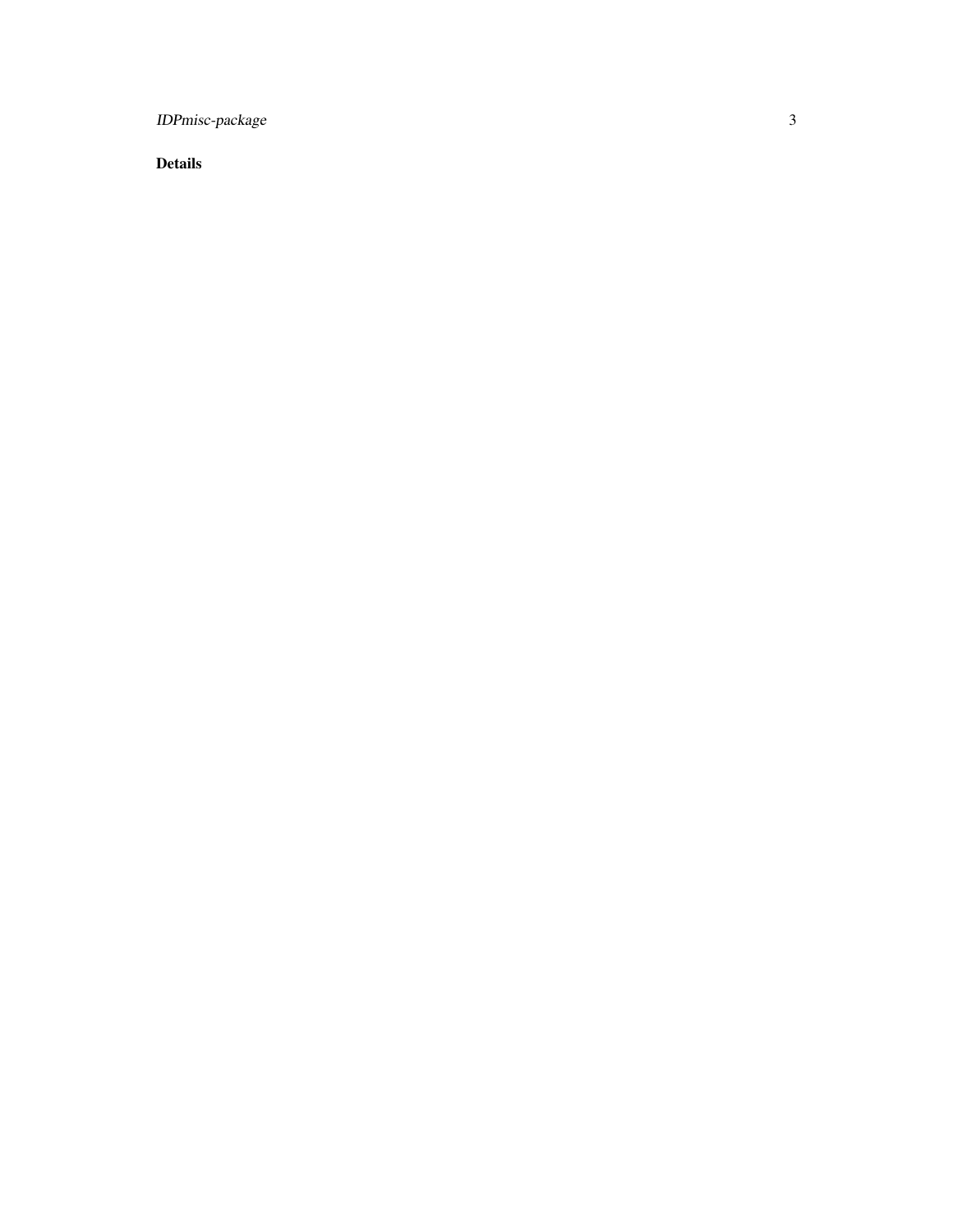## Details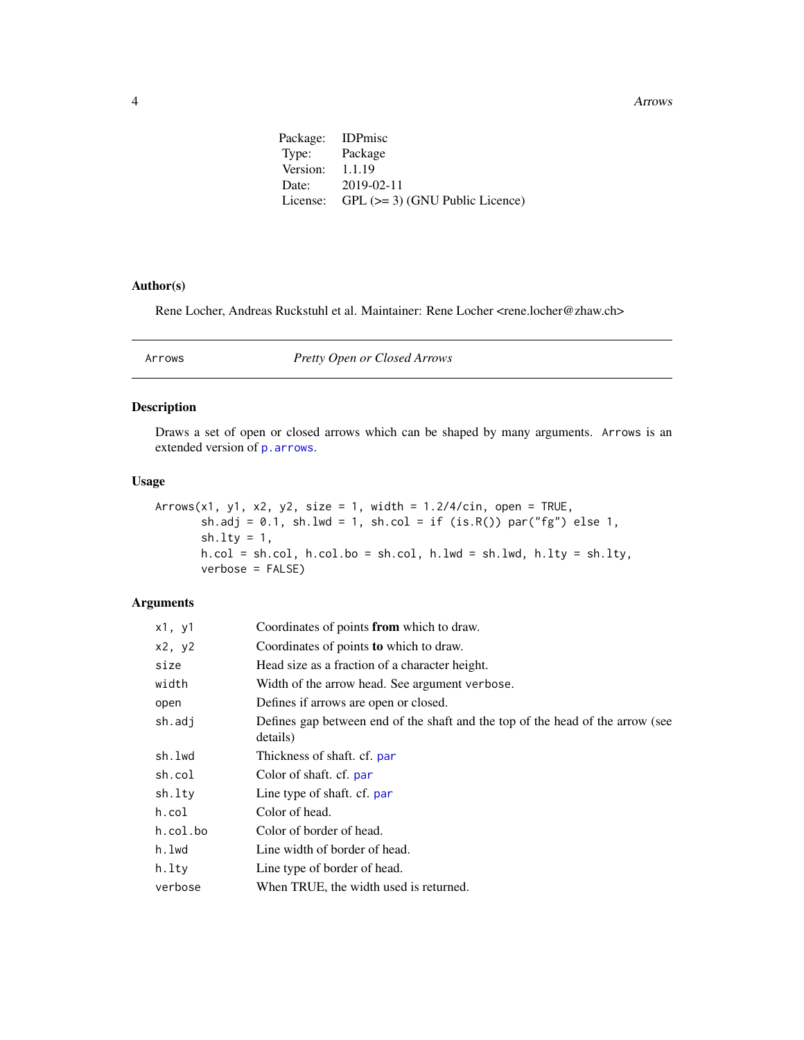| | |
|---|---|
| Package: | IDPmisc |
| Type: | Package |
| Version: | 1.1.19 |
| Date: | 2019-02-11 |
| License: | GPL (>= 3) (GNU Public Licence) |

### Author(s)

Rene Locher, Andreas Ruckstuhl et al. Maintainer: Rene Locher <rene.locher@zhaw.ch>

---

## Arrows — *Pretty Open or Closed Arrows*

---

### Description

Draws a set of open or closed arrows which can be shaped by many arguments. `Arrows` is an extended version of `p.arrows`.

### Usage

```
Arrows(x1, y1, x2, y2, size = 1, width = 1.2/4/cin, open = TRUE,
       sh.adj = 0.1, sh.lwd = 1, sh.col = if (is.R()) par("fg") else 1,
       sh.lty = 1,
       h.col = sh.col, h.col.bo = sh.col, h.lwd = sh.lwd, h.lty = sh.lty,
       verbose = FALSE)
```

### Arguments

| | |
|---|---|
| `x1, y1` | Coordinates of points **from** which to draw. |
| `x2, y2` | Coordinates of points **to** which to draw. |
| `size` | Head size as a fraction of a character height. |
| `width` | Width of the arrow head. See argument `verbose`. |
| `open` | Defines if arrows are open or closed. |
| `sh.adj` | Defines gap between end of the shaft and the top of the head of the arrow (see details) |
| `sh.lwd` | Thickness of shaft. cf. `par` |
| `sh.col` | Color of shaft. cf. `par` |
| `sh.lty` | Line type of shaft. cf. `par` |
| `h.col` | Color of head. |
| `h.col.bo` | Color of border of head. |
| `h.lwd` | Line width of border of head. |
| `h.lty` | Line type of border of head. |
| `verbose` | When TRUE, the width used is returned. |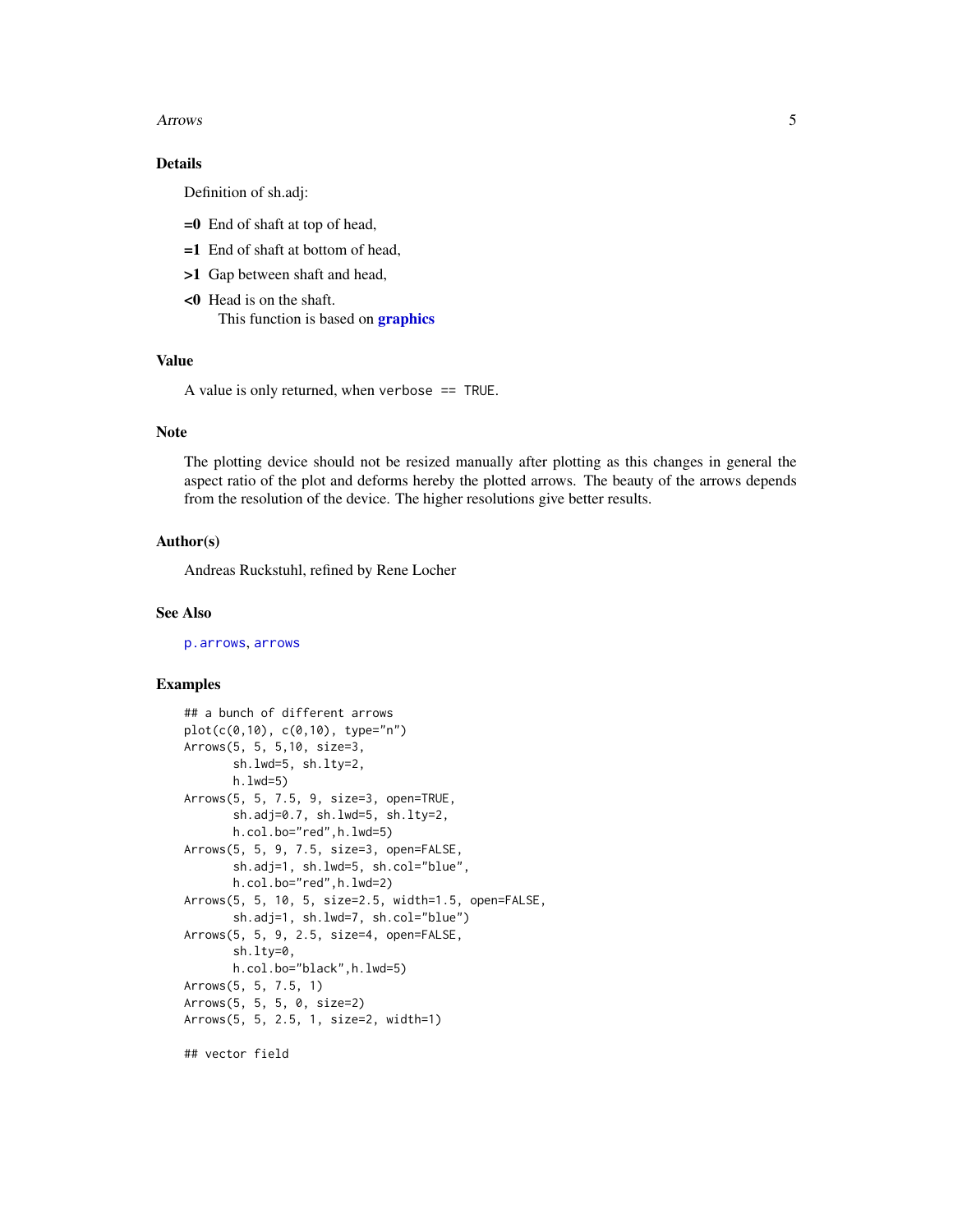## Details

Definition of sh.adj:

**=0** End of shaft at top of head,

**=1** End of shaft at bottom of head,

**>1** Gap between shaft and head,

**<0** Head is on the shaft.
This function is based on **graphics**

## Value

A value is only returned, when `verbose == TRUE`.

## Note

The plotting device should not be resized manually after plotting as this changes in general the aspect ratio of the plot and deforms hereby the plotted arrows. The beauty of the arrows depends from the resolution of the device. The higher resolutions give better results.

## Author(s)

Andreas Ruckstuhl, refined by Rene Locher

## See Also

`p.arrows`, `arrows`

## Examples

```
## a bunch of different arrows
plot(c(0,10), c(0,10), type="n")
Arrows(5, 5, 5,10, size=3,
       sh.lwd=5, sh.lty=2,
       h.lwd=5)
Arrows(5, 5, 7.5, 9, size=3, open=TRUE,
       sh.adj=0.7, sh.lwd=5, sh.lty=2,
       h.col.bo="red",h.lwd=5)
Arrows(5, 5, 9, 7.5, size=3, open=FALSE,
       sh.adj=1, sh.lwd=5, sh.col="blue",
       h.col.bo="red",h.lwd=2)
Arrows(5, 5, 10, 5, size=2.5, width=1.5, open=FALSE,
       sh.adj=1, sh.lwd=7, sh.col="blue")
Arrows(5, 5, 9, 2.5, size=4, open=FALSE,
       sh.lty=0,
       h.col.bo="black",h.lwd=5)
Arrows(5, 5, 7.5, 1)
Arrows(5, 5, 5, 0, size=2)
Arrows(5, 5, 2.5, 1, size=2, width=1)

## vector field
```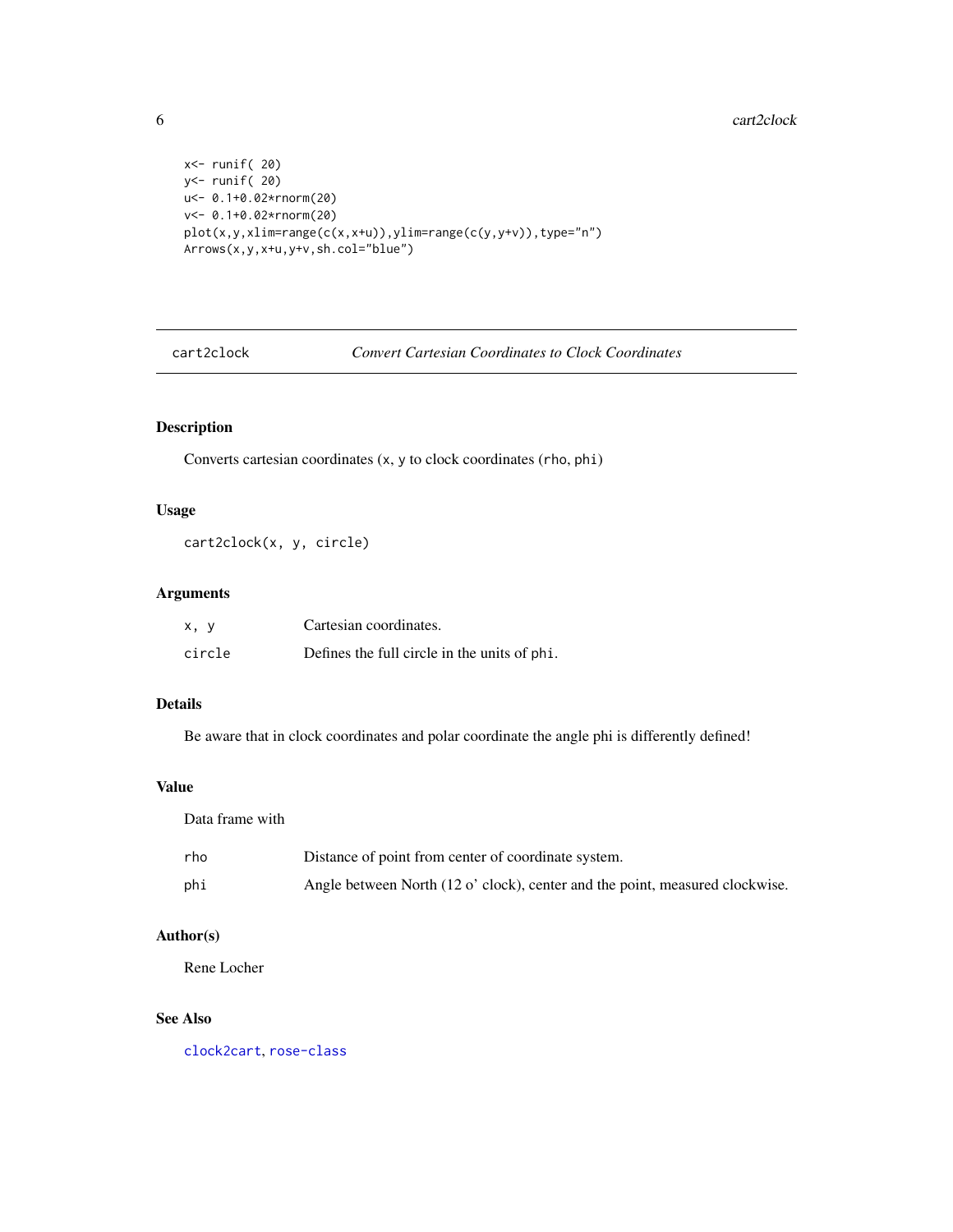```
x<- runif( 20)
y<- runif( 20)
u<- 0.1+0.02*rnorm(20)
v<- 0.1+0.02*rnorm(20)
plot(x,y,xlim=range(c(x,x+u)),ylim=range(c(y,y+v)),type="n")
Arrows(x,y,x+u,y+v,sh.col="blue")
```

---

## cart2clock *Convert Cartesian Coordinates to Clock Coordinates*

### Description

Converts cartesian coordinates (x, y to clock coordinates (rho, phi)

### Usage

```
cart2clock(x, y, circle)
```

### Arguments

| | |
|---|---|
| x, y | Cartesian coordinates. |
| circle | Defines the full circle in the units of phi. |

### Details

Be aware that in clock coordinates and polar coordinate the angle phi is differently defined!

### Value

Data frame with

| | |
|---|---|
| rho | Distance of point from center of coordinate system. |
| phi | Angle between North (12 o' clock), center and the point, measured clockwise. |

### Author(s)

Rene Locher

### See Also

clock2cart, rose-class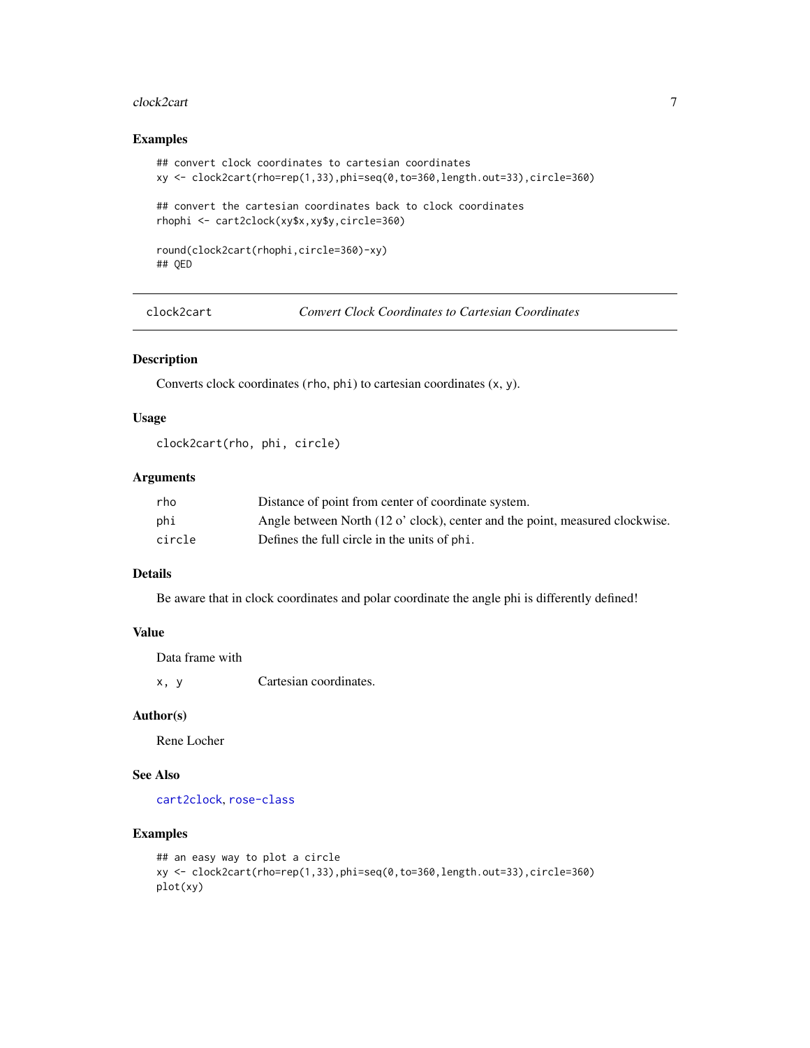### Examples

```
## convert clock coordinates to cartesian coordinates
xy <- clock2cart(rho=rep(1,33),phi=seq(0,to=360,length.out=33),circle=360)

## convert the cartesian coordinates back to clock coordinates
rhophi <- cart2clock(xy$x,xy$y,circle=360)

round(clock2cart(rhophi,circle=360)-xy)
## QED
```

---

## clock2cart — *Convert Clock Coordinates to Cartesian Coordinates*

### Description

Converts clock coordinates (`rho`, `phi`) to cartesian coordinates (`x`, `y`).

### Usage

```
clock2cart(rho, phi, circle)
```

### Arguments

| | |
|---|---|
| `rho` | Distance of point from center of coordinate system. |
| `phi` | Angle between North (12 o' clock), center and the point, measured clockwise. |
| `circle` | Defines the full circle in the units of `phi`. |

### Details

Be aware that in clock coordinates and polar coordinate the angle phi is differently defined!

### Value

Data frame with

| | |
|---|---|
| `x, y` | Cartesian coordinates. |

### Author(s)

Rene Locher

### See Also

`cart2clock`, `rose-class`

### Examples

```
## an easy way to plot a circle
xy <- clock2cart(rho=rep(1,33),phi=seq(0,to=360,length.out=33),circle=360)
plot(xy)
```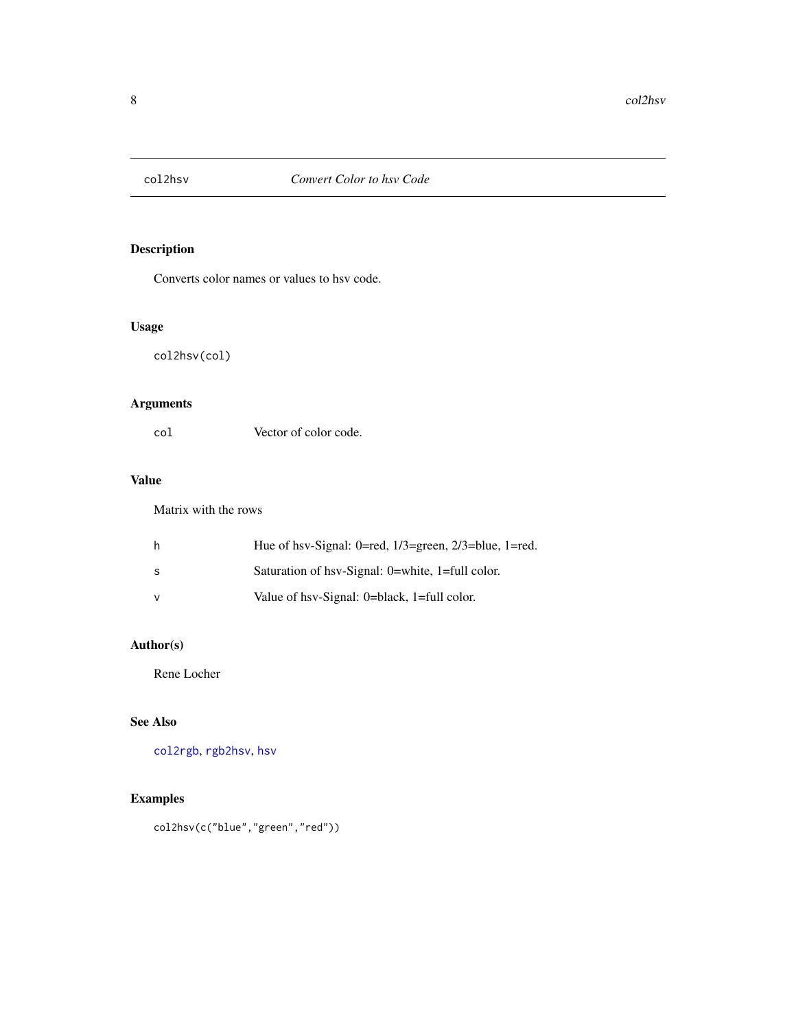## col2hsv — *Convert Color to hsv Code*

### Description

Converts color names or values to hsv code.

### Usage

```
col2hsv(col)
```

### Arguments

| | |
|---|---|
| `col` | Vector of color code. |

### Value

Matrix with the rows

| | |
|---|---|
| `h` | Hue of hsv-Signal: 0=red, 1/3=green, 2/3=blue, 1=red. |
| `s` | Saturation of hsv-Signal: 0=white, 1=full color. |
| `v` | Value of hsv-Signal: 0=black, 1=full color. |

### Author(s)

Rene Locher

### See Also

`col2rgb`, `rgb2hsv`, `hsv`

### Examples

```
col2hsv(c("blue","green","red"))
```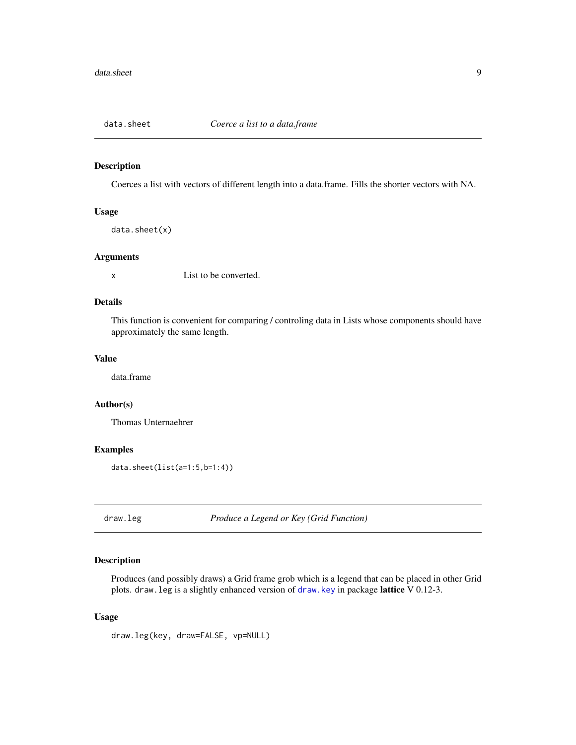## data.sheet — *Coerce a list to a data.frame*

### Description

Coerces a list with vectors of different length into a data.frame. Fills the shorter vectors with NA.

### Usage

```
data.sheet(x)
```

### Arguments

| | |
|---|---|
| x | List to be converted. |

### Details

This function is convenient for comparing / controling data in Lists whose components should have approximately the same length.

### Value

data.frame

### Author(s)

Thomas Unternaehrer

### Examples

```
data.sheet(list(a=1:5,b=1:4))
```

## draw.leg — *Produce a Legend or Key (Grid Function)*

### Description

Produces (and possibly draws) a Grid frame grob which is a legend that can be placed in other Grid plots. `draw.leg` is a slightly enhanced version of `draw.key` in package **lattice** V 0.12-3.

### Usage

```
draw.leg(key, draw=FALSE, vp=NULL)
```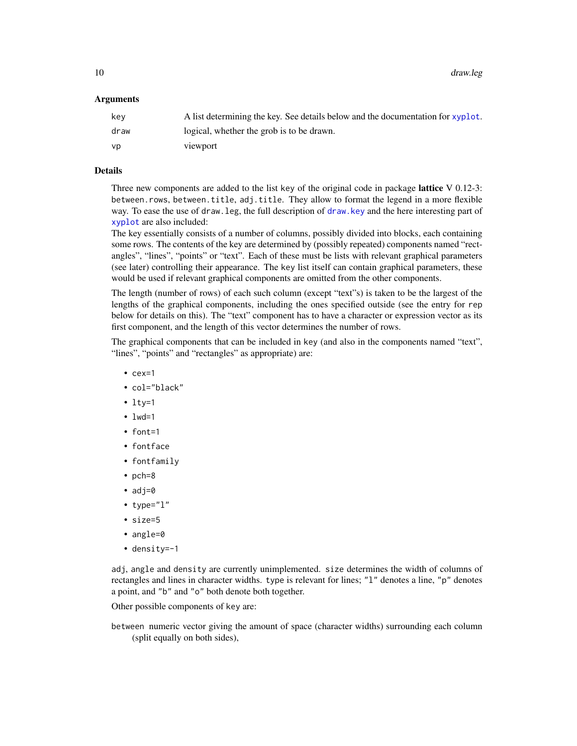### Arguments

| | |
|---|---|
| `key` | A list determining the key. See details below and the documentation for `xyplot`. |
| `draw` | logical, whether the grob is to be drawn. |
| `vp` | viewport |

### Details

Three new components are added to the list key of the original code in package **lattice** V 0.12-3: `between.rows`, `between.title`, `adj.title`. They allow to format the legend in a more flexible way. To ease the use of `draw.leg`, the full description of `draw.key` and the here interesting part of `xyplot` are also included:

The key essentially consists of a number of columns, possibly divided into blocks, each containing some rows. The contents of the key are determined by (possibly repeated) components named "rectangles", "lines", "points" or "text". Each of these must be lists with relevant graphical parameters (see later) controlling their appearance. The key list itself can contain graphical parameters, these would be used if relevant graphical components are omitted from the other components.

The length (number of rows) of each such column (except "text"s) is taken to be the largest of the lengths of the graphical components, including the ones specified outside (see the entry for `rep` below for details on this). The "text" component has to have a character or expression vector as its first component, and the length of this vector determines the number of rows.

The graphical components that can be included in key (and also in the components named "text", "lines", "points" and "rectangles" as appropriate) are:

- `cex=1`
- `col="black"`
- `lty=1`
- `lwd=1`
- `font=1`
- `fontface`
- `fontfamily`
- `pch=8`
- `adj=0`
- `type="l"`
- `size=5`
- `angle=0`
- `density=-1`

`adj`, `angle` and `density` are currently unimplemented. `size` determines the width of columns of rectangles and lines in character widths. `type` is relevant for lines; `"l"` denotes a line, `"p"` denotes a point, and `"b"` and `"o"` both denote both together.

Other possible components of key are:

`between` numeric vector giving the amount of space (character widths) surrounding each column (split equally on both sides),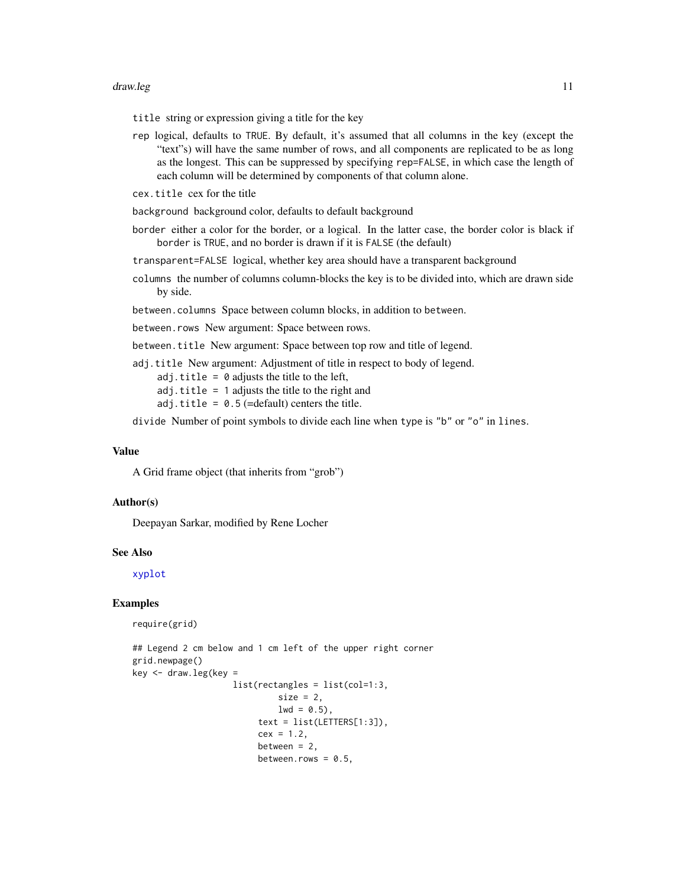title string or expression giving a title for the key

rep logical, defaults to TRUE. By default, it's assumed that all columns in the key (except the "text"s) will have the same number of rows, and all components are replicated to be as long as the longest. This can be suppressed by specifying rep=FALSE, in which case the length of each column will be determined by components of that column alone.

cex.title cex for the title

background background color, defaults to default background

border either a color for the border, or a logical. In the latter case, the border color is black if border is TRUE, and no border is drawn if it is FALSE (the default)

transparent=FALSE logical, whether key area should have a transparent background

columns the number of columns column-blocks the key is to be divided into, which are drawn side by side.

between.columns Space between column blocks, in addition to between.

between.rows New argument: Space between rows.

between.title New argument: Space between top row and title of legend.

adj.title New argument: Adjustment of title in respect to body of legend.
adj.title = 0 adjusts the title to the left,
adj.title = 1 adjusts the title to the right and
adj.title = 0.5 (=default) centers the title.

divide Number of point symbols to divide each line when type is "b" or "o" in lines.

### Value

A Grid frame object (that inherits from "grob")

### Author(s)

Deepayan Sarkar, modified by Rene Locher

### See Also

xyplot

### Examples

```
require(grid)

## Legend 2 cm below and 1 cm left of the upper right corner
grid.newpage()
key <- draw.leg(key =
                    list(rectangles = list(col=1:3,
                             size = 2,
                             lwd = 0.5),
                         text = list(LETTERS[1:3]),
                         cex = 1.2,
                         between = 2,
                         between.rows = 0.5,
```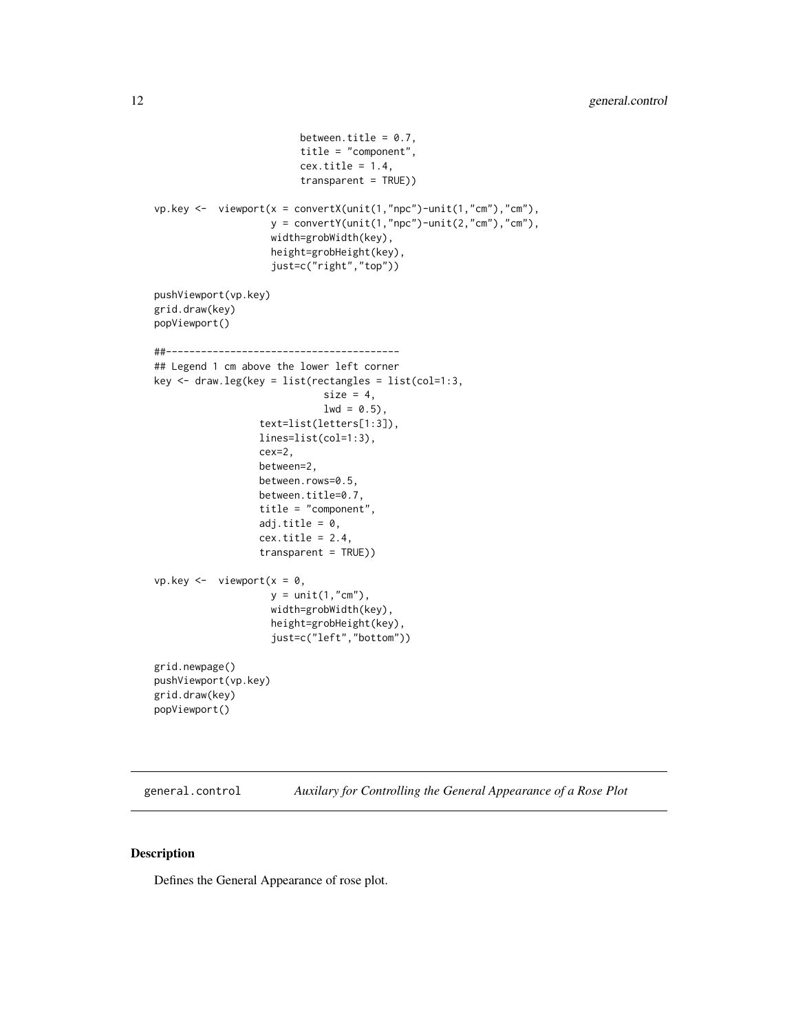```
                        between.title = 0.7,
                        title = "component",
                        cex.title = 1.4,
                        transparent = TRUE))

vp.key <-  viewport(x = convertX(unit(1,"npc")-unit(1,"cm"),"cm"),
                    y = convertY(unit(1,"npc")-unit(2,"cm"),"cm"),
                    width=grobWidth(key),
                    height=grobHeight(key),
                    just=c("right","top"))

pushViewport(vp.key)
grid.draw(key)
popViewport()

##---------------------------------------
## Legend 1 cm above the lower left corner
key <- draw.leg(key = list(rectangles = list(col=1:3,
                           size = 4,
                           lwd = 0.5),
                  text=list(letters[1:3]),
                  lines=list(col=1:3),
                  cex=2,
                  between=2,
                  between.rows=0.5,
                  between.title=0.7,
                  title = "component",
                  adj.title = 0,
                  cex.title = 2.4,
                  transparent = TRUE))

vp.key <-  viewport(x = 0,
                    y = unit(1,"cm"),
                    width=grobWidth(key),
                    height=grobHeight(key),
                    just=c("left","bottom"))

grid.newpage()
pushViewport(vp.key)
grid.draw(key)
popViewport()
```

---

## general.control — *Auxilary for Controlling the General Appearance of a Rose Plot*

### Description

Defines the General Appearance of rose plot.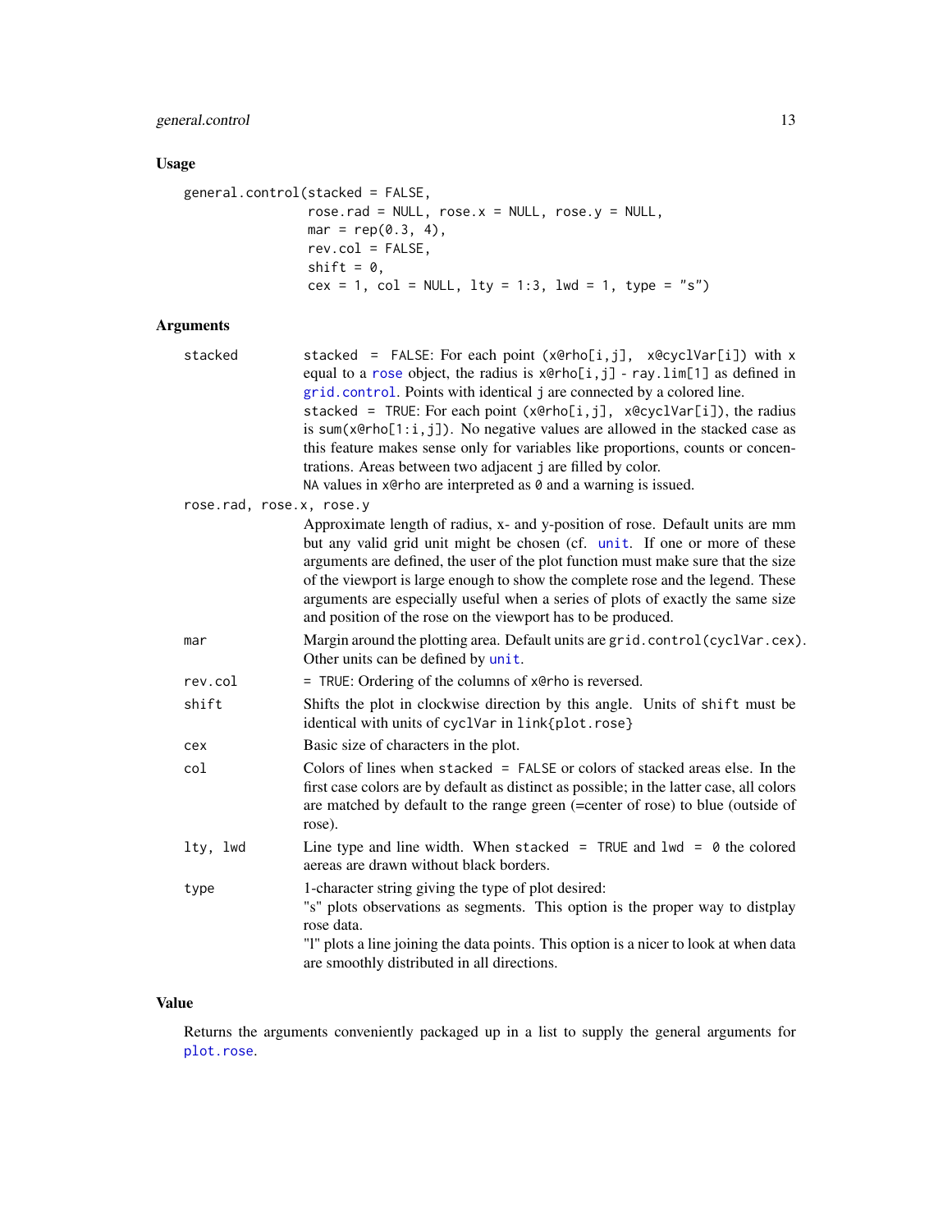## Usage

```
general.control(stacked = FALSE,
                rose.rad = NULL, rose.x = NULL, rose.y = NULL,
                mar = rep(0.3, 4),
                rev.col = FALSE,
                shift = 0,
                cex = 1, col = NULL, lty = 1:3, lwd = 1, type = "s")
```

## Arguments

**stacked**
: `stacked = FALSE`: For each point `(x@rho[i,j], x@cyclVar[i])` with x equal to a `rose` object, the radius is `x@rho[i,j] - ray.lim[1]` as defined in `grid.control`. Points with identical j are connected by a colored line.
`stacked = TRUE`: For each point `(x@rho[i,j], x@cyclVar[i])`, the radius is `sum(x@rho[1:i,j])`. No negative values are allowed in the stacked case as this feature makes sense only for variables like proportions, counts or concentrations. Areas between two adjacent j are filled by color.
`NA` values in `x@rho` are interpreted as `0` and a warning is issued.

**rose.rad, rose.x, rose.y**
: Approximate length of radius, x- and y-position of rose. Default units are mm but any valid grid unit might be chosen (cf. `unit`. If one or more of these arguments are defined, the user of the plot function must make sure that the size of the viewport is large enough to show the complete rose and the legend. These arguments are especially useful when a series of plots of exactly the same size and position of the rose on the viewport has to be produced.

**mar**
: Margin around the plotting area. Default units are `grid.control(cyclVar.cex)`. Other units can be defined by `unit`.

**rev.col**
: `= TRUE`: Ordering of the columns of `x@rho` is reversed.

**shift**
: Shifts the plot in clockwise direction by this angle. Units of `shift` must be identical with units of `cyclVar` in `link{plot.rose}`

**cex**
: Basic size of characters in the plot.

**col**
: Colors of lines when `stacked = FALSE` or colors of stacked areas else. In the first case colors are by default as distinct as possible; in the latter case, all colors are matched by default to the range green (=center of rose) to blue (outside of rose).

**lty, lwd**
: Line type and line width. When `stacked = TRUE` and `lwd = 0` the colored aereas are drawn without black borders.

**type**
: 1-character string giving the type of plot desired:
"s" plots observations as segments. This option is the proper way to distplay rose data.
"l" plots a line joining the data points. This option is a nicer to look at when data are smoothly distributed in all directions.

## Value

Returns the arguments conveniently packaged up in a list to supply the general arguments for `plot.rose`.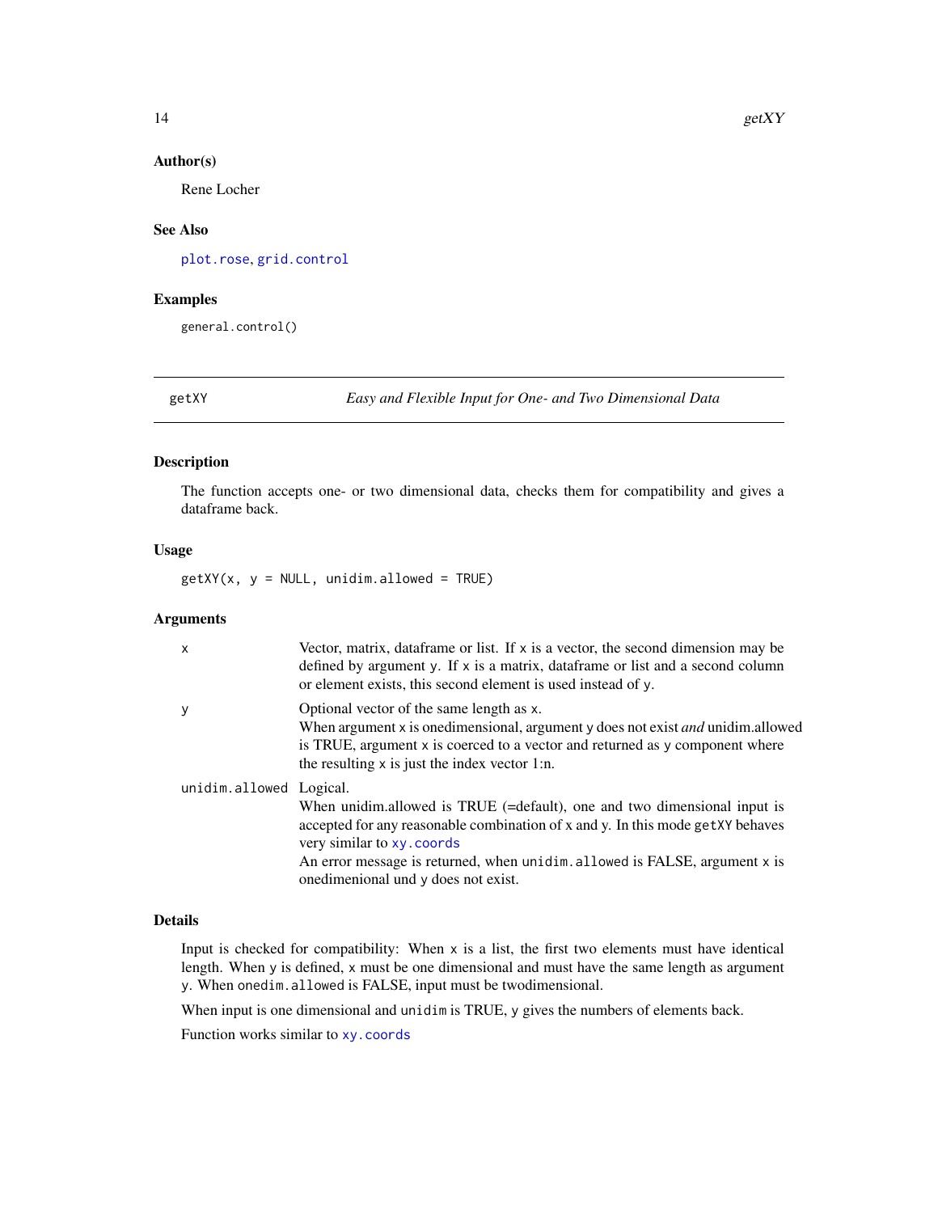## Author(s)

Rene Locher

## See Also

plot.rose, grid.control

## Examples

```
general.control()
```

---

**getXY** — *Easy and Flexible Input for One- and Two Dimensional Data*

---

## Description

The function accepts one- or two dimensional data, checks them for compatibility and gives a dataframe back.

## Usage

```
getXY(x, y = NULL, unidim.allowed = TRUE)
```

## Arguments

| | |
|---|---|
| `x` | Vector, matrix, dataframe or list. If `x` is a vector, the second dimension may be defined by argument `y`. If `x` is a matrix, dataframe or list and a second column or element exists, this second element is used instead of `y`. |
| `y` | Optional vector of the same length as `x`. When argument `x` is onedimensional, argument `y` does not exist *and* unidim.allowed is TRUE, argument `x` is coerced to a vector and returned as `y` component where the resulting `x` is just the index vector 1:n. |
| `unidim.allowed` | Logical. When unidim.allowed is TRUE (=default), one and two dimensional input is accepted for any reasonable combination of `x` and `y`. In this mode `getXY` behaves very similar to `xy.coords` An error message is returned, when `unidim.allowed` is FALSE, argument `x` is onedimenional und `y` does not exist. |

## Details

Input is checked for compatibility: When `x` is a list, the first two elements must have identical length. When `y` is defined, `x` must be one dimensional and must have the same length as argument `y`. When `onedim.allowed` is FALSE, input must be twodimensional.

When input is one dimensional and `unidim` is TRUE, `y` gives the numbers of elements back.

Function works similar to `xy.coords`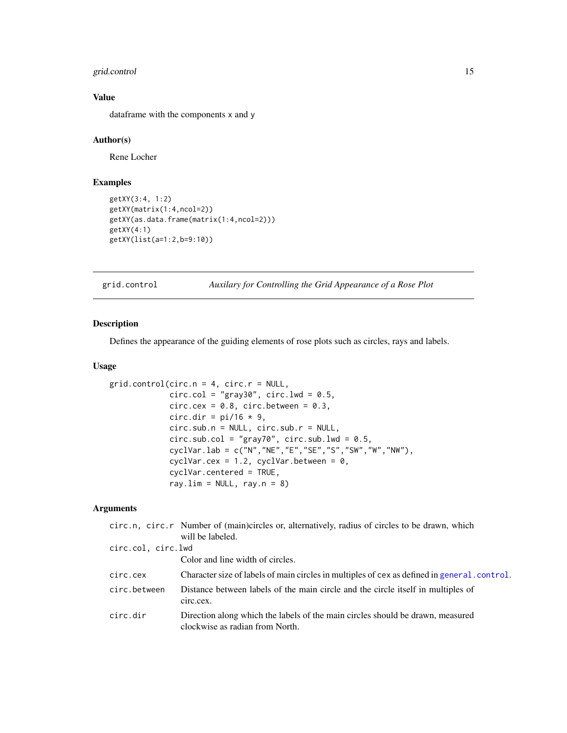### Value

dataframe with the components x and y

### Author(s)

Rene Locher

### Examples

```
getXY(3:4, 1:2)
getXY(matrix(1:4,ncol=2))
getXY(as.data.frame(matrix(1:4,ncol=2)))
getXY(4:1)
getXY(list(a=1:2,b=9:10))
```

---

## grid.control    *Auxilary for Controlling the Grid Appearance of a Rose Plot*

### Description

Defines the appearance of the guiding elements of rose plots such as circles, rays and labels.

### Usage

```
grid.control(circ.n = 4, circ.r = NULL,
             circ.col = "gray30", circ.lwd = 0.5,
             circ.cex = 0.8, circ.between = 0.3,
             circ.dir = pi/16 * 9,
             circ.sub.n = NULL, circ.sub.r = NULL,
             circ.sub.col = "gray70", circ.sub.lwd = 0.5,
             cyclVar.lab = c("N","NE","E","SE","S","SW","W","NW"),
             cyclVar.cex = 1.2, cyclVar.between = 0,
             cyclVar.centered = TRUE,
             ray.lim = NULL, ray.n = 8)
```

### Arguments

| | |
|---|---|
| `circ.n, circ.r` | Number of (main)circles or, alternatively, radius of circles to be drawn, which will be labeled. |
| `circ.col, circ.lwd` | Color and line width of circles. |
| `circ.cex` | Character size of labels of main circles in multiples of `cex` as defined in `general.control`. |
| `circ.between` | Distance between labels of the main circle and the circle itself in multiples of circ.cex. |
| `circ.dir` | Direction along which the labels of the main circles should be drawn, measured clockwise as radian from North. |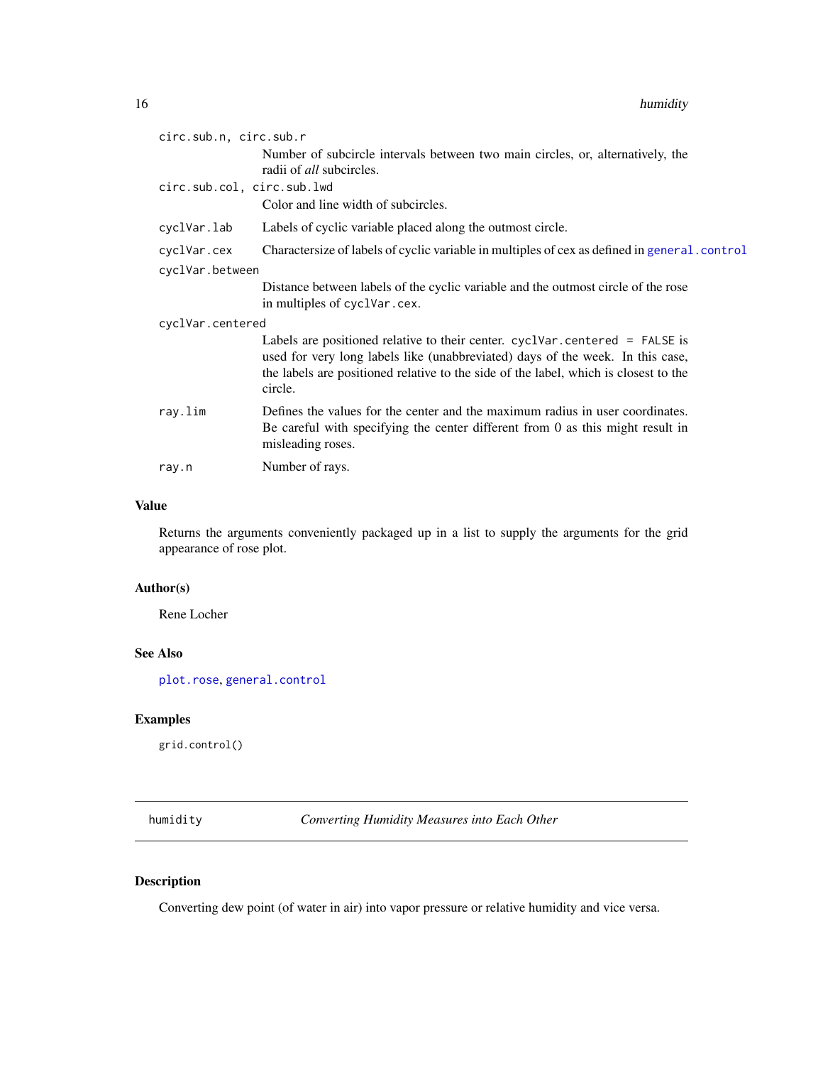circ.sub.n, circ.sub.r
: Number of subcircle intervals between two main circles, or, alternatively, the radii of *all* subcircles.

circ.sub.col, circ.sub.lwd
: Color and line width of subcircles.

cyclVar.lab
: Labels of cyclic variable placed along the outmost circle.

cyclVar.cex
: Charactersize of labels of cyclic variable in multiples of cex as defined in `general.control`

cyclVar.between
: Distance between labels of the cyclic variable and the outmost circle of the rose in multiples of `cyclVar.cex`.

cyclVar.centered
: Labels are positioned relative to their center. `cyclVar.centered = FALSE` is used for very long labels like (unabbreviated) days of the week. In this case, the labels are positioned relative to the side of the label, which is closest to the circle.

ray.lim
: Defines the values for the center and the maximum radius in user coordinates. Be careful with specifying the center different from 0 as this might result in misleading roses.

ray.n
: Number of rays.

## Value

Returns the arguments conveniently packaged up in a list to supply the arguments for the grid appearance of rose plot.

## Author(s)

Rene Locher

## See Also

`plot.rose`, `general.control`

## Examples

```
grid.control()
```

---

# humidity — *Converting Humidity Measures into Each Other*

## Description

Converting dew point (of water in air) into vapor pressure or relative humidity and vice versa.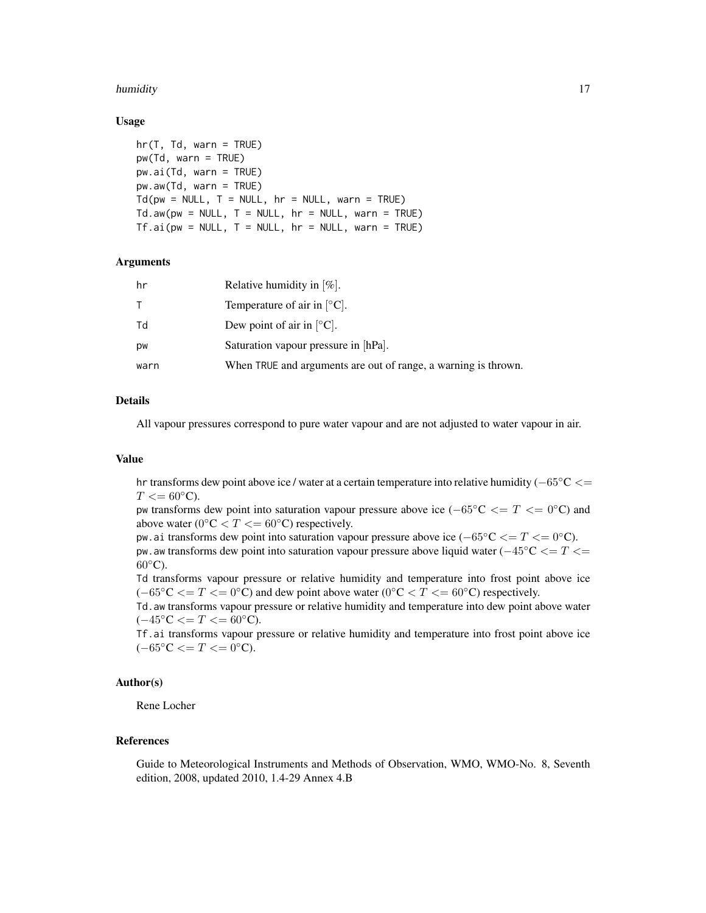## Usage

```
hr(T, Td, warn = TRUE)
pw(Td, warn = TRUE)
pw.ai(Td, warn = TRUE)
pw.aw(Td, warn = TRUE)
Td(pw = NULL, T = NULL, hr = NULL, warn = TRUE)
Td.aw(pw = NULL, T = NULL, hr = NULL, warn = TRUE)
Tf.ai(pw = NULL, T = NULL, hr = NULL, warn = TRUE)
```

## Arguments

| | |
|---|---|
| hr | Relative humidity in [%]. |
| T | Temperature of air in [°C]. |
| Td | Dew point of air in [°C]. |
| pw | Saturation vapour pressure in [hPa]. |
| warn | When TRUE and arguments are out of range, a warning is thrown. |

## Details

All vapour pressures correspond to pure water vapour and are not adjusted to water vapour in air.

## Value

hr transforms dew point above ice / water at a certain temperature into relative humidity ($-65°\text{C} <= T <= 60°\text{C}$).

pw transforms dew point into saturation vapour pressure above ice ($-65°\text{C} <= T <= 0°\text{C}$) and above water ($0°\text{C} < T <= 60°\text{C}$) respectively.

pw.ai transforms dew point into saturation vapour pressure above ice ($-65°\text{C} <= T <= 0°\text{C}$).

pw.aw transforms dew point into saturation vapour pressure above liquid water ($-45°\text{C} <= T <= 60°\text{C}$).

Td transforms vapour pressure or relative humidity and temperature into frost point above ice ($-65°\text{C} <= T <= 0°\text{C}$) and dew point above water ($0°\text{C} < T <= 60°\text{C}$) respectively.

Td.aw transforms vapour pressure or relative humidity and temperature into dew point above water ($-45°\text{C} <= T <= 60°\text{C}$).

Tf.ai transforms vapour pressure or relative humidity and temperature into frost point above ice ($-65°\text{C} <= T <= 0°\text{C}$).

## Author(s)

Rene Locher

## References

Guide to Meteorological Instruments and Methods of Observation, WMO, WMO-No. 8, Seventh edition, 2008, updated 2010, 1.4-29 Annex 4.B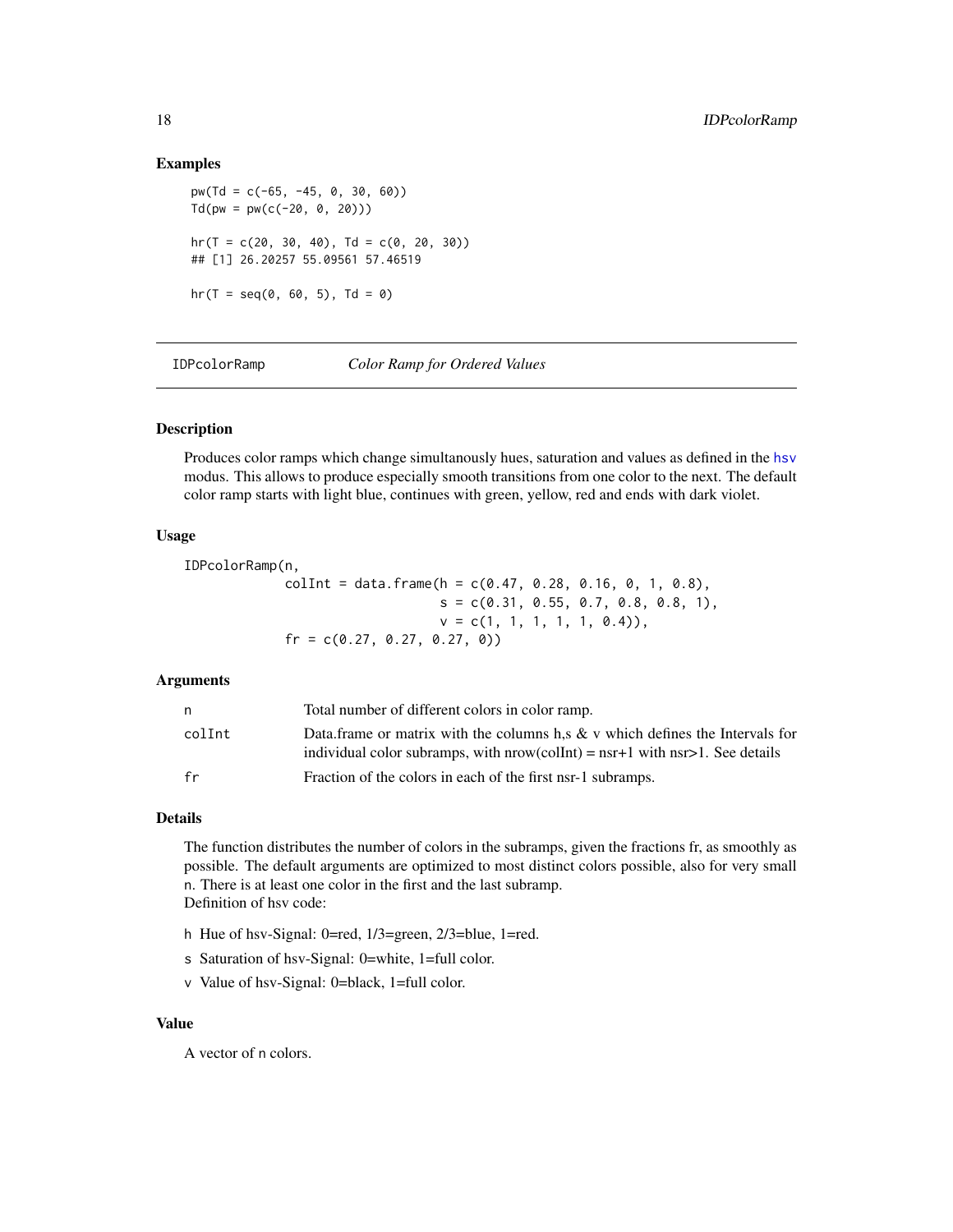### Examples

```
pw(Td = c(-65, -45, 0, 30, 60))
Td(pw = pw(c(-20, 0, 20)))

hr(T = c(20, 30, 40), Td = c(0, 20, 30))
## [1] 26.20257 55.09561 57.46519

hr(T = seq(0, 60, 5), Td = 0)
```

---

## IDPcolorRamp — *Color Ramp for Ordered Values*

### Description

Produces color ramps which change simultanously hues, saturation and values as defined in the `hsv` modus. This allows to produce especially smooth transitions from one color to the next. The default color ramp starts with light blue, continues with green, yellow, red and ends with dark violet.

### Usage

```
IDPcolorRamp(n,
             colInt = data.frame(h = c(0.47, 0.28, 0.16, 0, 1, 0.8),
                                 s = c(0.31, 0.55, 0.7, 0.8, 0.8, 1),
                                 v = c(1, 1, 1, 1, 1, 0.4)),
             fr = c(0.27, 0.27, 0.27, 0))
```

### Arguments

| | |
|---|---|
| `n` | Total number of different colors in color ramp. |
| `colInt` | Data.frame or matrix with the columns h,s & v which defines the Intervals for individual color subramps, with nrow(colInt) = nsr+1 with nsr>1. See details |
| `fr` | Fraction of the colors in each of the first nsr-1 subramps. |

### Details

The function distributes the number of colors in the subramps, given the fractions fr, as smoothly as possible. The default arguments are optimized to most distinct colors possible, also for very small `n`. There is at least one color in the first and the last subramp.
Definition of hsv code:

- `h` Hue of hsv-Signal: 0=red, 1/3=green, 2/3=blue, 1=red.
- `s` Saturation of hsv-Signal: 0=white, 1=full color.
- `v` Value of hsv-Signal: 0=black, 1=full color.

### Value

A vector of `n` colors.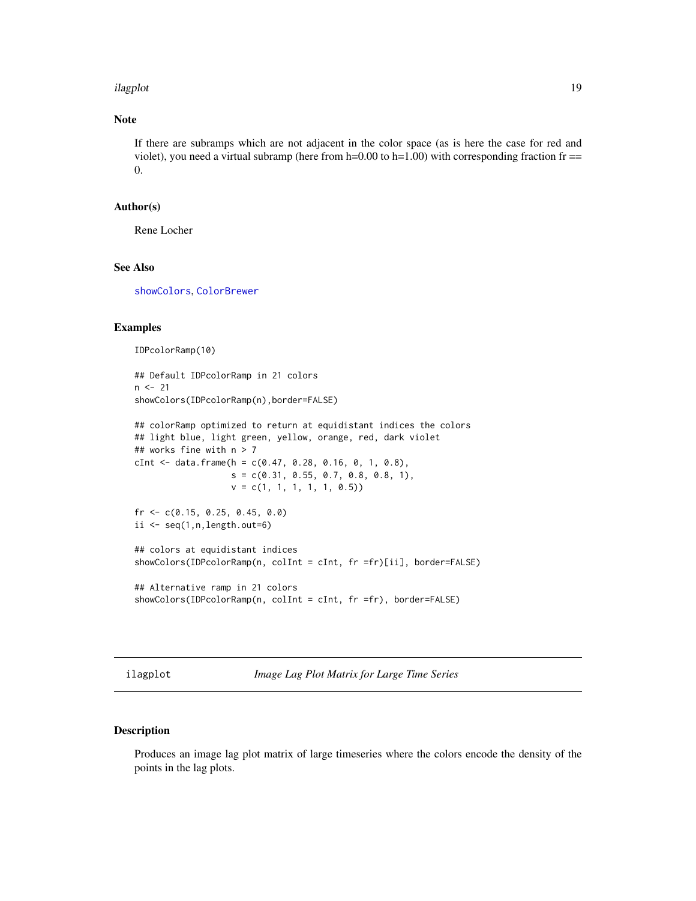## Note

If there are subramps which are not adjacent in the color space (as is here the case for red and violet), you need a virtual subramp (here from h=0.00 to h=1.00) with corresponding fraction fr == 0.

## Author(s)

Rene Locher

## See Also

showColors, ColorBrewer

## Examples

```
IDPcolorRamp(10)

## Default IDPcolorRamp in 21 colors
n <- 21
showColors(IDPcolorRamp(n),border=FALSE)

## colorRamp optimized to return at equidistant indices the colors
## light blue, light green, yellow, orange, red, dark violet
## works fine with n > 7
cInt <- data.frame(h = c(0.47, 0.28, 0.16, 0, 1, 0.8),
                   s = c(0.31, 0.55, 0.7, 0.8, 0.8, 1),
                   v = c(1, 1, 1, 1, 1, 0.5))

fr <- c(0.15, 0.25, 0.45, 0.0)
ii <- seq(1,n,length.out=6)

## colors at equidistant indices
showColors(IDPcolorRamp(n, colInt = cInt, fr =fr)[ii], border=FALSE)

## Alternative ramp in 21 colors
showColors(IDPcolorRamp(n, colInt = cInt, fr =fr), border=FALSE)
```

---

# ilagplot — *Image Lag Plot Matrix for Large Time Series*

## Description

Produces an image lag plot matrix of large timeseries where the colors encode the density of the points in the lag plots.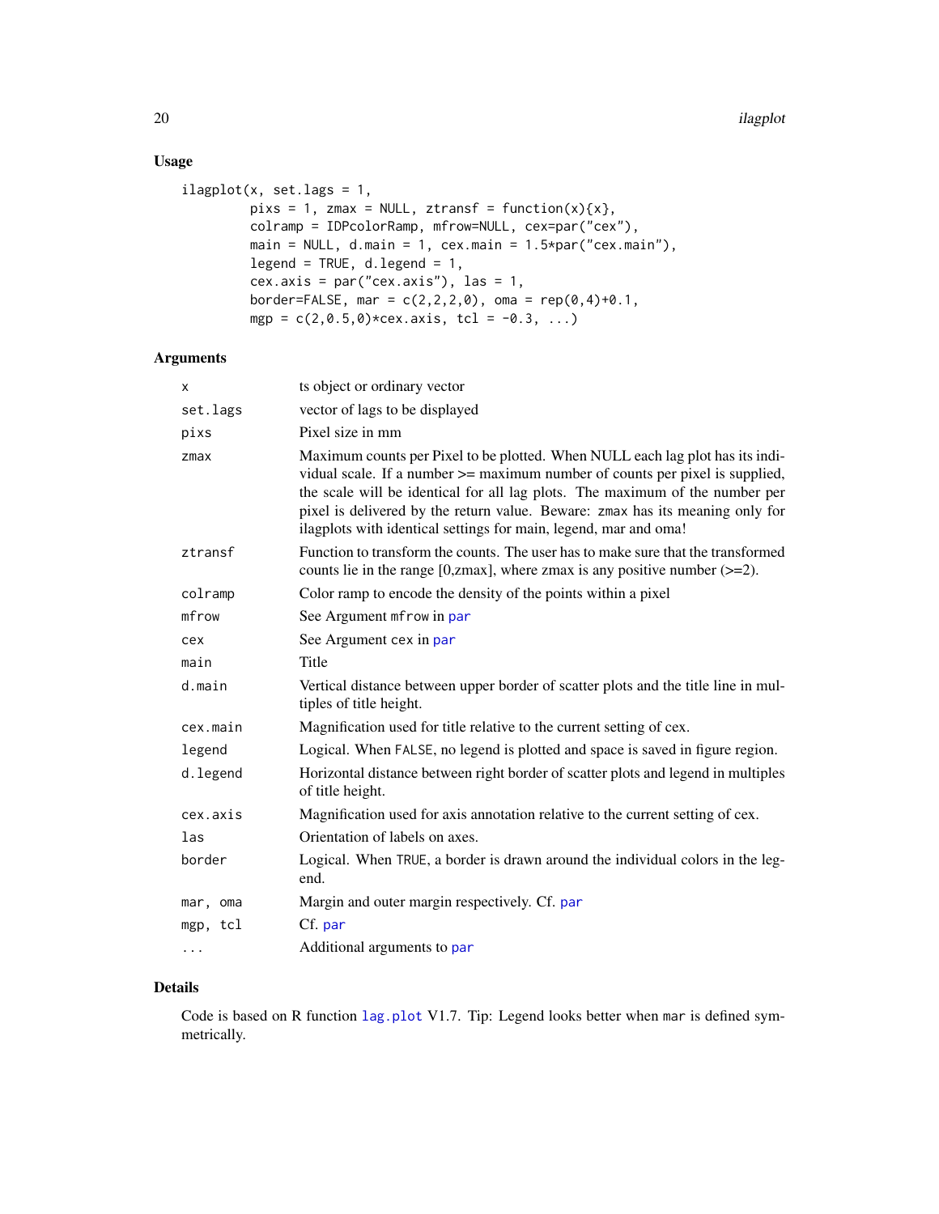## Usage

```
ilagplot(x, set.lags = 1,
         pixs = 1, zmax = NULL, ztransf = function(x){x},
         colramp = IDPcolorRamp, mfrow=NULL, cex=par("cex"),
         main = NULL, d.main = 1, cex.main = 1.5*par("cex.main"),
         legend = TRUE, d.legend = 1,
         cex.axis = par("cex.axis"), las = 1,
         border=FALSE, mar = c(2,2,2,0), oma = rep(0,4)+0.1,
         mgp = c(2,0.5,0)*cex.axis, tcl = -0.3, ...)
```

## Arguments

| | |
|---|---|
| `x` | ts object or ordinary vector |
| `set.lags` | vector of lags to be displayed |
| `pixs` | Pixel size in mm |
| `zmax` | Maximum counts per Pixel to be plotted. When NULL each lag plot has its individual scale. If a number >= maximum number of counts per pixel is supplied, the scale will be identical for all lag plots. The maximum of the number per pixel is delivered by the return value. Beware: `zmax` has its meaning only for ilagplots with identical settings for main, legend, mar and oma! |
| `ztransf` | Function to transform the counts. The user has to make sure that the transformed counts lie in the range [0,zmax], where zmax is any positive number (>=2). |
| `colramp` | Color ramp to encode the density of the points within a pixel |
| `mfrow` | See Argument `mfrow` in `par` |
| `cex` | See Argument cex in `par` |
| `main` | Title |
| `d.main` | Vertical distance between upper border of scatter plots and the title line in multiples of title height. |
| `cex.main` | Magnification used for title relative to the current setting of cex. |
| `legend` | Logical. When `FALSE`, no legend is plotted and space is saved in figure region. |
| `d.legend` | Horizontal distance between right border of scatter plots and legend in multiples of title height. |
| `cex.axis` | Magnification used for axis annotation relative to the current setting of cex. |
| `las` | Orientation of labels on axes. |
| `border` | Logical. When `TRUE`, a border is drawn around the individual colors in the legend. |
| `mar, oma` | Margin and outer margin respectively. Cf. `par` |
| `mgp, tcl` | Cf. `par` |
| `...` | Additional arguments to `par` |

## Details

Code is based on R function `lag.plot` V1.7. Tip: Legend looks better when `mar` is defined symmetrically.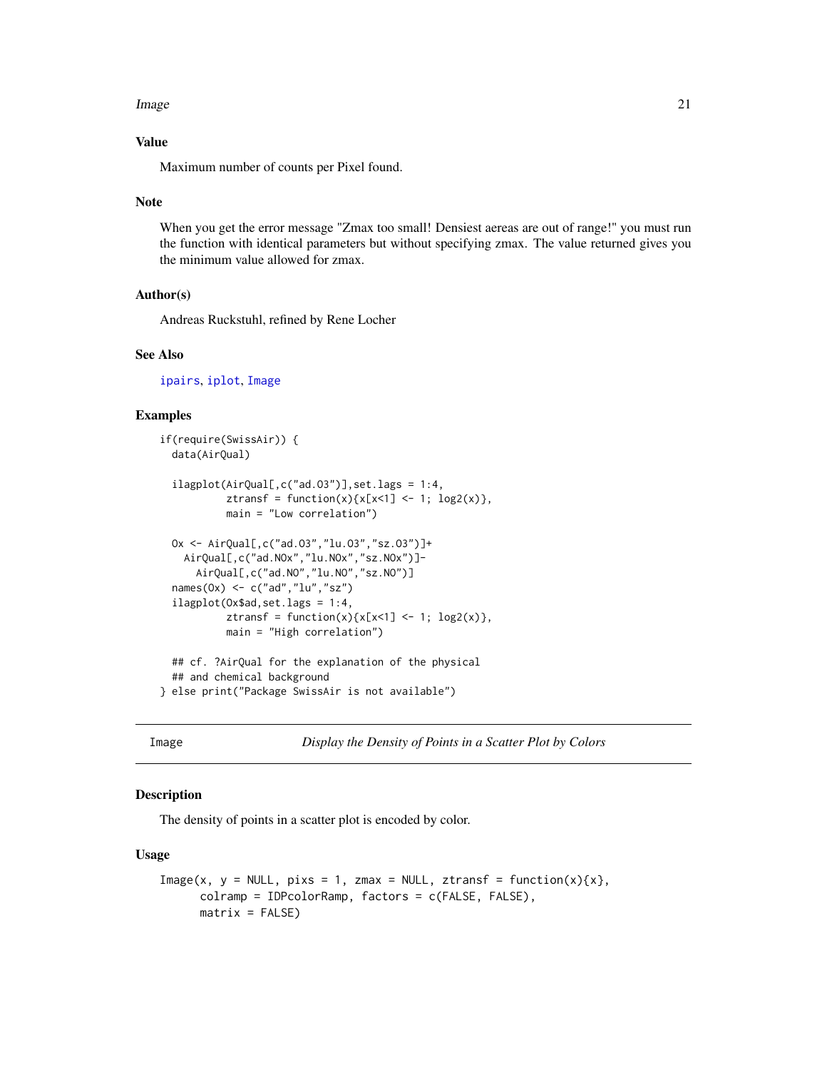### Value

Maximum number of counts per Pixel found.

### Note

When you get the error message "Zmax too small! Densiest aereas are out of range!" you must run the function with identical parameters but without specifying zmax. The value returned gives you the minimum value allowed for zmax.

### Author(s)

Andreas Ruckstuhl, refined by Rene Locher

### See Also

ipairs, iplot, Image

### Examples

```
if(require(SwissAir)) {
  data(AirQual)

  ilagplot(AirQual[,c("ad.O3")],set.lags = 1:4,
           ztransf = function(x){x[x<1] <- 1; log2(x)},
           main = "Low correlation")

  Ox <- AirQual[,c("ad.O3","lu.O3","sz.O3")]+
    AirQual[,c("ad.NOx","lu.NOx","sz.NOx")]-
      AirQual[,c("ad.NO","lu.NO","sz.NO")]
  names(Ox) <- c("ad","lu","sz")
  ilagplot(Ox$ad,set.lags = 1:4,
           ztransf = function(x){x[x<1] <- 1; log2(x)},
           main = "High correlation")

  ## cf. ?AirQual for the explanation of the physical
  ## and chemical background
} else print("Package SwissAir is not available")
```

---

## Image — *Display the Density of Points in a Scatter Plot by Colors*

---

### Description

The density of points in a scatter plot is encoded by color.

### Usage

```
Image(x, y = NULL, pixs = 1, zmax = NULL, ztransf = function(x){x},
      colramp = IDPcolorRamp, factors = c(FALSE, FALSE),
      matrix = FALSE)
```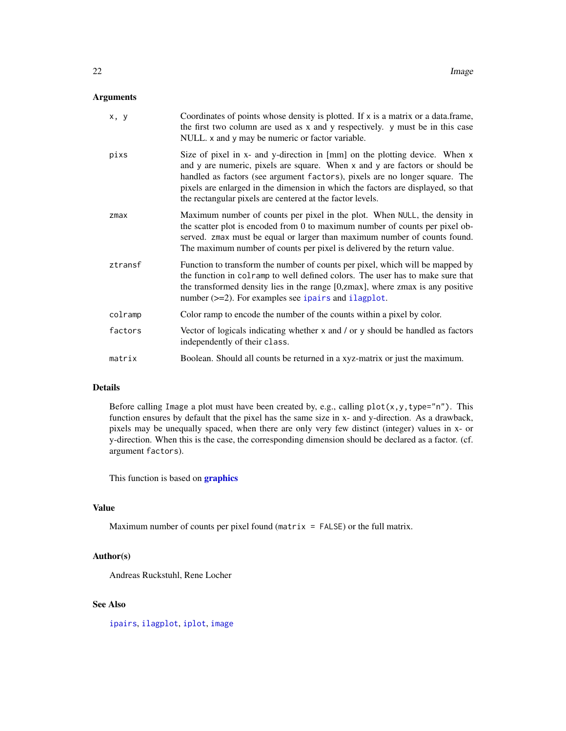## Arguments

| | |
|---|---|
| `x, y` | Coordinates of points whose density is plotted. If `x` is a matrix or a data.frame, the first two column are used as `x` and `y` respectively. `y` must be in this case NULL. `x` and `y` may be numeric or factor variable. |
| `pixs` | Size of pixel in x- and y-direction in [mm] on the plotting device. When `x` and `y` are numeric, pixels are square. When `x` and `y` are factors or should be handled as factors (see argument `factors`), pixels are no longer square. The pixels are enlarged in the dimension in which the factors are displayed, so that the rectangular pixels are centered at the factor levels. |
| `zmax` | Maximum number of counts per pixel in the plot. When `NULL`, the density in the scatter plot is encoded from 0 to maximum number of counts per pixel observed. `zmax` must be equal or larger than maximum number of counts found. The maximum number of counts per pixel is delivered by the return value. |
| `ztransf` | Function to transform the number of counts per pixel, which will be mapped by the function in `colramp` to well defined colors. The user has to make sure that the transformed density lies in the range [0,zmax], where zmax is any positive number (>=2). For examples see `ipairs` and `ilagplot`. |
| `colramp` | Color ramp to encode the number of the counts within a pixel by color. |
| `factors` | Vector of logicals indicating whether `x` and / or `y` should be handled as factors independently of their `class`. |
| `matrix` | Boolean. Should all counts be returned in a xyz-matrix or just the maximum. |

## Details

Before calling `Image` a plot must have been created by, e.g., calling `plot(x,y,type="n")`. This function ensures by default that the pixel has the same size in x- and y-direction. As a drawback, pixels may be unequally spaced, when there are only very few distinct (integer) values in x- or y-direction. When this is the case, the corresponding dimension should be declared as a factor. (cf. argument `factors`).

This function is based on **graphics**

## Value

Maximum number of counts per pixel found (`matrix = FALSE`) or the full matrix.

## Author(s)

Andreas Ruckstuhl, Rene Locher

## See Also

`ipairs`, `ilagplot`, `iplot`, `image`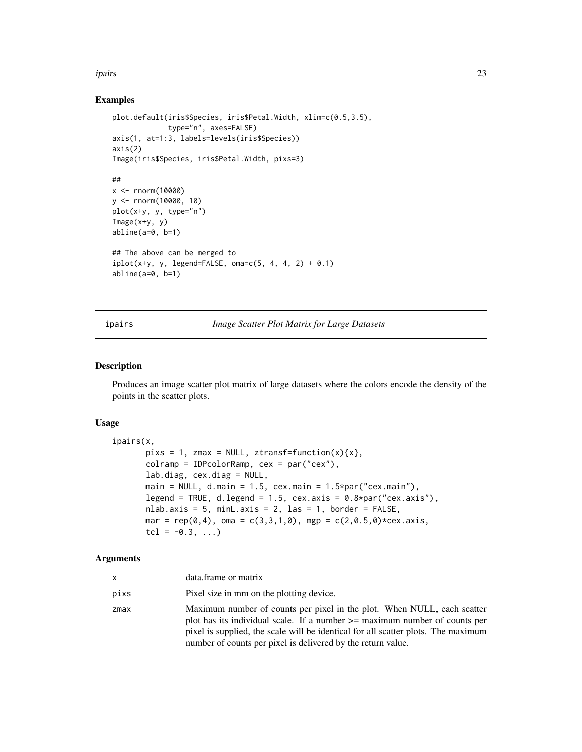## Examples

```
plot.default(iris$Species, iris$Petal.Width, xlim=c(0.5,3.5),
             type="n", axes=FALSE)
axis(1, at=1:3, labels=levels(iris$Species))
axis(2)
Image(iris$Species, iris$Petal.Width, pixs=3)

##
x <- rnorm(10000)
y <- rnorm(10000, 10)
plot(x+y, y, type="n")
Image(x+y, y)
abline(a=0, b=1)

## The above can be merged to
iplot(x+y, y, legend=FALSE, oma=c(5, 4, 4, 2) + 0.1)
abline(a=0, b=1)
```

---

# ipairs — *Image Scatter Plot Matrix for Large Datasets*

---

## Description

Produces an image scatter plot matrix of large datasets where the colors encode the density of the points in the scatter plots.

## Usage

```
ipairs(x,
       pixs = 1, zmax = NULL, ztransf=function(x){x},
       colramp = IDPcolorRamp, cex = par("cex"),
       lab.diag, cex.diag = NULL,
       main = NULL, d.main = 1.5, cex.main = 1.5*par("cex.main"),
       legend = TRUE, d.legend = 1.5, cex.axis = 0.8*par("cex.axis"),
       nlab.axis = 5, minL.axis = 2, las = 1, border = FALSE,
       mar = rep(0,4), oma = c(3,3,1,0), mgp = c(2,0.5,0)*cex.axis,
       tcl = -0.3, ...)
```

## Arguments

| | |
|---|---|
| `x` | data.frame or matrix |
| `pixs` | Pixel size in mm on the plotting device. |
| `zmax` | Maximum number of counts per pixel in the plot. When NULL, each scatter plot has its individual scale. If a number >= maximum number of counts per pixel is supplied, the scale will be identical for all scatter plots. The maximum number of counts per pixel is delivered by the return value. |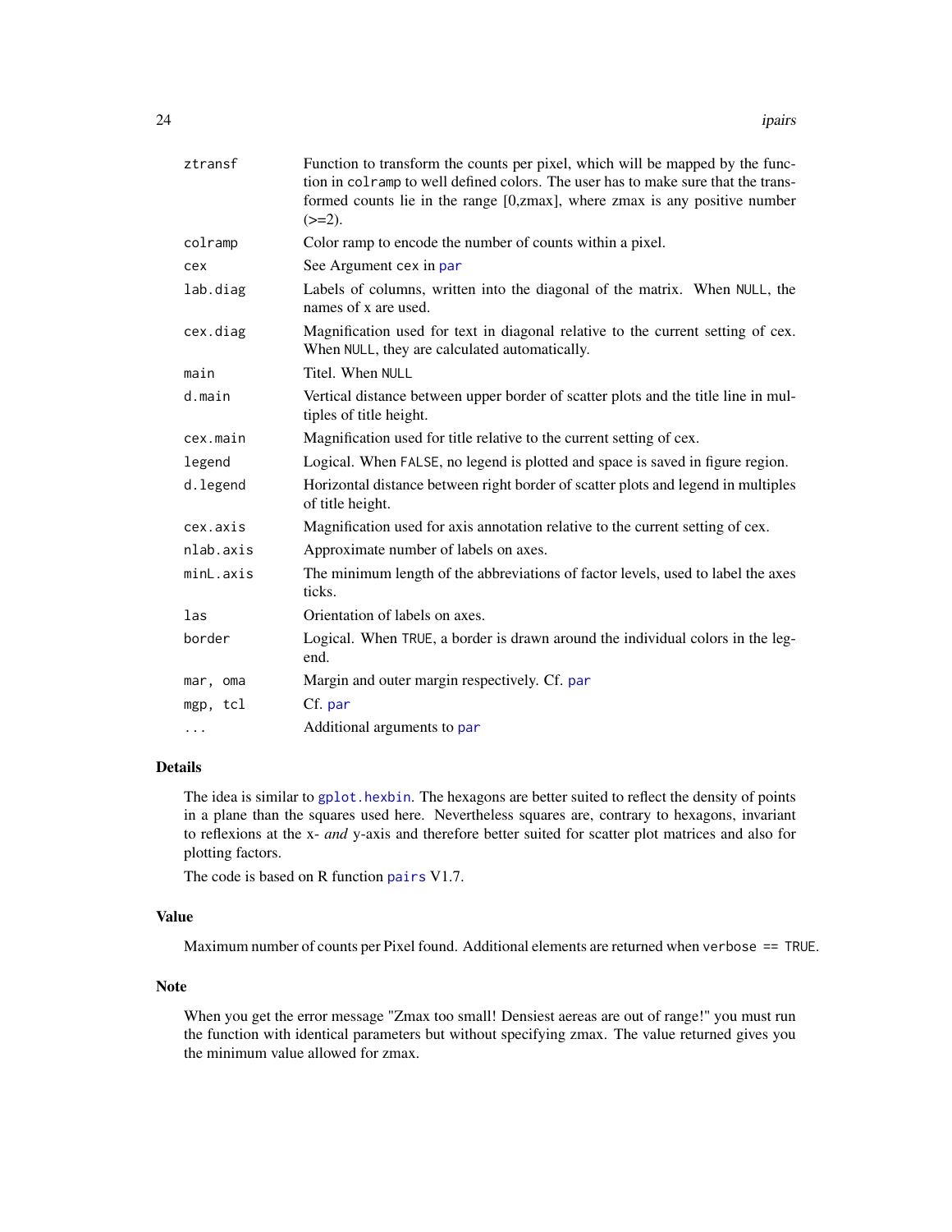| | |
|---|---|
| ztransf | Function to transform the counts per pixel, which will be mapped by the function in `colramp` to well defined colors. The user has to make sure that the transformed counts lie in the range [0,zmax], where zmax is any positive number (>=2). |
| colramp | Color ramp to encode the number of counts within a pixel. |
| cex | See Argument `cex` in `par` |
| lab.diag | Labels of columns, written into the diagonal of the matrix. When `NULL`, the names of x are used. |
| cex.diag | Magnification used for text in diagonal relative to the current setting of cex. When `NULL`, they are calculated automatically. |
| main | Titel. When `NULL` |
| d.main | Vertical distance between upper border of scatter plots and the title line in multiples of title height. |
| cex.main | Magnification used for title relative to the current setting of cex. |
| legend | Logical. When `FALSE`, no legend is plotted and space is saved in figure region. |
| d.legend | Horizontal distance between right border of scatter plots and legend in multiples of title height. |
| cex.axis | Magnification used for axis annotation relative to the current setting of cex. |
| nlab.axis | Approximate number of labels on axes. |
| minL.axis | The minimum length of the abbreviations of factor levels, used to label the axes ticks. |
| las | Orientation of labels on axes. |
| border | Logical. When `TRUE`, a border is drawn around the individual colors in the legend. |
| mar, oma | Margin and outer margin respectively. Cf. `par` |
| mgp, tcl | Cf. `par` |
| ... | Additional arguments to `par` |

## Details

The idea is similar to `gplot.hexbin`. The hexagons are better suited to reflect the density of points in a plane than the squares used here. Nevertheless squares are, contrary to hexagons, invariant to reflexions at the x- *and* y-axis and therefore better suited for scatter plot matrices and also for plotting factors.

The code is based on R function `pairs` V1.7.

## Value

Maximum number of counts per Pixel found. Additional elements are returned when `verbose == TRUE`.

## Note

When you get the error message "Zmax too small! Densiest aereas are out of range!" you must run the function with identical parameters but without specifying zmax. The value returned gives you the minimum value allowed for zmax.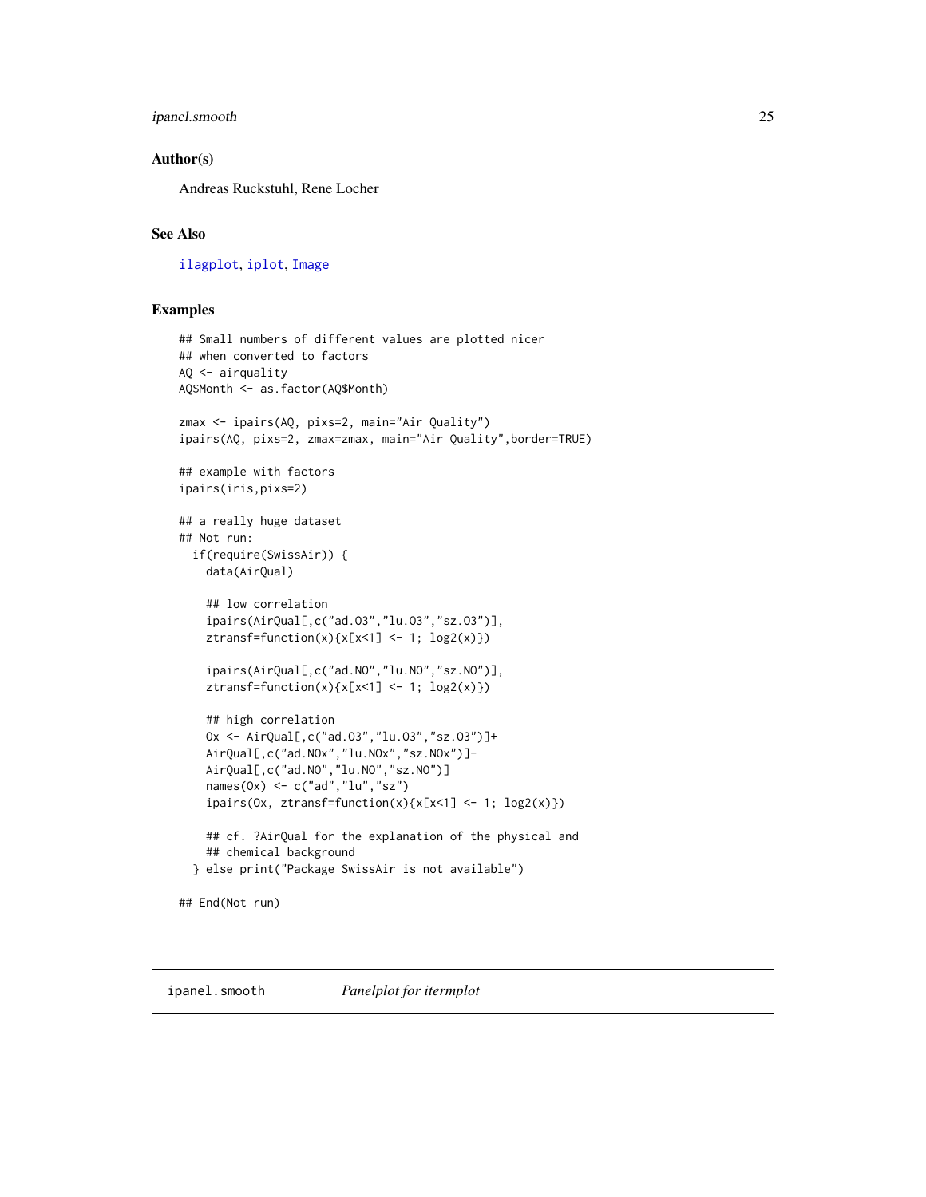## Author(s)

Andreas Ruckstuhl, Rene Locher

## See Also

ilagplot, iplot, Image

## Examples

```
## Small numbers of different values are plotted nicer
## when converted to factors
AQ <- airquality
AQ$Month <- as.factor(AQ$Month)

zmax <- ipairs(AQ, pixs=2, main="Air Quality")
ipairs(AQ, pixs=2, zmax=zmax, main="Air Quality",border=TRUE)

## example with factors
ipairs(iris,pixs=2)

## a really huge dataset
## Not run:
  if(require(SwissAir)) {
    data(AirQual)

    ## low correlation
    ipairs(AirQual[,c("ad.O3","lu.O3","sz.O3")],
    ztransf=function(x){x[x<1] <- 1; log2(x)})

    ipairs(AirQual[,c("ad.NO","lu.NO","sz.NO")],
    ztransf=function(x){x[x<1] <- 1; log2(x)})

    ## high correlation
    Ox <- AirQual[,c("ad.O3","lu.O3","sz.O3")]+
    AirQual[,c("ad.NOx","lu.NOx","sz.NOx")]-
    AirQual[,c("ad.NO","lu.NO","sz.NO")]
    names(Ox) <- c("ad","lu","sz")
    ipairs(Ox, ztransf=function(x){x[x<1] <- 1; log2(x)})

    ## cf. ?AirQual for the explanation of the physical and
    ## chemical background
  } else print("Package SwissAir is not available")

## End(Not run)
```

---

# ipanel.smooth    *Panelplot for itermplot*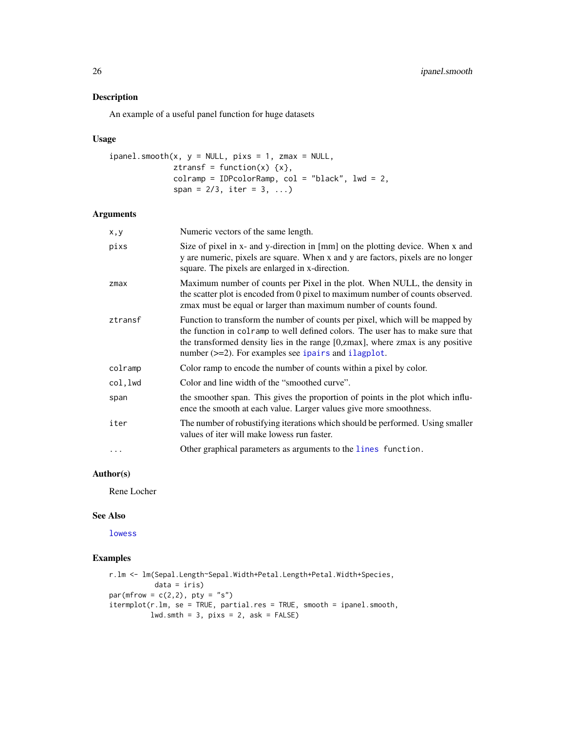## Description

An example of a useful panel function for huge datasets

## Usage

```
ipanel.smooth(x, y = NULL, pixs = 1, zmax = NULL,
              ztransf = function(x) {x},
              colramp = IDPcolorRamp, col = "black", lwd = 2,
              span = 2/3, iter = 3, ...)
```

## Arguments

| | |
|---|---|
| `x,y` | Numeric vectors of the same length. |
| `pixs` | Size of pixel in x- and y-direction in [mm] on the plotting device. When x and y are numeric, pixels are square. When x and y are factors, pixels are no longer square. The pixels are enlarged in x-direction. |
| `zmax` | Maximum number of counts per Pixel in the plot. When NULL, the density in the scatter plot is encoded from 0 pixel to maximum number of counts observed. zmax must be equal or larger than maximum number of counts found. |
| `ztransf` | Function to transform the number of counts per pixel, which will be mapped by the function in `colramp` to well defined colors. The user has to make sure that the transformed density lies in the range [0,zmax], where zmax is any positive number (>=2). For examples see `ipairs` and `ilagplot`. |
| `colramp` | Color ramp to encode the number of counts within a pixel by color. |
| `col,lwd` | Color and line width of the "smoothed curve". |
| `span` | the smoother span. This gives the proportion of points in the plot which influence the smooth at each value. Larger values give more smoothness. |
| `iter` | The number of robustifying iterations which should be performed. Using smaller values of iter will make lowess run faster. |
| `...` | Other graphical parameters as arguments to the `lines function`. |

## Author(s)

Rene Locher

## See Also

`lowess`

## Examples

```
r.lm <- lm(Sepal.Length~Sepal.Width+Petal.Length+Petal.Width+Species,
           data = iris)
par(mfrow = c(2,2), pty = "s")
itermplot(r.lm, se = TRUE, partial.res = TRUE, smooth = ipanel.smooth,
          lwd.smth = 3, pixs = 2, ask = FALSE)
```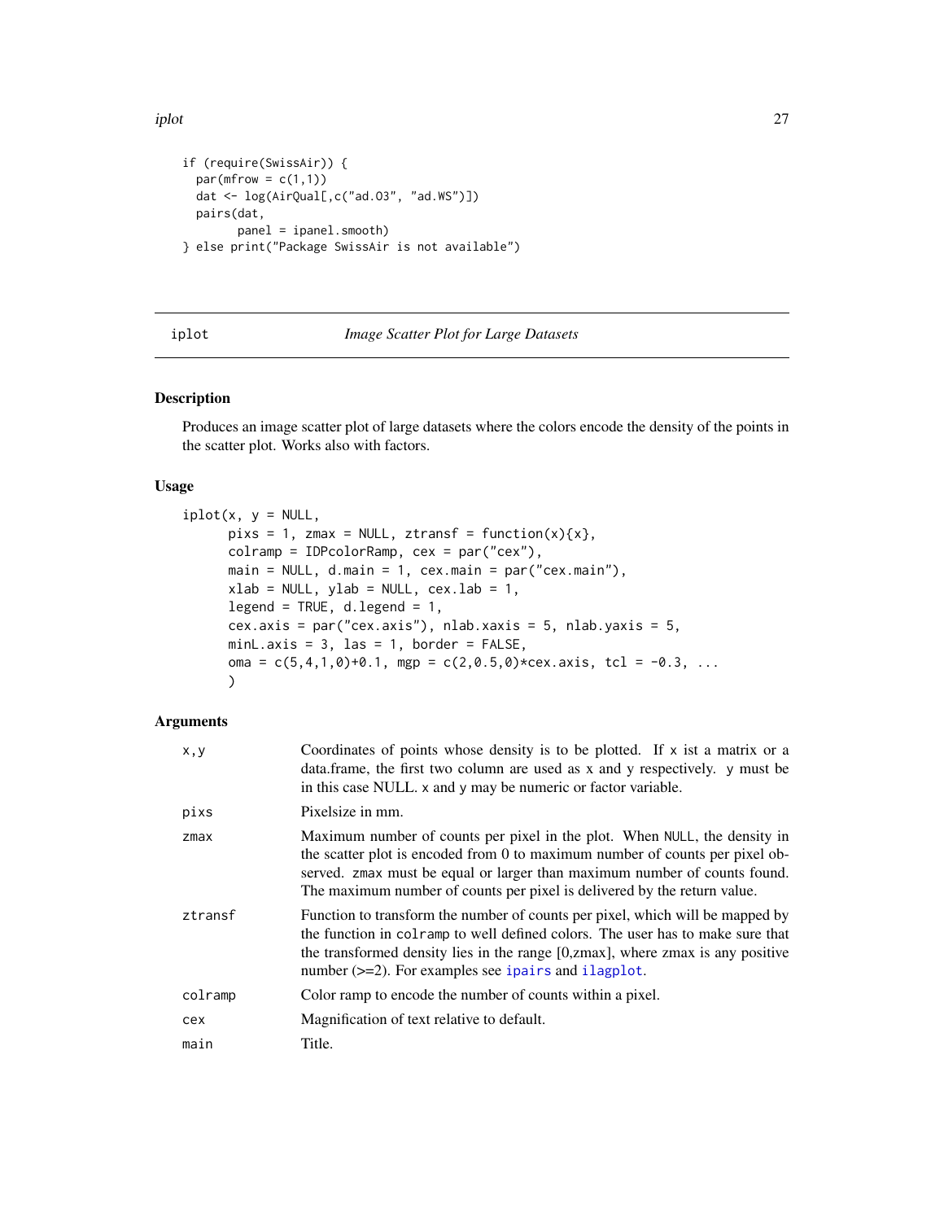```
if (require(SwissAir)) {
  par(mfrow = c(1,1))
  dat <- log(AirQual[,c("ad.O3", "ad.WS")])
  pairs(dat,
        panel = ipanel.smooth)
} else print("Package SwissAir is not available")
```

## iplot — *Image Scatter Plot for Large Datasets*

### Description

Produces an image scatter plot of large datasets where the colors encode the density of the points in the scatter plot. Works also with factors.

### Usage

```
iplot(x, y = NULL,
      pixs = 1, zmax = NULL, ztransf = function(x){x},
      colramp = IDPcolorRamp, cex = par("cex"),
      main = NULL, d.main = 1, cex.main = par("cex.main"),
      xlab = NULL, ylab = NULL, cex.lab = 1,
      legend = TRUE, d.legend = 1,
      cex.axis = par("cex.axis"), nlab.xaxis = 5, nlab.yaxis = 5,
      minL.axis = 3, las = 1, border = FALSE,
      oma = c(5,4,1,0)+0.1, mgp = c(2,0.5,0)*cex.axis, tcl = -0.3, ...
      )
```

### Arguments

| | |
|---|---|
| `x,y` | Coordinates of points whose density is to be plotted. If x ist a matrix or a data.frame, the first two column are used as x and y respectively. y must be in this case NULL. x and y may be numeric or factor variable. |
| `pixs` | Pixelsize in mm. |
| `zmax` | Maximum number of counts per pixel in the plot. When `NULL`, the density in the scatter plot is encoded from 0 to maximum number of counts per pixel observed. `zmax` must be equal or larger than maximum number of counts found. The maximum number of counts per pixel is delivered by the return value. |
| `ztransf` | Function to transform the number of counts per pixel, which will be mapped by the function in `colramp` to well defined colors. The user has to make sure that the transformed density lies in the range [0,zmax], where zmax is any positive number (>=2). For examples see `ipairs` and `ilagplot`. |
| `colramp` | Color ramp to encode the number of counts within a pixel. |
| `cex` | Magnification of text relative to default. |
| `main` | Title. |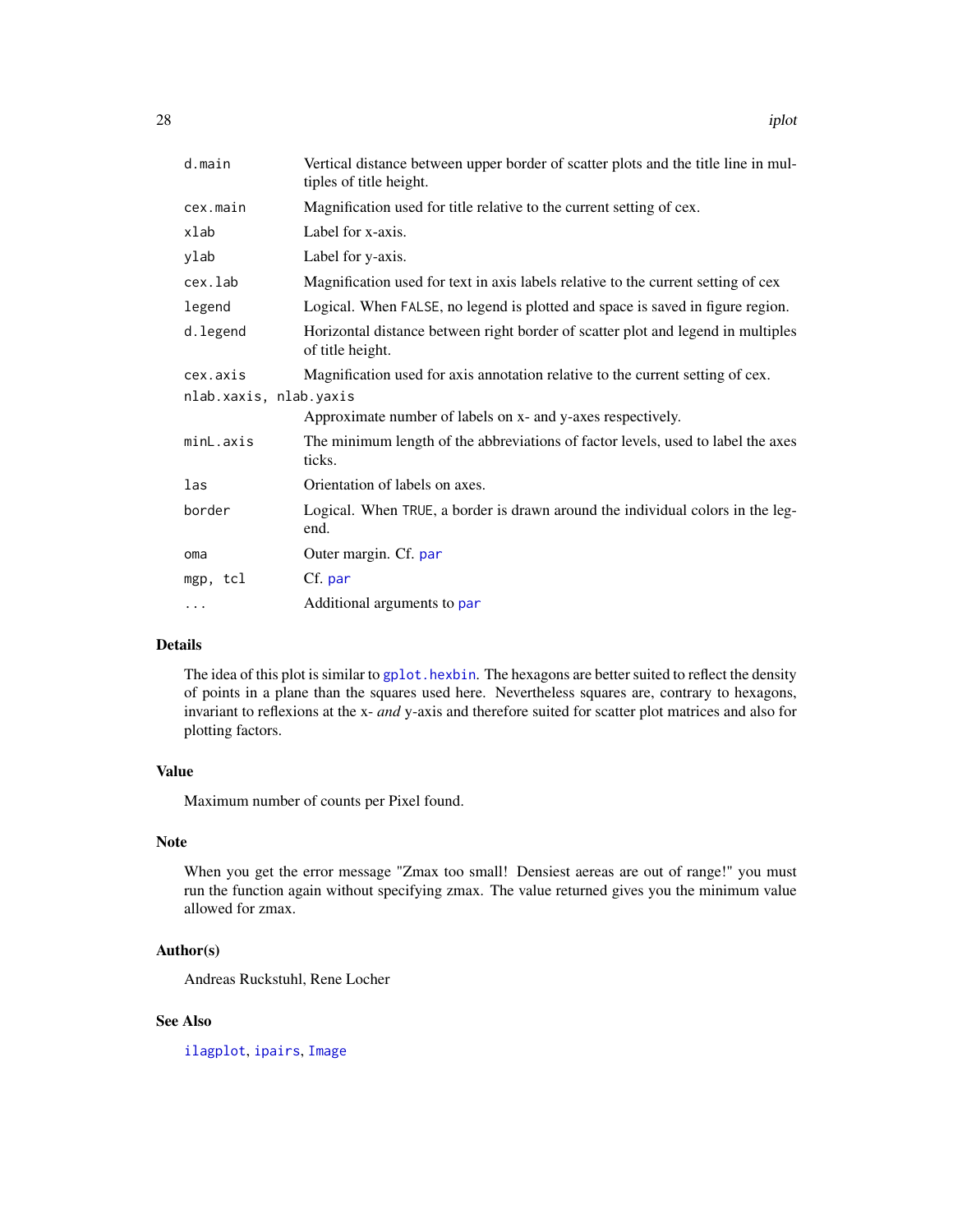| | |
|---|---|
| `d.main` | Vertical distance between upper border of scatter plots and the title line in multiples of title height. |
| `cex.main` | Magnification used for title relative to the current setting of cex. |
| `xlab` | Label for x-axis. |
| `ylab` | Label for y-axis. |
| `cex.lab` | Magnification used for text in axis labels relative to the current setting of cex |
| `legend` | Logical. When `FALSE`, no legend is plotted and space is saved in figure region. |
| `d.legend` | Horizontal distance between right border of scatter plot and legend in multiples of title height. |
| `cex.axis` | Magnification used for axis annotation relative to the current setting of cex. |
| `nlab.xaxis, nlab.yaxis` | Approximate number of labels on x- and y-axes respectively. |
| `minL.axis` | The minimum length of the abbreviations of factor levels, used to label the axes ticks. |
| `las` | Orientation of labels on axes. |
| `border` | Logical. When `TRUE`, a border is drawn around the individual colors in the legend. |
| `oma` | Outer margin. Cf. `par` |
| `mgp, tcl` | Cf. `par` |
| `...` | Additional arguments to `par` |

## Details

The idea of this plot is similar to `gplot.hexbin`. The hexagons are better suited to reflect the density of points in a plane than the squares used here. Nevertheless squares are, contrary to hexagons, invariant to reflexions at the x- *and* y-axis and therefore suited for scatter plot matrices and also for plotting factors.

## Value

Maximum number of counts per Pixel found.

## Note

When you get the error message "Zmax too small! Densiest aereas are out of range!" you must run the function again without specifying zmax. The value returned gives you the minimum value allowed for zmax.

## Author(s)

Andreas Ruckstuhl, Rene Locher

## See Also

`ilagplot`, `ipairs`, `Image`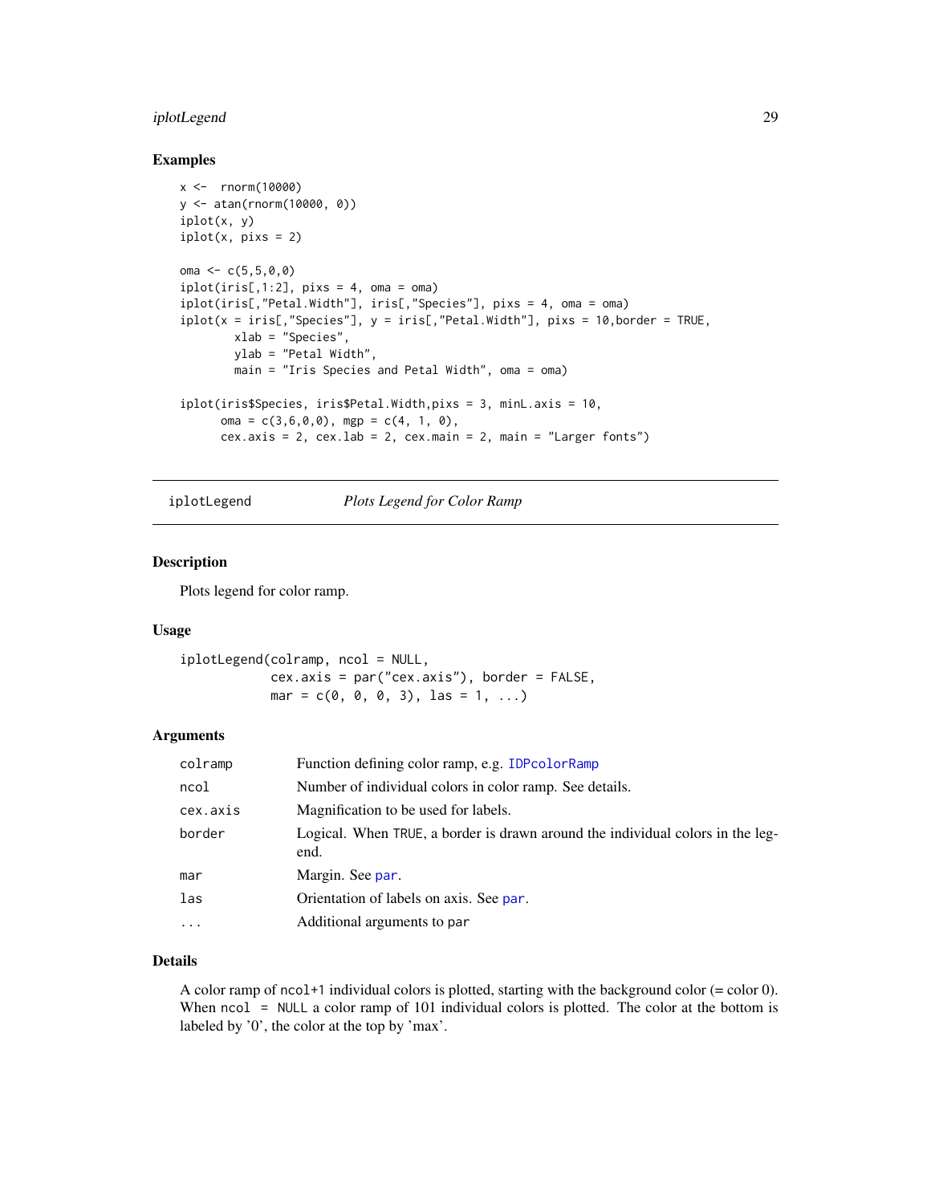## Examples

```
x <-  rnorm(10000)
y <- atan(rnorm(10000, 0))
iplot(x, y)
iplot(x, pixs = 2)

oma <- c(5,5,0,0)
iplot(iris[,1:2], pixs = 4, oma = oma)
iplot(iris[,"Petal.Width"], iris[,"Species"], pixs = 4, oma = oma)
iplot(x = iris[,"Species"], y = iris[,"Petal.Width"], pixs = 10,border = TRUE,
        xlab = "Species",
        ylab = "Petal Width",
        main = "Iris Species and Petal Width", oma = oma)

iplot(iris$Species, iris$Petal.Width,pixs = 3, minL.axis = 10,
      oma = c(3,6,0,0), mgp = c(4, 1, 0),
      cex.axis = 2, cex.lab = 2, cex.main = 2, main = "Larger fonts")
```

---

`iplotLegend` *Plots Legend for Color Ramp*

---

## Description

Plots legend for color ramp.

## Usage

```
iplotLegend(colramp, ncol = NULL,
            cex.axis = par("cex.axis"), border = FALSE,
            mar = c(0, 0, 0, 3), las = 1, ...)
```

## Arguments

| | |
|---|---|
| `colramp` | Function defining color ramp, e.g. `IDPcolorRamp` |
| `ncol` | Number of individual colors in color ramp. See details. |
| `cex.axis` | Magnification to be used for labels. |
| `border` | Logical. When `TRUE`, a border is drawn around the individual colors in the legend. |
| `mar` | Margin. See `par`. |
| `las` | Orientation of labels on axis. See `par`. |
| `...` | Additional arguments to `par` |

## Details

A color ramp of `ncol+1` individual colors is plotted, starting with the background color (= color 0). When `ncol = NULL` a color ramp of 101 individual colors is plotted. The color at the bottom is labeled by '0', the color at the top by 'max'.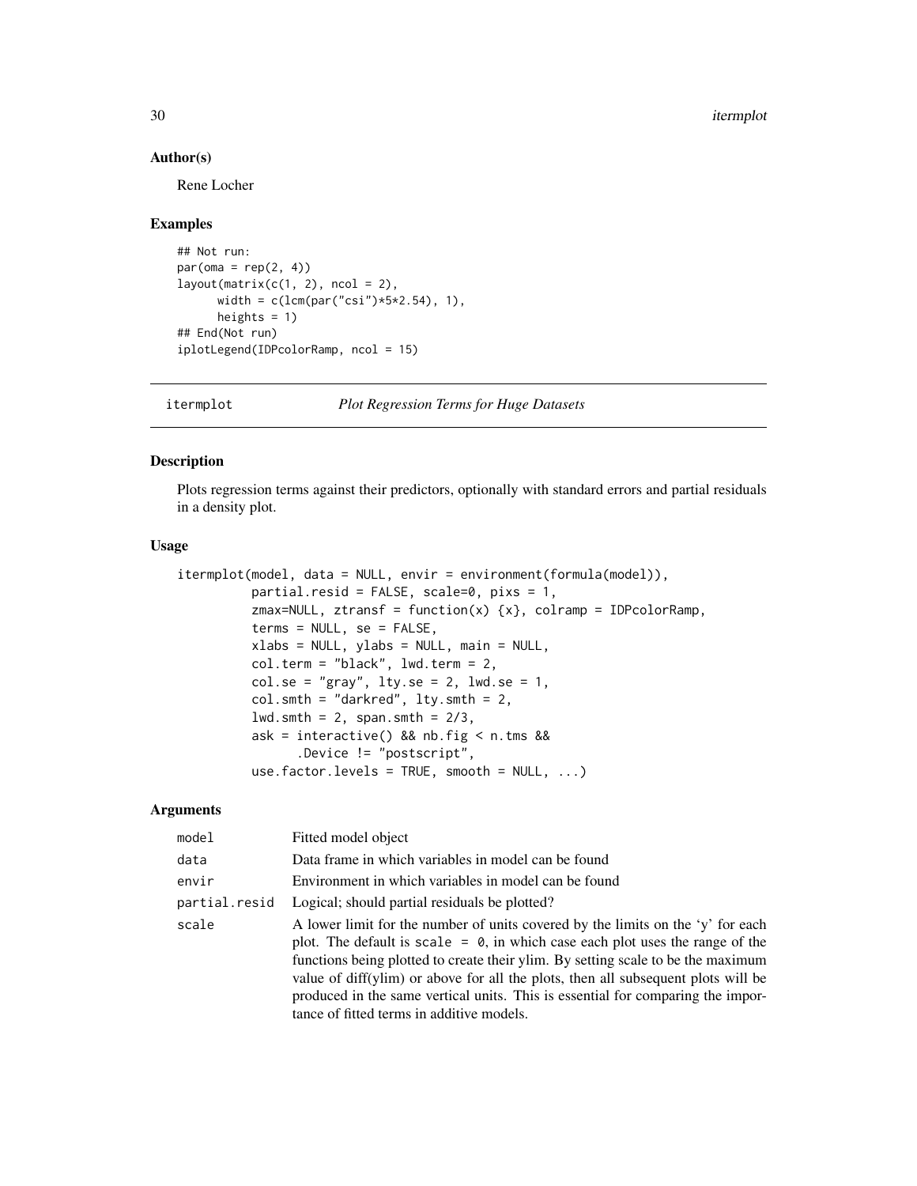### Author(s)

Rene Locher

### Examples

```
## Not run:
par(oma = rep(2, 4))
layout(matrix(c(1, 2), ncol = 2),
      width = c(lcm(par("csi")*5*2.54), 1),
      heights = 1)
## End(Not run)
iplotLegend(IDPcolorRamp, ncol = 15)
```

---

## itermplot — *Plot Regression Terms for Huge Datasets*

### Description

Plots regression terms against their predictors, optionally with standard errors and partial residuals in a density plot.

### Usage

```
itermplot(model, data = NULL, envir = environment(formula(model)),
          partial.resid = FALSE, scale=0, pixs = 1,
          zmax=NULL, ztransf = function(x) {x}, colramp = IDPcolorRamp,
          terms = NULL, se = FALSE,
          xlabs = NULL, ylabs = NULL, main = NULL,
          col.term = "black", lwd.term = 2,
          col.se = "gray", lty.se = 2, lwd.se = 1,
          col.smth = "darkred", lty.smth = 2,
          lwd.smth = 2, span.smth = 2/3,
          ask = interactive() && nb.fig < n.tms &&
                .Device != "postscript",
          use.factor.levels = TRUE, smooth = NULL, ...)
```

### Arguments

| | |
|---|---|
| `model` | Fitted model object |
| `data` | Data frame in which variables in model can be found |
| `envir` | Environment in which variables in model can be found |
| `partial.resid` | Logical; should partial residuals be plotted? |
| `scale` | A lower limit for the number of units covered by the limits on the 'y' for each plot. The default is `scale = 0`, in which case each plot uses the range of the functions being plotted to create their ylim. By setting scale to be the maximum value of diff(ylim) or above for all the plots, then all subsequent plots will be produced in the same vertical units. This is essential for comparing the importance of fitted terms in additive models. |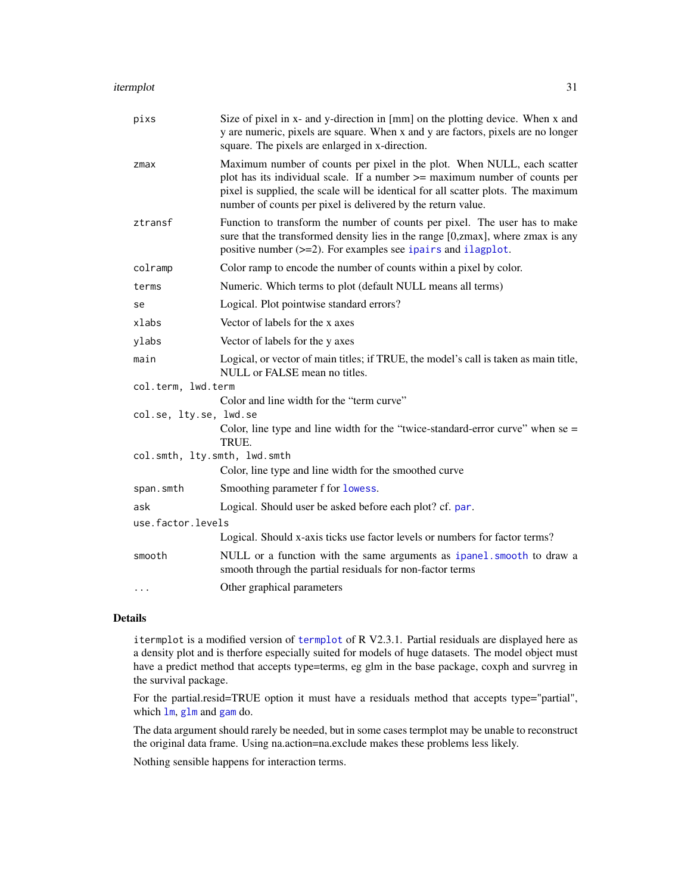| | |
|---|---|
| `pixs` | Size of pixel in x- and y-direction in [mm] on the plotting device. When x and y are numeric, pixels are square. When x and y are factors, pixels are no longer square. The pixels are enlarged in x-direction. |
| `zmax` | Maximum number of counts per pixel in the plot. When NULL, each scatter plot has its individual scale. If a number >= maximum number of counts per pixel is supplied, the scale will be identical for all scatter plots. The maximum number of counts per pixel is delivered by the return value. |
| `ztransf` | Function to transform the number of counts per pixel. The user has to make sure that the transformed density lies in the range [0,zmax], where zmax is any positive number (>=2). For examples see `ipairs` and `ilagplot`. |
| `colramp` | Color ramp to encode the number of counts within a pixel by color. |
| `terms` | Numeric. Which terms to plot (default NULL means all terms) |
| `se` | Logical. Plot pointwise standard errors? |
| `xlabs` | Vector of labels for the x axes |
| `ylabs` | Vector of labels for the y axes |
| `main` | Logical, or vector of main titles; if TRUE, the model's call is taken as main title, NULL or FALSE mean no titles. |
| `col.term, lwd.term` | Color and line width for the "term curve" |
| `col.se, lty.se, lwd.se` | Color, line type and line width for the "twice-standard-error curve" when se = TRUE. |
| `col.smth, lty.smth, lwd.smth` | Color, line type and line width for the smoothed curve |
| `span.smth` | Smoothing parameter f for `lowess`. |
| `ask` | Logical. Should user be asked before each plot? cf. `par`. |
| `use.factor.levels` | Logical. Should x-axis ticks use factor levels or numbers for factor terms? |
| `smooth` | NULL or a function with the same arguments as `ipanel.smooth` to draw a smooth through the partial residuals for non-factor terms |
| `...` | Other graphical parameters |

## Details

`itermplot` is a modified version of `termplot` of R V2.3.1. Partial residuals are displayed here as a density plot and is therfore especially suited for models of huge datasets. The model object must have a predict method that accepts type=terms, eg glm in the base package, coxph and survreg in the survival package.

For the partial.resid=TRUE option it must have a residuals method that accepts type="partial", which `lm`, `glm` and `gam` do.

The data argument should rarely be needed, but in some cases termplot may be unable to reconstruct the original data frame. Using na.action=na.exclude makes these problems less likely.

Nothing sensible happens for interaction terms.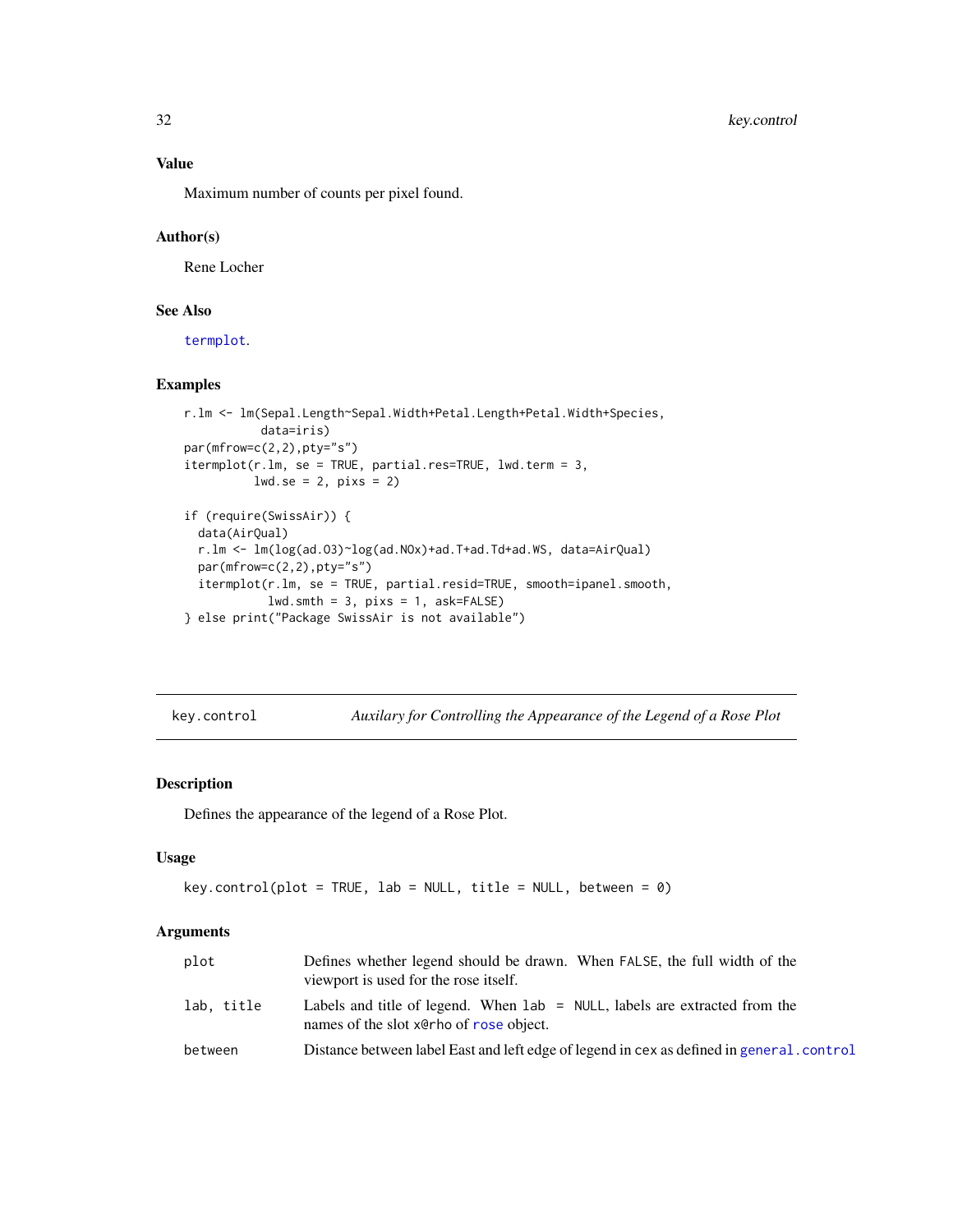## Value

Maximum number of counts per pixel found.

## Author(s)

Rene Locher

## See Also

termplot.

## Examples

```
r.lm <- lm(Sepal.Length~Sepal.Width+Petal.Length+Petal.Width+Species,
           data=iris)
par(mfrow=c(2,2),pty="s")
itermplot(r.lm, se = TRUE, partial.res=TRUE, lwd.term = 3,
          lwd.se = 2, pixs = 2)

if (require(SwissAir)) {
  data(AirQual)
  r.lm <- lm(log(ad.O3)~log(ad.NOx)+ad.T+ad.Td+ad.WS, data=AirQual)
  par(mfrow=c(2,2),pty="s")
  itermplot(r.lm, se = TRUE, partial.resid=TRUE, smooth=ipanel.smooth,
            lwd.smth = 3, pixs = 1, ask=FALSE)
} else print("Package SwissAir is not available")
```

---

# key.control — *Auxilary for Controlling the Appearance of the Legend of a Rose Plot*

## Description

Defines the appearance of the legend of a Rose Plot.

## Usage

```
key.control(plot = TRUE, lab = NULL, title = NULL, between = 0)
```

## Arguments

| Argument | Description |
|---|---|
| plot | Defines whether legend should be drawn. When FALSE, the full width of the viewport is used for the rose itself. |
| lab, title | Labels and title of legend. When lab = NULL, labels are extracted from the names of the slot x@rho of rose object. |
| between | Distance between label East and left edge of legend in cex as defined in general.control |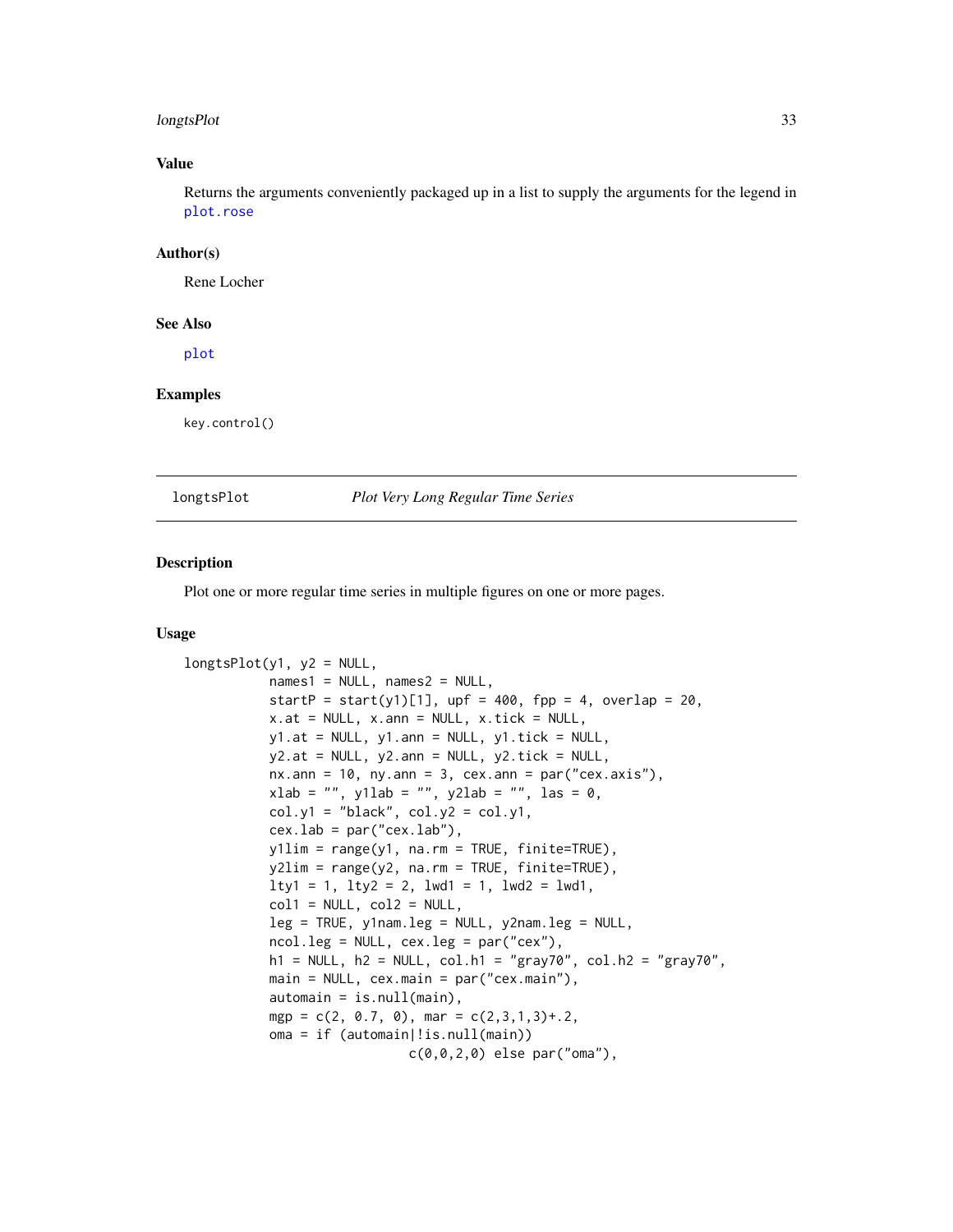### Value

Returns the arguments conveniently packaged up in a list to supply the arguments for the legend in plot.rose

### Author(s)

Rene Locher

### See Also

plot

### Examples

```
key.control()
```

---

## longtsPlot — *Plot Very Long Regular Time Series*

### Description

Plot one or more regular time series in multiple figures on one or more pages.

### Usage

```
longtsPlot(y1, y2 = NULL,
           names1 = NULL, names2 = NULL,
           startP = start(y1)[1], upf = 400, fpp = 4, overlap = 20,
           x.at = NULL, x.ann = NULL, x.tick = NULL,
           y1.at = NULL, y1.ann = NULL, y1.tick = NULL,
           y2.at = NULL, y2.ann = NULL, y2.tick = NULL,
           nx.ann = 10, ny.ann = 3, cex.ann = par("cex.axis"),
           xlab = "", y1lab = "", y2lab = "", las = 0,
           col.y1 = "black", col.y2 = col.y1,
           cex.lab = par("cex.lab"),
           y1lim = range(y1, na.rm = TRUE, finite=TRUE),
           y2lim = range(y2, na.rm = TRUE, finite=TRUE),
           lty1 = 1, lty2 = 2, lwd1 = 1, lwd2 = lwd1,
           col1 = NULL, col2 = NULL,
           leg = TRUE, y1nam.leg = NULL, y2nam.leg = NULL,
           ncol.leg = NULL, cex.leg = par("cex"),
           h1 = NULL, h2 = NULL, col.h1 = "gray70", col.h2 = "gray70",
           main = NULL, cex.main = par("cex.main"),
           automain = is.null(main),
           mgp = c(2, 0.7, 0), mar = c(2,3,1,3)+.2,
           oma = if (automain|!is.null(main))
                       c(0,0,2,0) else par("oma"),
```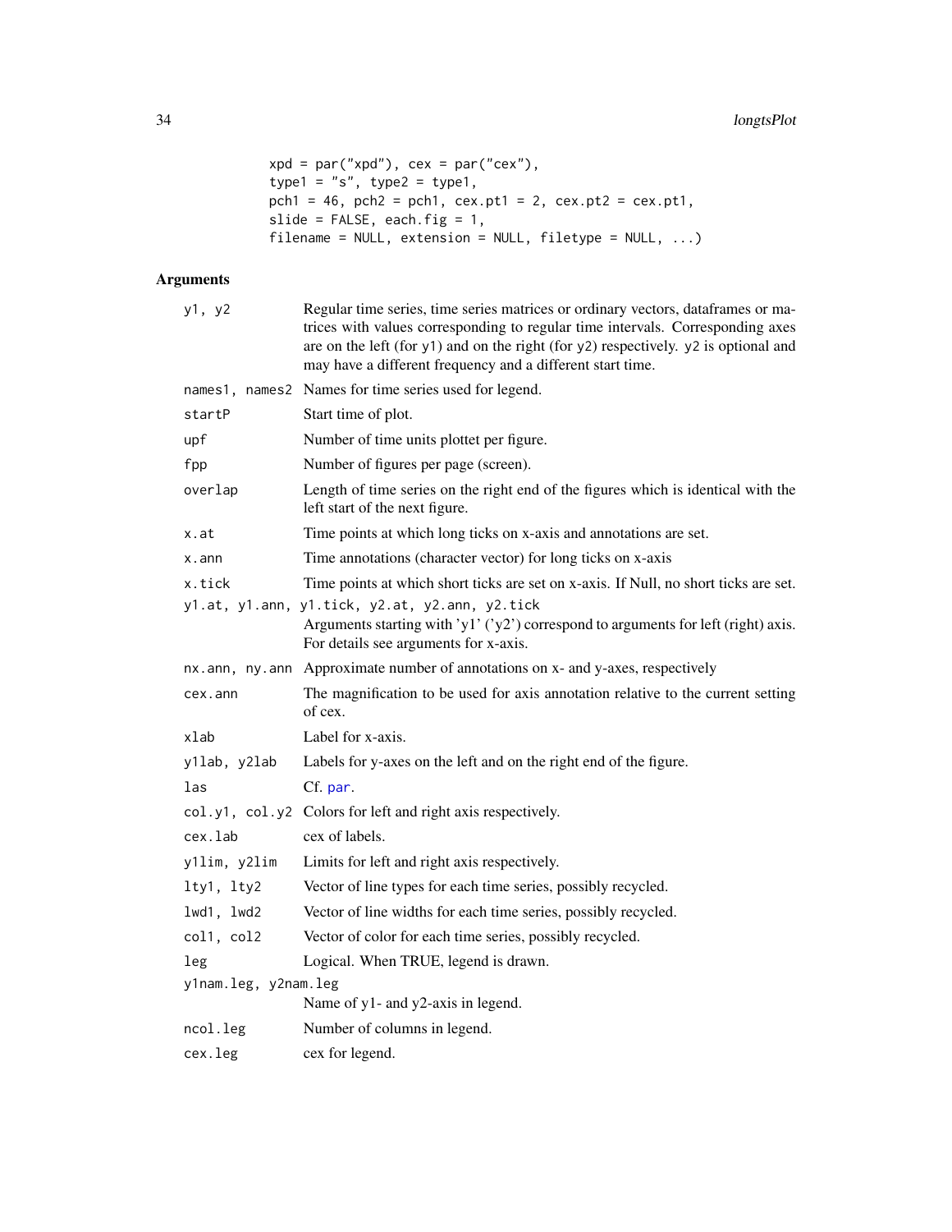```
xpd = par("xpd"), cex = par("cex"),
type1 = "s", type2 = type1,
pch1 = 46, pch2 = pch1, cex.pt1 = 2, cex.pt2 = cex.pt1,
slide = FALSE, each.fig = 1,
filename = NULL, extension = NULL, filetype = NULL, ...)
```

## Arguments

| | |
|---|---|
| `y1, y2` | Regular time series, time series matrices or ordinary vectors, dataframes or matrices with values corresponding to regular time intervals. Corresponding axes are on the left (for `y1`) and on the right (for `y2`) respectively. `y2` is optional and may have a different frequency and a different start time. |
| `names1, names2` | Names for time series used for legend. |
| `startP` | Start time of plot. |
| `upf` | Number of time units plottet per figure. |
| `fpp` | Number of figures per page (screen). |
| `overlap` | Length of time series on the right end of the figures which is identical with the left start of the next figure. |
| `x.at` | Time points at which long ticks on x-axis and annotations are set. |
| `x.ann` | Time annotations (character vector) for long ticks on x-axis |
| `x.tick` | Time points at which short ticks are set on x-axis. If Null, no short ticks are set. |
| `y1.at, y1.ann, y1.tick, y2.at, y2.ann, y2.tick` | Arguments starting with 'y1' ('y2') correspond to arguments for left (right) axis. For details see arguments for x-axis. |
| `nx.ann, ny.ann` | Approximate number of annotations on x- and y-axes, respectively |
| `cex.ann` | The magnification to be used for axis annotation relative to the current setting of cex. |
| `xlab` | Label for x-axis. |
| `y1lab, y2lab` | Labels for y-axes on the left and on the right end of the figure. |
| `las` | Cf. `par`. |
| `col.y1, col.y2` | Colors for left and right axis respectively. |
| `cex.lab` | cex of labels. |
| `y1lim, y2lim` | Limits for left and right axis respectively. |
| `lty1, lty2` | Vector of line types for each time series, possibly recycled. |
| `lwd1, lwd2` | Vector of line widths for each time series, possibly recycled. |
| `col1, col2` | Vector of color for each time series, possibly recycled. |
| `leg` | Logical. When TRUE, legend is drawn. |
| `y1nam.leg, y2nam.leg` | Name of y1- and y2-axis in legend. |
| `ncol.leg` | Number of columns in legend. |
| `cex.leg` | cex for legend. |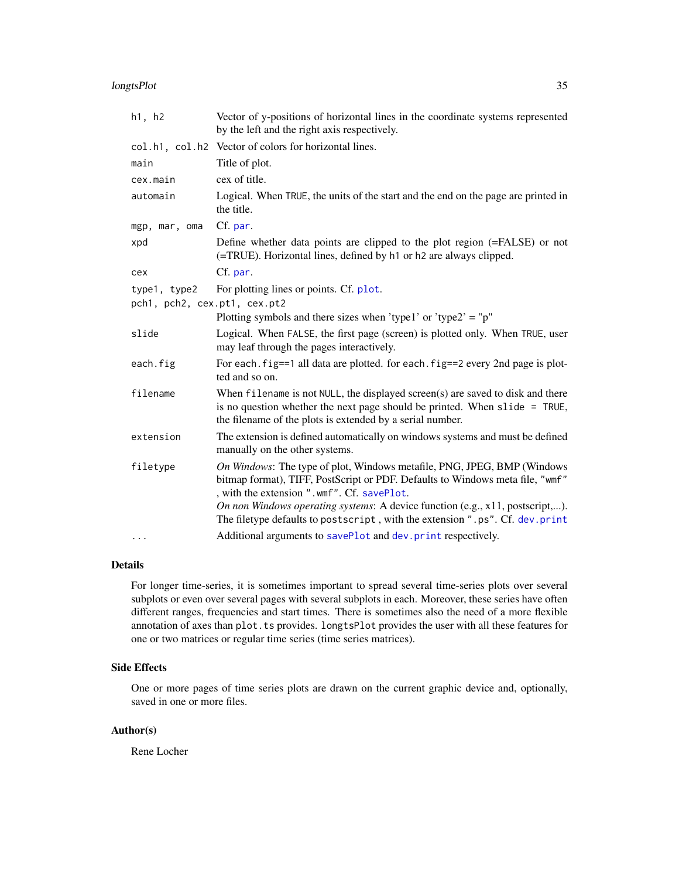| | |
|---|---|
| `h1, h2` | Vector of y-positions of horizontal lines in the coordinate systems represented by the left and the right axis respectively. |
| `col.h1, col.h2` | Vector of colors for horizontal lines. |
| `main` | Title of plot. |
| `cex.main` | cex of title. |
| `automain` | Logical. When `TRUE`, the units of the start and the end on the page are printed in the title. |
| `mgp, mar, oma` | Cf. `par`. |
| `xpd` | Define whether data points are clipped to the plot region (=FALSE) or not (=TRUE). Horizontal lines, defined by `h1` or `h2` are always clipped. |
| `cex` | Cf. `par`. |
| `type1, type2` | For plotting lines or points. Cf. `plot`. |
| `pch1, pch2, cex.pt1, cex.pt2` | Plotting symbols and there sizes when 'type1' or 'type2' = "p" |
| `slide` | Logical. When `FALSE`, the first page (screen) is plotted only. When `TRUE`, user may leaf through the pages interactively. |
| `each.fig` | For `each.fig==1` all data are plotted. for `each.fig==2` every 2nd page is plotted and so on. |
| `filename` | When `filename` is not `NULL`, the displayed screen(s) are saved to disk and there is no question whether the next page should be printed. When `slide = TRUE`, the filename of the plots is extended by a serial number. |
| `extension` | The extension is defined automatically on windows systems and must be defined manually on the other systems. |
| `filetype` | *On Windows*: The type of plot, Windows metafile, PNG, JPEG, BMP (Windows bitmap format), TIFF, PostScript or PDF. Defaults to Windows meta file, `"wmf"` , with the extension `".wmf"`. Cf. `savePlot`. *On non Windows operating systems*: A device function (e.g., x11, postscript,...). The filetype defaults to `postscript` , with the extension `".ps"`. Cf. `dev.print` |
| `...` | Additional arguments to `savePlot` and `dev.print` respectively. |

## Details

For longer time-series, it is sometimes important to spread several time-series plots over several subplots or even over several pages with several subplots in each. Moreover, these series have often different ranges, frequencies and start times. There is sometimes also the need of a more flexible annotation of axes than `plot.ts` provides. `longtsPlot` provides the user with all these features for one or two matrices or regular time series (time series matrices).

## Side Effects

One or more pages of time series plots are drawn on the current graphic device and, optionally, saved in one or more files.

## Author(s)

Rene Locher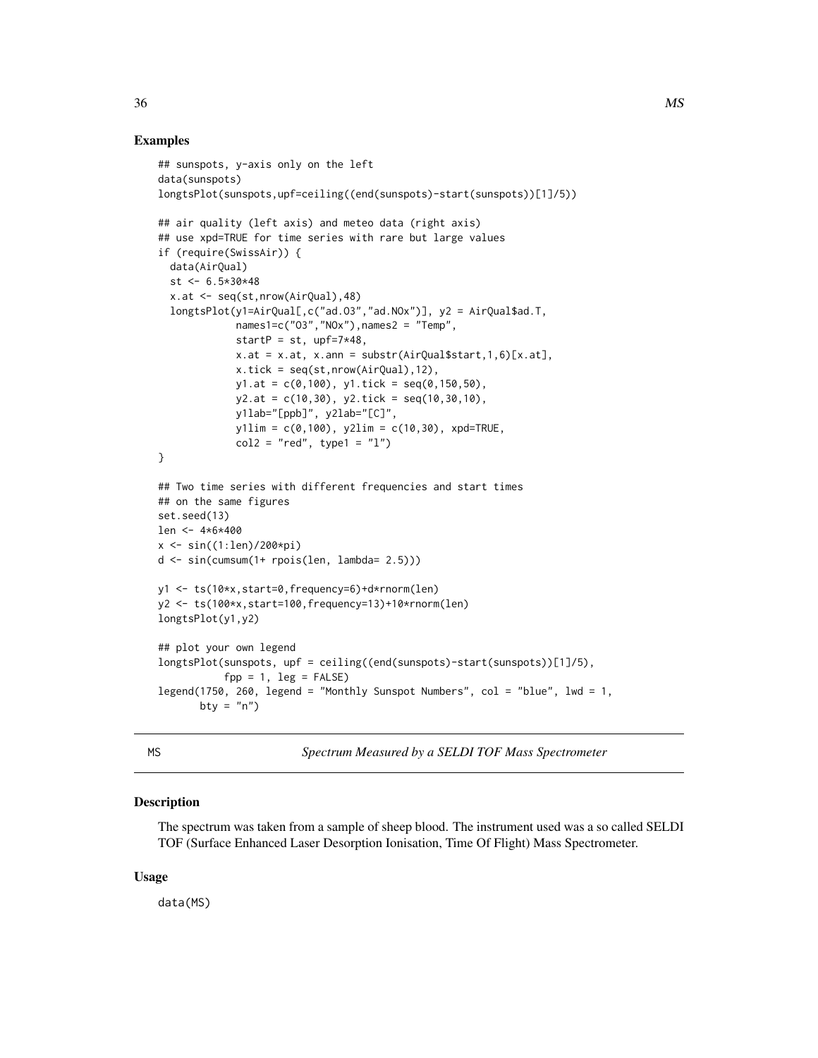## Examples

```
## sunspots, y-axis only on the left
data(sunspots)
longtsPlot(sunspots,upf=ceiling((end(sunspots)-start(sunspots))[1]/5))

## air quality (left axis) and meteo data (right axis)
## use xpd=TRUE for time series with rare but large values
if (require(SwissAir)) {
  data(AirQual)
  st <- 6.5*30*48
  x.at <- seq(st,nrow(AirQual),48)
  longtsPlot(y1=AirQual[,c("ad.O3","ad.NOx")], y2 = AirQual$ad.T,
             names1=c("O3","NOx"),names2 = "Temp",
             startP = st, upf=7*48,
             x.at = x.at, x.ann = substr(AirQual$start,1,6)[x.at],
             x.tick = seq(st,nrow(AirQual),12),
             y1.at = c(0,100), y1.tick = seq(0,150,50),
             y2.at = c(10,30), y2.tick = seq(10,30,10),
             y1lab="[ppb]", y2lab="[C]",
             y1lim = c(0,100), y2lim = c(10,30), xpd=TRUE,
             col2 = "red", type1 = "l")
}

## Two time series with different frequencies and start times
## on the same figures
set.seed(13)
len <- 4*6*400
x <- sin((1:len)/200*pi)
d <- sin(cumsum(1+ rpois(len, lambda= 2.5)))

y1 <- ts(10*x,start=0,frequency=6)+d*rnorm(len)
y2 <- ts(100*x,start=100,frequency=13)+10*rnorm(len)
longtsPlot(y1,y2)

## plot your own legend
longtsPlot(sunspots, upf = ceiling((end(sunspots)-start(sunspots))[1]/5),
           fpp = 1, leg = FALSE)
legend(1750, 260, legend = "Monthly Sunspot Numbers", col = "blue", lwd = 1,
       bty = "n")
```

---

MS *Spectrum Measured by a SELDI TOF Mass Spectrometer*

---

## Description

The spectrum was taken from a sample of sheep blood. The instrument used was a so called SELDI TOF (Surface Enhanced Laser Desorption Ionisation, Time Of Flight) Mass Spectrometer.

## Usage

```
data(MS)
```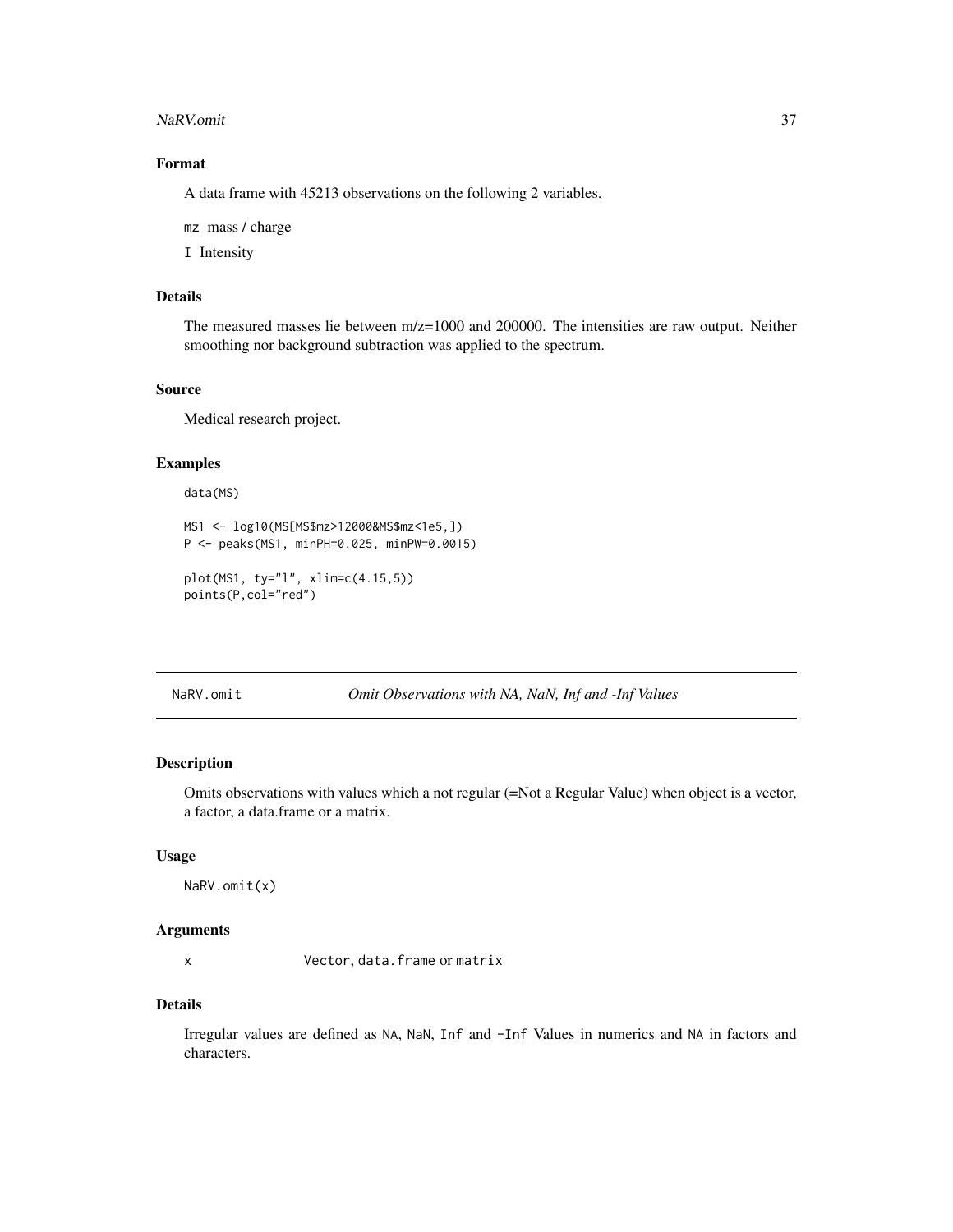### Format

A data frame with 45213 observations on the following 2 variables.

`mz` mass / charge

`I` Intensity

### Details

The measured masses lie between m/z=1000 and 200000. The intensities are raw output. Neither smoothing nor background subtraction was applied to the spectrum.

### Source

Medical research project.

### Examples

```
data(MS)

MS1 <- log10(MS[MS$mz>12000&MS$mz<1e5,])
P <- peaks(MS1, minPH=0.025, minPW=0.0015)

plot(MS1, ty="l", xlim=c(4.15,5))
points(P,col="red")
```

---

## NaRV.omit *Omit Observations with NA, NaN, Inf and -Inf Values*

---

### Description

Omits observations with values which a not regular (=Not a Regular Value) when object is a vector, a factor, a data.frame or a matrix.

### Usage

```
NaRV.omit(x)
```

### Arguments

| | |
|---|---|
| x | `Vector`, `data.frame` or `matrix` |

### Details

Irregular values are defined as `NA`, `NaN`, `Inf` and `-Inf` Values in numerics and `NA` in factors and characters.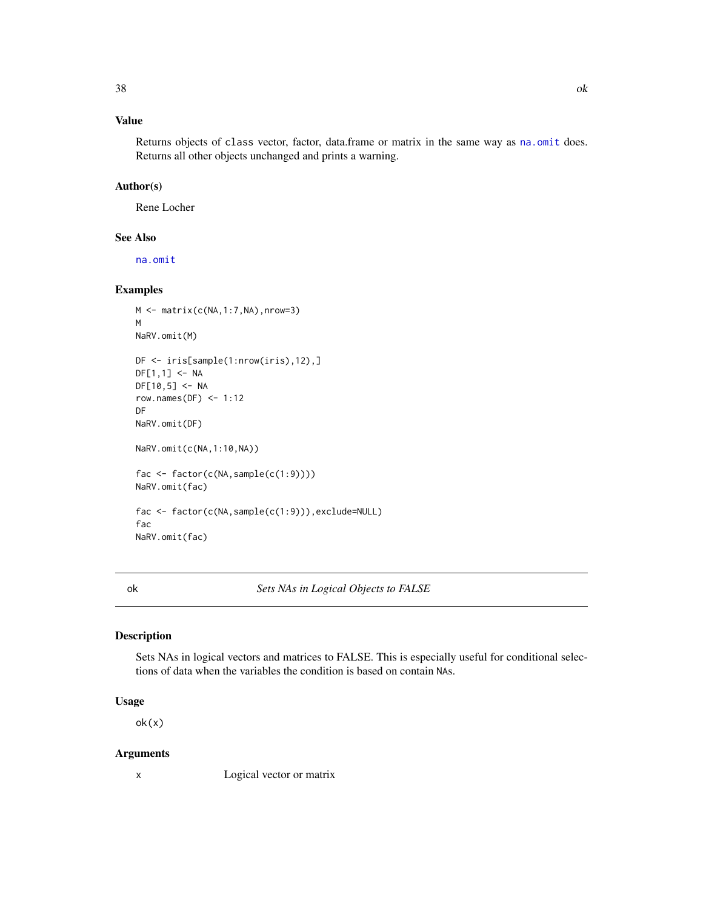## Value

Returns objects of class vector, factor, data.frame or matrix in the same way as na.omit does. Returns all other objects unchanged and prints a warning.

## Author(s)

Rene Locher

## See Also

na.omit

## Examples

```
M <- matrix(c(NA,1:7,NA),nrow=3)
M
NaRV.omit(M)

DF <- iris[sample(1:nrow(iris),12),]
DF[1,1] <- NA
DF[10,5] <- NA
row.names(DF) <- 1:12
DF
NaRV.omit(DF)

NaRV.omit(c(NA,1:10,NA))

fac <- factor(c(NA,sample(c(1:9))))
NaRV.omit(fac)

fac <- factor(c(NA,sample(c(1:9))),exclude=NULL)
fac
NaRV.omit(fac)
```

---

# ok — *Sets NAs in Logical Objects to FALSE*

## Description

Sets NAs in logical vectors and matrices to FALSE. This is especially useful for conditional selections of data when the variables the condition is based on contain NAs.

## Usage

```
ok(x)
```

## Arguments

| | |
|---|---|
| x | Logical vector or matrix |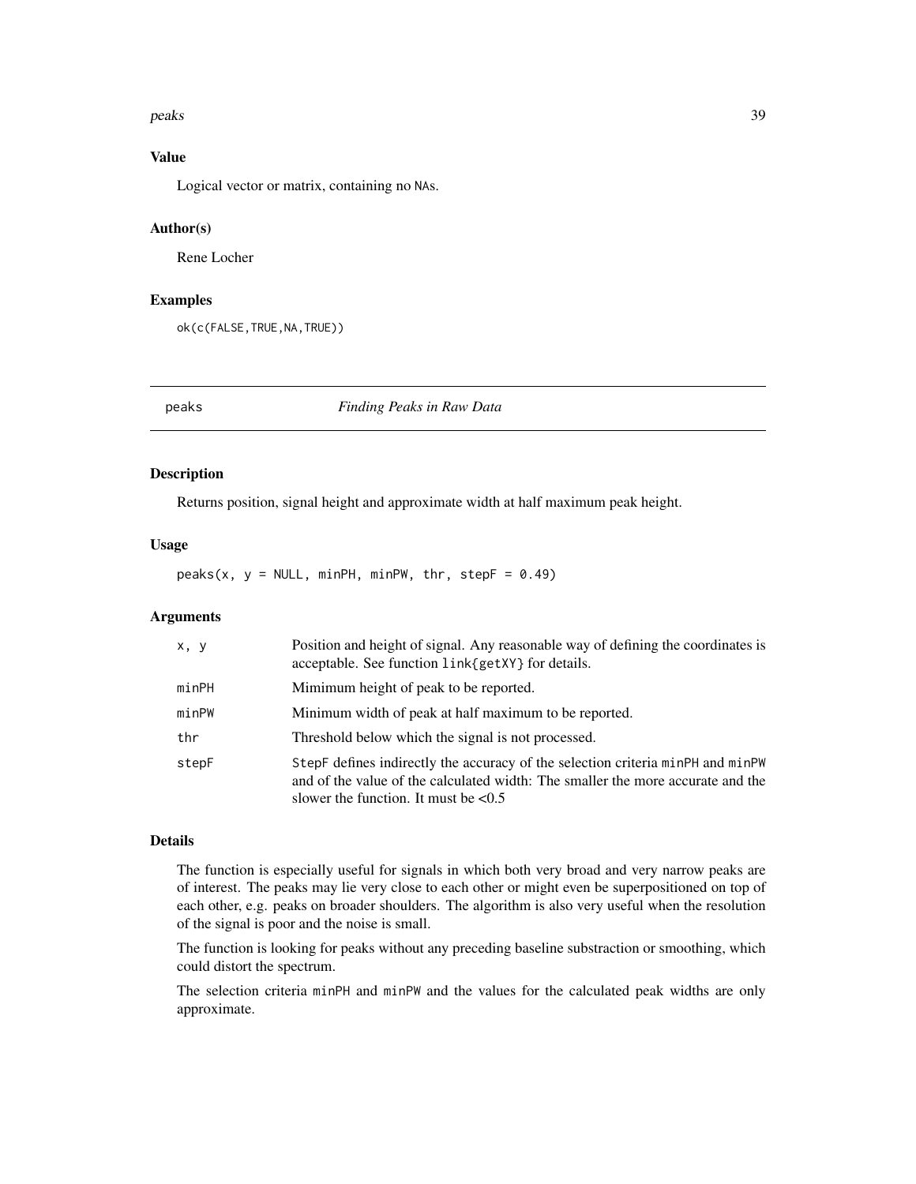### Value

Logical vector or matrix, containing no NAs.

### Author(s)

Rene Locher

### Examples

```
ok(c(FALSE,TRUE,NA,TRUE))
```

---

## peaks — *Finding Peaks in Raw Data*

---

### Description

Returns position, signal height and approximate width at half maximum peak height.

### Usage

```
peaks(x, y = NULL, minPH, minPW, thr, stepF = 0.49)
```

### Arguments

| | |
|---|---|
| x, y | Position and height of signal. Any reasonable way of defining the coordinates is acceptable. See function link{getXY} for details. |
| minPH | Mimimum height of peak to be reported. |
| minPW | Minimum width of peak at half maximum to be reported. |
| thr | Threshold below which the signal is not processed. |
| stepF | StepF defines indirectly the accuracy of the selection criteria minPH and minPW and of the value of the calculated width: The smaller the more accurate and the slower the function. It must be <0.5 |

### Details

The function is especially useful for signals in which both very broad and very narrow peaks are of interest. The peaks may lie very close to each other or might even be superpositioned on top of each other, e.g. peaks on broader shoulders. The algorithm is also very useful when the resolution of the signal is poor and the noise is small.

The function is looking for peaks without any preceding baseline substraction or smoothing, which could distort the spectrum.

The selection criteria minPH and minPW and the values for the calculated peak widths are only approximate.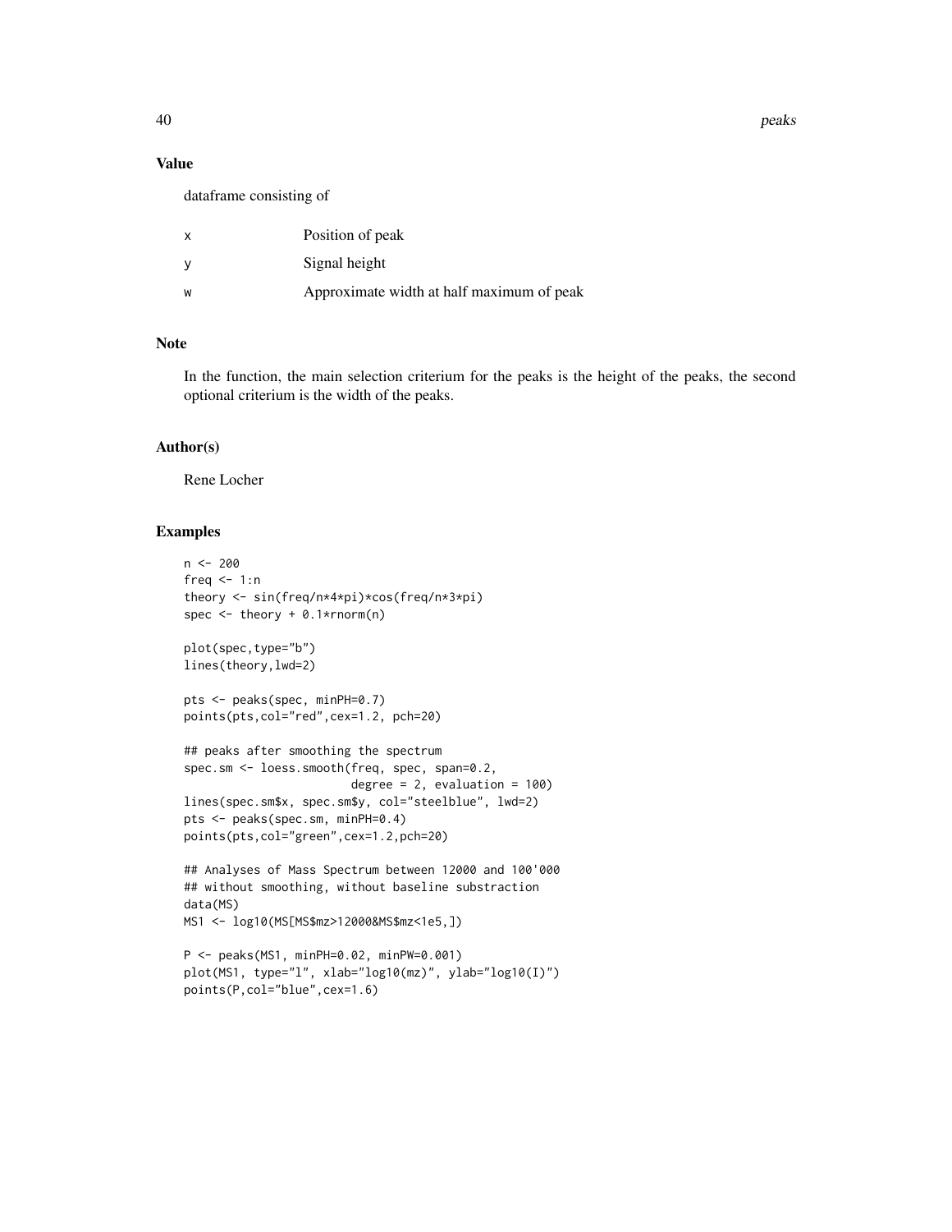## Value

dataframe consisting of

| | |
|---|---|
| x | Position of peak |
| y | Signal height |
| w | Approximate width at half maximum of peak |

## Note

In the function, the main selection criterium for the peaks is the height of the peaks, the second optional criterium is the width of the peaks.

## Author(s)

Rene Locher

## Examples

```
n <- 200
freq <- 1:n
theory <- sin(freq/n*4*pi)*cos(freq/n*3*pi)
spec <- theory + 0.1*rnorm(n)

plot(spec,type="b")
lines(theory,lwd=2)

pts <- peaks(spec, minPH=0.7)
points(pts,col="red",cex=1.2, pch=20)

## peaks after smoothing the spectrum
spec.sm <- loess.smooth(freq, spec, span=0.2,
                        degree = 2, evaluation = 100)
lines(spec.sm$x, spec.sm$y, col="steelblue", lwd=2)
pts <- peaks(spec.sm, minPH=0.4)
points(pts,col="green",cex=1.2,pch=20)

## Analyses of Mass Spectrum between 12000 and 100'000
## without smoothing, without baseline substraction
data(MS)
MS1 <- log10(MS[MS$mz>12000&MS$mz<1e5,])

P <- peaks(MS1, minPH=0.02, minPW=0.001)
plot(MS1, type="l", xlab="log10(mz)", ylab="log10(I)")
points(P,col="blue",cex=1.6)
```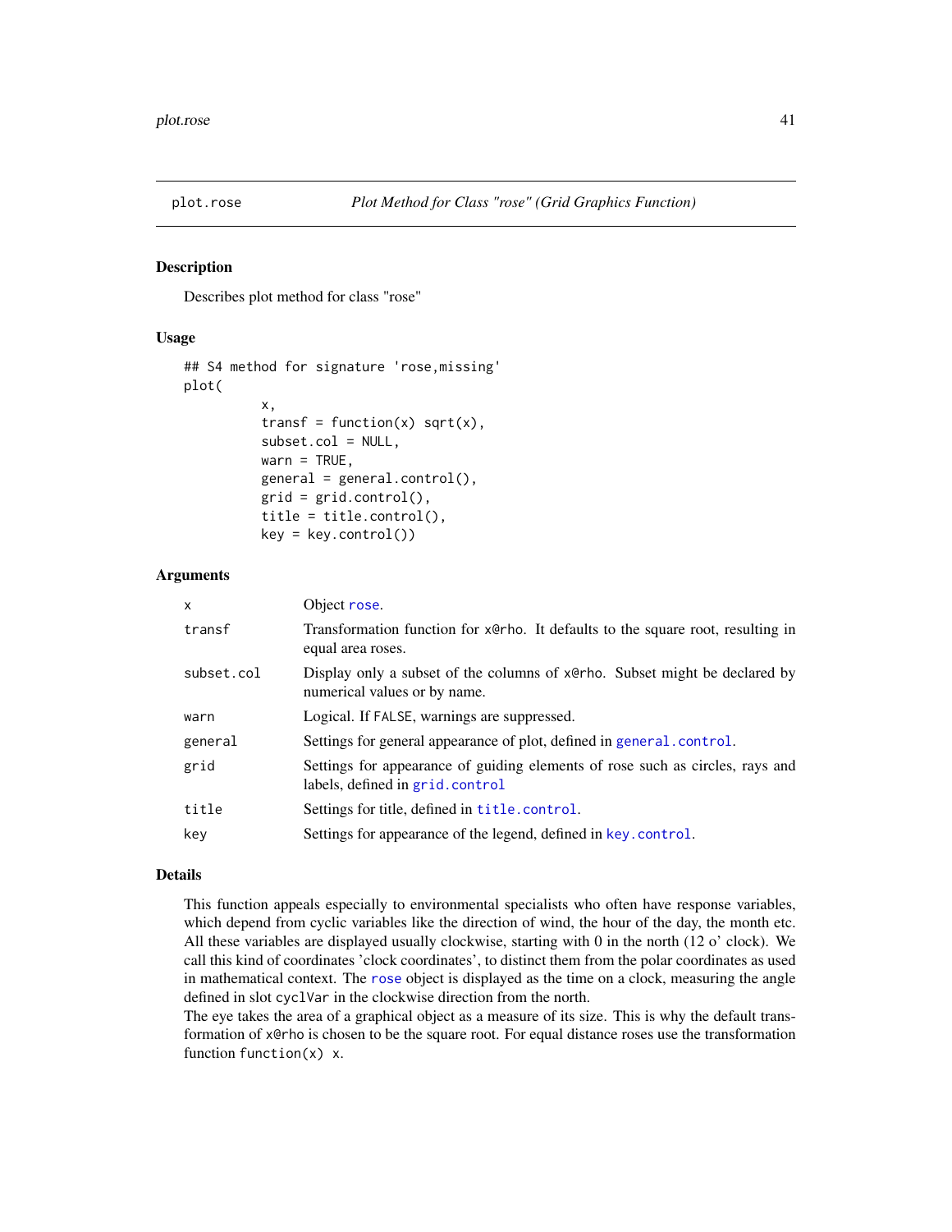plot.rose    *Plot Method for Class "rose" (Grid Graphics Function)*

## Description

Describes plot method for class "rose"

## Usage

```
## S4 method for signature 'rose,missing'
plot(
          x,
          transf = function(x) sqrt(x),
          subset.col = NULL,
          warn = TRUE,
          general = general.control(),
          grid = grid.control(),
          title = title.control(),
          key = key.control())
```

## Arguments

| | |
|---|---|
| `x` | Object `rose`. |
| `transf` | Transformation function for `x@rho`. It defaults to the square root, resulting in equal area roses. |
| `subset.col` | Display only a subset of the columns of `x@rho`. Subset might be declared by numerical values or by name. |
| `warn` | Logical. If `FALSE`, warnings are suppressed. |
| `general` | Settings for general appearance of plot, defined in `general.control`. |
| `grid` | Settings for appearance of guiding elements of rose such as circles, rays and labels, defined in `grid.control` |
| `title` | Settings for title, defined in `title.control`. |
| `key` | Settings for appearance of the legend, defined in `key.control`. |

## Details

This function appeals especially to environmental specialists who often have response variables, which depend from cyclic variables like the direction of wind, the hour of the day, the month etc. All these variables are displayed usually clockwise, starting with 0 in the north (12 o' clock). We call this kind of coordinates 'clock coordinates', to distinct them from the polar coordinates as used in mathematical context. The `rose` object is displayed as the time on a clock, measuring the angle defined in slot `cyclVar` in the clockwise direction from the north.

The eye takes the area of a graphical object as a measure of its size. This is why the default transformation of `x@rho` is chosen to be the square root. For equal distance roses use the transformation function `function(x) x`.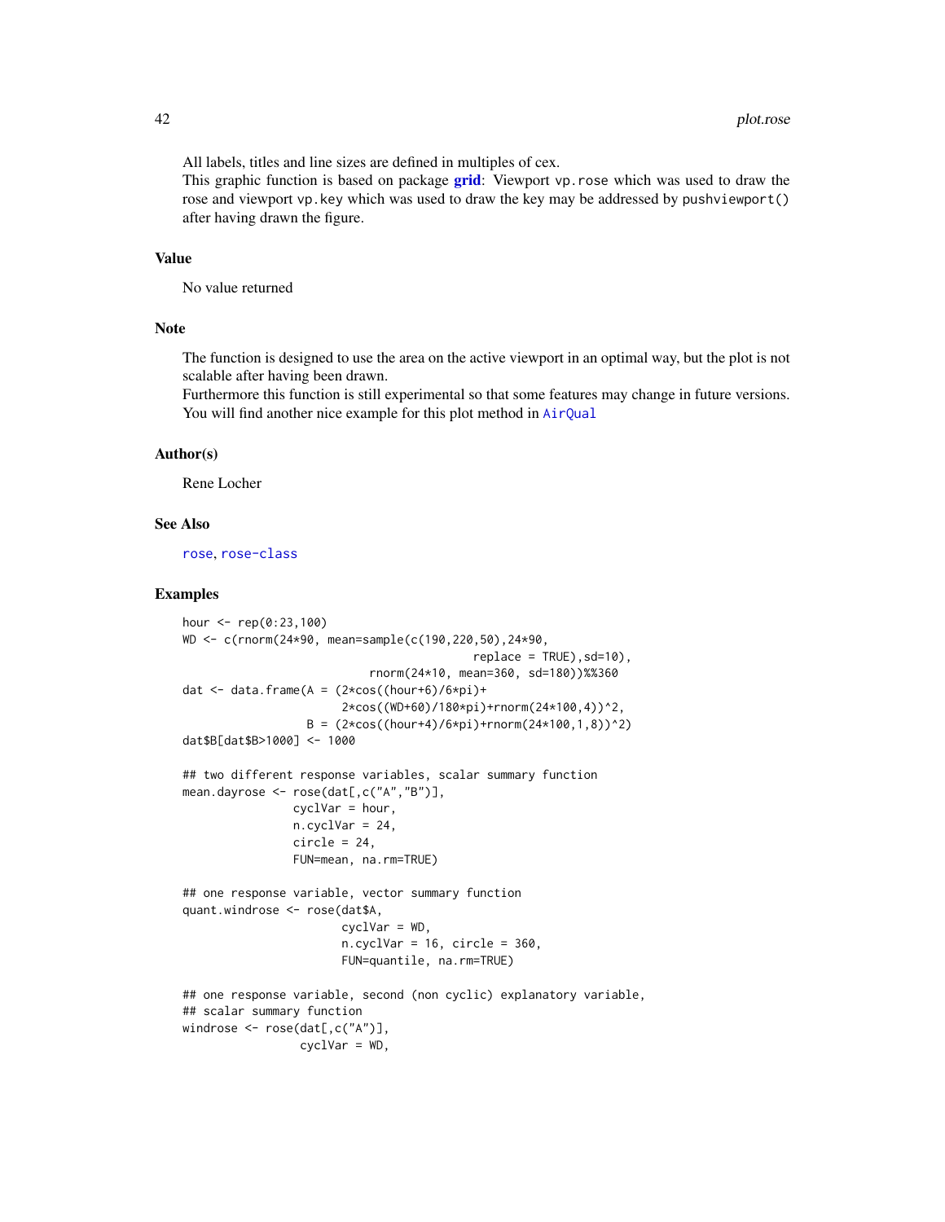All labels, titles and line sizes are defined in multiples of cex.
This graphic function is based on package **grid**: Viewport vp.rose which was used to draw the rose and viewport vp.key which was used to draw the key may be addressed by pushviewport() after having drawn the figure.

## Value

No value returned

## Note

The function is designed to use the area on the active viewport in an optimal way, but the plot is not scalable after having been drawn.
Furthermore this function is still experimental so that some features may change in future versions.
You will find another nice example for this plot method in AirQual

## Author(s)

Rene Locher

## See Also

rose, rose-class

## Examples

```
hour <- rep(0:23,100)
WD <- c(rnorm(24*90, mean=sample(c(190,220,50),24*90,
                                  replace = TRUE),sd=10),
                   rnorm(24*10, mean=360, sd=180))%%360
dat <- data.frame(A = (2*cos((hour+6)/6*pi)+
                       2*cos((WD+60)/180*pi)+rnorm(24*100,4))^2,
                  B = (2*cos((hour+4)/6*pi)+rnorm(24*100,1,8))^2)
dat$B[dat$B>1000] <- 1000

## two different response variables, scalar summary function
mean.dayrose <- rose(dat[,c("A","B")],
                cyclVar = hour,
                n.cyclVar = 24,
                circle = 24,
                FUN=mean, na.rm=TRUE)

## one response variable, vector summary function
quant.windrose <- rose(dat$A,
                       cyclVar = WD,
                       n.cyclVar = 16, circle = 360,
                       FUN=quantile, na.rm=TRUE)

## one response variable, second (non cyclic) explanatory variable,
## scalar summary function
windrose <- rose(dat[,c("A")],
                 cyclVar = WD,
```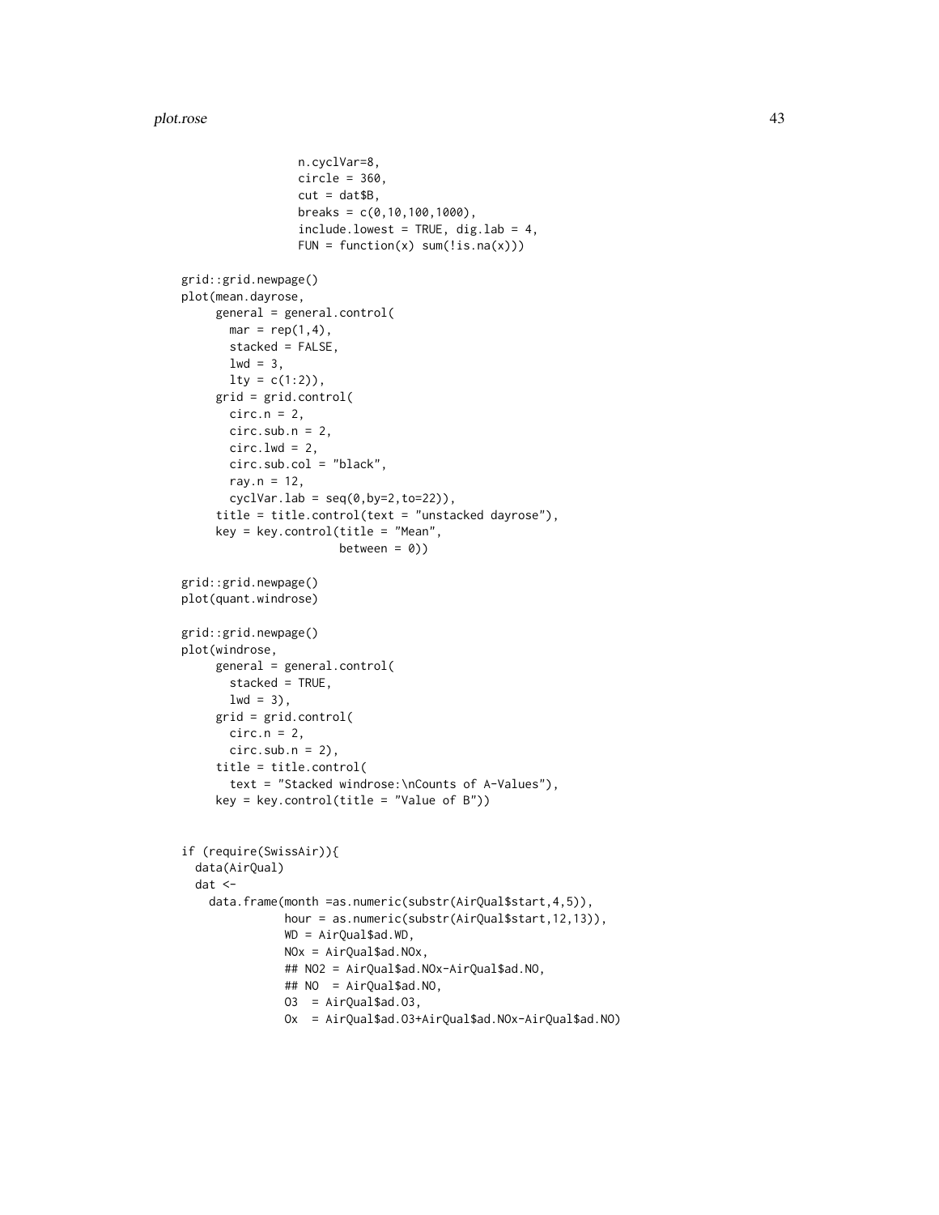```
                 n.cyclVar=8,
                 circle = 360,
                 cut = dat$B,
                 breaks = c(0,10,100,1000),
                 include.lowest = TRUE, dig.lab = 4,
                 FUN = function(x) sum(!is.na(x)))

grid::grid.newpage()
plot(mean.dayrose,
     general = general.control(
       mar = rep(1,4),
       stacked = FALSE,
       lwd = 3,
       lty = c(1:2)),
     grid = grid.control(
       circ.n = 2,
       circ.sub.n = 2,
       circ.lwd = 2,
       circ.sub.col = "black",
       ray.n = 12,
       cyclVar.lab = seq(0,by=2,to=22)),
     title = title.control(text = "unstacked dayrose"),
     key = key.control(title = "Mean",
                       between = 0))

grid::grid.newpage()
plot(quant.windrose)

grid::grid.newpage()
plot(windrose,
     general = general.control(
       stacked = TRUE,
       lwd = 3),
     grid = grid.control(
       circ.n = 2,
       circ.sub.n = 2),
     title = title.control(
       text = "Stacked windrose:\nCounts of A-Values"),
     key = key.control(title = "Value of B"))


if (require(SwissAir)){
  data(AirQual)
  dat <-
    data.frame(month =as.numeric(substr(AirQual$start,4,5)),
               hour = as.numeric(substr(AirQual$start,12,13)),
               WD = AirQual$ad.WD,
               NOx = AirQual$ad.NOx,
               ## NO2 = AirQual$ad.NOx-AirQual$ad.NO,
               ## NO  = AirQual$ad.NO,
               O3  = AirQual$ad.O3,
               Ox  = AirQual$ad.O3+AirQual$ad.NOx-AirQual$ad.NO)
```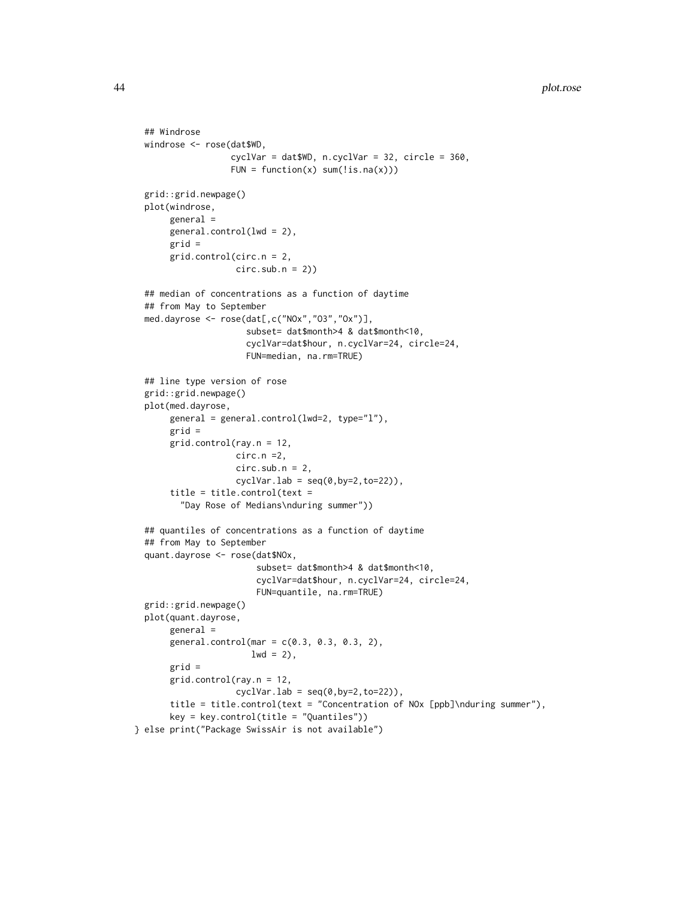```
  ## Windrose
  windrose <- rose(dat$WD,
                   cyclVar = dat$WD, n.cyclVar = 32, circle = 360,
                   FUN = function(x) sum(!is.na(x)))

  grid::grid.newpage()
  plot(windrose,
       general =
       general.control(lwd = 2),
       grid =
       grid.control(circ.n = 2,
                    circ.sub.n = 2))

  ## median of concentrations as a function of daytime
  ## from May to September
  med.dayrose <- rose(dat[,c("NOx","O3","Ox")],
                      subset= dat$month>4 & dat$month<10,
                      cyclVar=dat$hour, n.cyclVar=24, circle=24,
                      FUN=median, na.rm=TRUE)

  ## line type version of rose
  grid::grid.newpage()
  plot(med.dayrose,
       general = general.control(lwd=2, type="l"),
       grid =
       grid.control(ray.n = 12,
                    circ.n =2,
                    circ.sub.n = 2,
                    cyclVar.lab = seq(0,by=2,to=22)),
       title = title.control(text =
         "Day Rose of Medians\nduring summer"))

  ## quantiles of concentrations as a function of daytime
  ## from May to September
  quant.dayrose <- rose(dat$NOx,
                        subset= dat$month>4 & dat$month<10,
                        cyclVar=dat$hour, n.cyclVar=24, circle=24,
                        FUN=quantile, na.rm=TRUE)
  grid::grid.newpage()
  plot(quant.dayrose,
       general =
       general.control(mar = c(0.3, 0.3, 0.3, 2),
                       lwd = 2),
       grid =
       grid.control(ray.n = 12,
                    cyclVar.lab = seq(0,by=2,to=22)),
       title = title.control(text = "Concentration of NOx [ppb]\nduring summer"),
       key = key.control(title = "Quantiles"))
} else print("Package SwissAir is not available")
```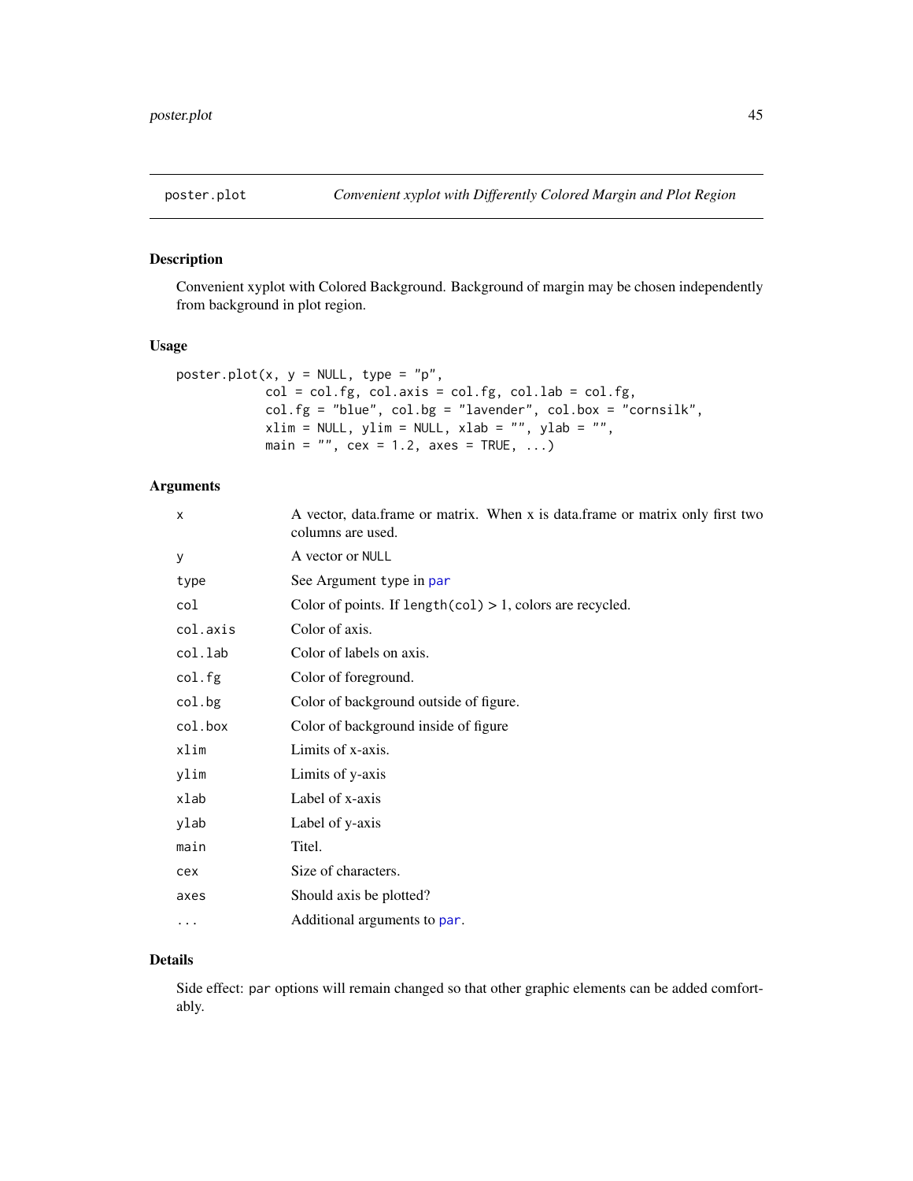## poster.plot — *Convenient xyplot with Differently Colored Margin and Plot Region*

### Description

Convenient xyplot with Colored Background. Background of margin may be chosen independently from background in plot region.

### Usage

```
poster.plot(x, y = NULL, type = "p",
            col = col.fg, col.axis = col.fg, col.lab = col.fg,
            col.fg = "blue", col.bg = "lavender", col.box = "cornsilk",
            xlim = NULL, ylim = NULL, xlab = "", ylab = "",
            main = "", cex = 1.2, axes = TRUE, ...)
```

### Arguments

| | |
|---|---|
| `x` | A vector, data.frame or matrix. When x is data.frame or matrix only first two columns are used. |
| `y` | A vector or `NULL` |
| `type` | See Argument type in `par` |
| `col` | Color of points. If `length(col)` > 1, colors are recycled. |
| `col.axis` | Color of axis. |
| `col.lab` | Color of labels on axis. |
| `col.fg` | Color of foreground. |
| `col.bg` | Color of background outside of figure. |
| `col.box` | Color of background inside of figure |
| `xlim` | Limits of x-axis. |
| `ylim` | Limits of y-axis |
| `xlab` | Label of x-axis |
| `ylab` | Label of y-axis |
| `main` | Titel. |
| `cex` | Size of characters. |
| `axes` | Should axis be plotted? |
| `...` | Additional arguments to `par`. |

### Details

Side effect: `par` options will remain changed so that other graphic elements can be added comfortably.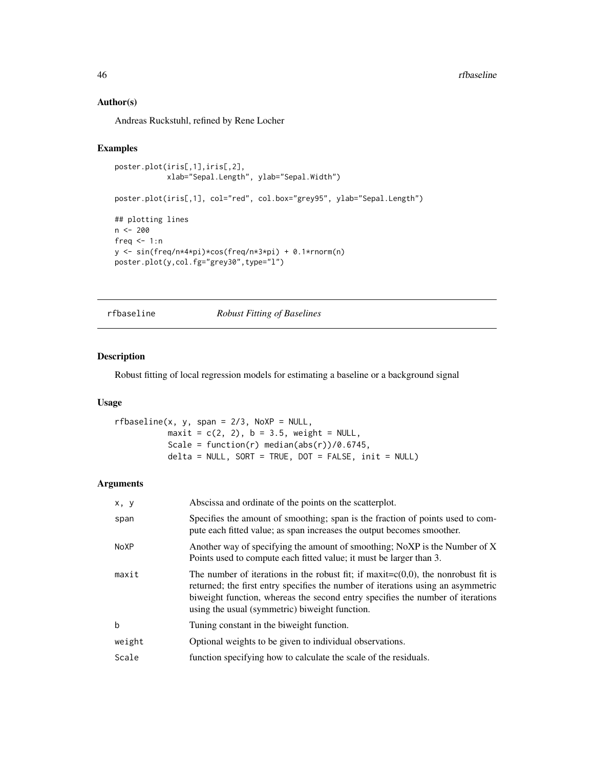### Author(s)

Andreas Ruckstuhl, refined by Rene Locher

### Examples

```
poster.plot(iris[,1],iris[,2],
            xlab="Sepal.Length", ylab="Sepal.Width")

poster.plot(iris[,1], col="red", col.box="grey95", ylab="Sepal.Length")

## plotting lines
n <- 200
freq <- 1:n
y <- sin(freq/n*4*pi)*cos(freq/n*3*pi) + 0.1*rnorm(n)
poster.plot(y,col.fg="grey30",type="l")
```

---

## rfbaseline *Robust Fitting of Baselines*

### Description

Robust fitting of local regression models for estimating a baseline or a background signal

### Usage

```
rfbaseline(x, y, span = 2/3, NoXP = NULL,
           maxit = c(2, 2), b = 3.5, weight = NULL,
           Scale = function(r) median(abs(r))/0.6745,
           delta = NULL, SORT = TRUE, DOT = FALSE, init = NULL)
```

### Arguments

| | |
|---|---|
| x, y | Abscissa and ordinate of the points on the scatterplot. |
| span | Specifies the amount of smoothing; span is the fraction of points used to compute each fitted value; as span increases the output becomes smoother. |
| NoXP | Another way of specifying the amount of smoothing; NoXP is the Number of X Points used to compute each fitted value; it must be larger than 3. |
| maxit | The number of iterations in the robust fit; if maxit=c(0,0), the nonrobust fit is returned; the first entry specifies the number of iterations using an asymmetric biweight function, whereas the second entry specifies the number of iterations using the usual (symmetric) biweight function. |
| b | Tuning constant in the biweight function. |
| weight | Optional weights to be given to individual observations. |
| Scale | function specifying how to calculate the scale of the residuals. |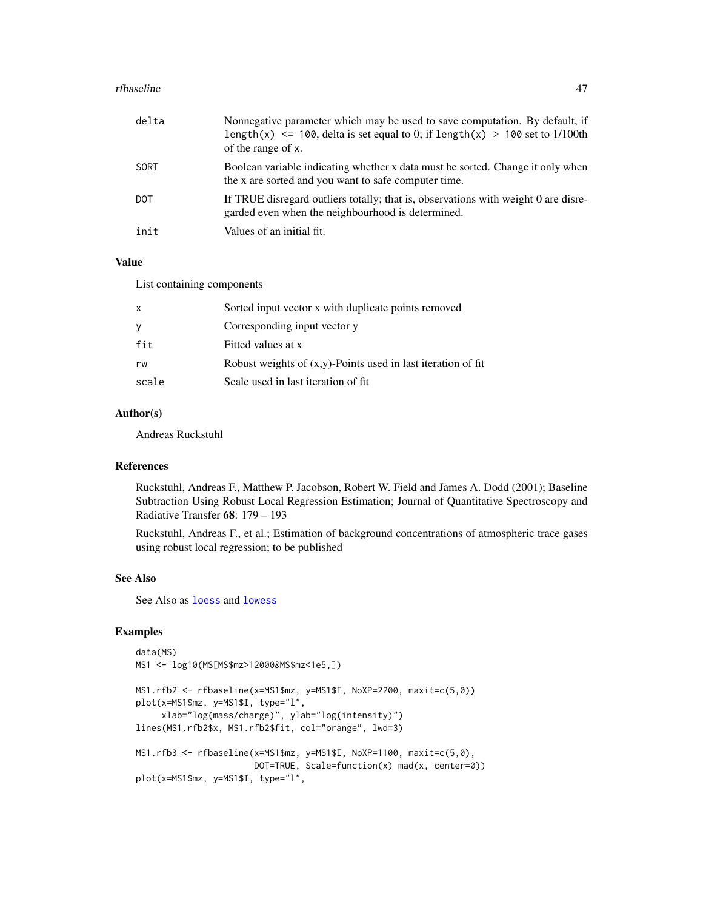| | |
|---|---|
| delta | Nonnegative parameter which may be used to save computation. By default, if `length(x) <= 100`, delta is set equal to 0; if `length(x) > 100` set to 1/100th of the range of x. |
| SORT | Boolean variable indicating whether x data must be sorted. Change it only when the x are sorted and you want to safe computer time. |
| DOT | If TRUE disregard outliers totally; that is, observations with weight 0 are disregarded even when the neighbourhood is determined. |
| init | Values of an initial fit. |

### Value

List containing components

| | |
|---|---|
| x | Sorted input vector x with duplicate points removed |
| y | Corresponding input vector y |
| fit | Fitted values at x |
| rw | Robust weights of (x,y)-Points used in last iteration of fit |
| scale | Scale used in last iteration of fit |

### Author(s)

Andreas Ruckstuhl

### References

Ruckstuhl, Andreas F., Matthew P. Jacobson, Robert W. Field and James A. Dodd (2001); Baseline Subtraction Using Robust Local Regression Estimation; Journal of Quantitative Spectroscopy and Radiative Transfer **68**: 179 – 193

Ruckstuhl, Andreas F., et al.; Estimation of background concentrations of atmospheric trace gases using robust local regression; to be published

### See Also

See Also as `loess` and `lowess`

### Examples

```
data(MS)
MS1 <- log10(MS[MS$mz>12000&MS$mz<1e5,])

MS1.rfb2 <- rfbaseline(x=MS1$mz, y=MS1$I, NoXP=2200, maxit=c(5,0))
plot(x=MS1$mz, y=MS1$I, type="l",
     xlab="log(mass/charge)", ylab="log(intensity)")
lines(MS1.rfb2$x, MS1.rfb2$fit, col="orange", lwd=3)

MS1.rfb3 <- rfbaseline(x=MS1$mz, y=MS1$I, NoXP=1100, maxit=c(5,0),
                       DOT=TRUE, Scale=function(x) mad(x, center=0))
plot(x=MS1$mz, y=MS1$I, type="l",
```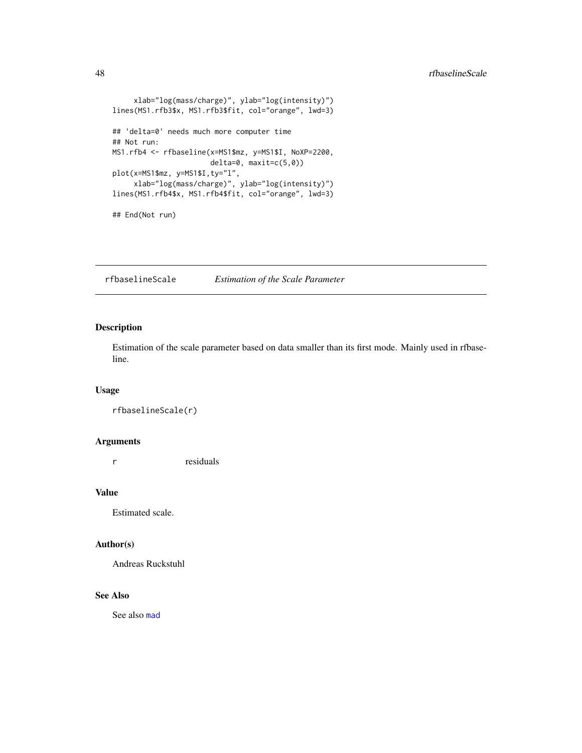```
     xlab="log(mass/charge)", ylab="log(intensity)")
lines(MS1.rfb3$x, MS1.rfb3$fit, col="orange", lwd=3)

## 'delta=0' needs much more computer time
## Not run:
MS1.rfb4 <- rfbaseline(x=MS1$mz, y=MS1$I, NoXP=2200,
                       delta=0, maxit=c(5,0))
plot(x=MS1$mz, y=MS1$I,ty="l",
     xlab="log(mass/charge)", ylab="log(intensity)")
lines(MS1.rfb4$x, MS1.rfb4$fit, col="orange", lwd=3)

## End(Not run)
```

---

## rfbaselineScale *Estimation of the Scale Parameter*

---

### Description

Estimation of the scale parameter based on data smaller than its first mode. Mainly used in rfbaseline.

### Usage

```
rfbaselineScale(r)
```

### Arguments

| | |
|---|---|
| r | residuals |

### Value

Estimated scale.

### Author(s)

Andreas Ruckstuhl

### See Also

See also mad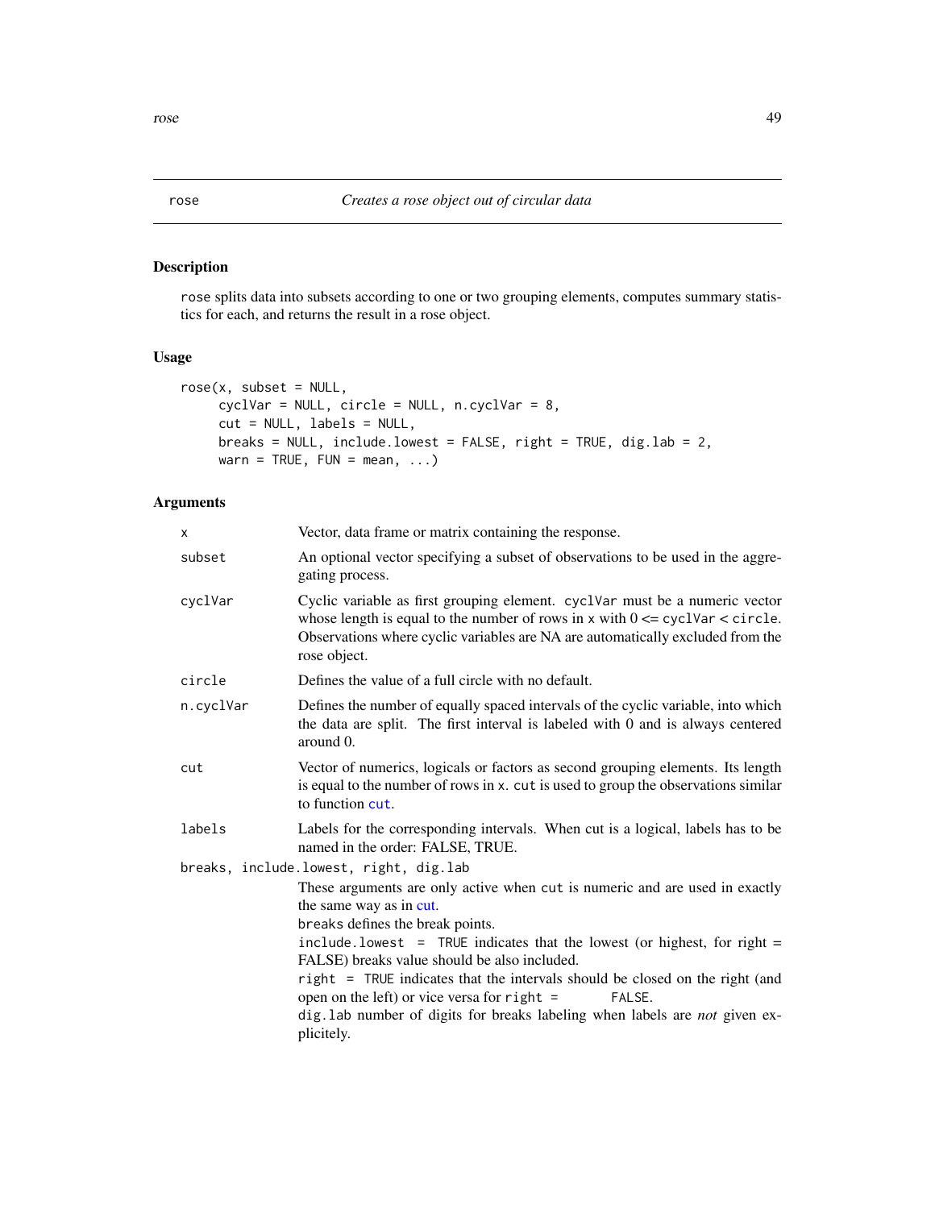## rose — *Creates a rose object out of circular data*

### Description

rose splits data into subsets according to one or two grouping elements, computes summary statistics for each, and returns the result in a rose object.

### Usage

```
rose(x, subset = NULL,
     cyclVar = NULL, circle = NULL, n.cyclVar = 8,
     cut = NULL, labels = NULL,
     breaks = NULL, include.lowest = FALSE, right = TRUE, dig.lab = 2,
     warn = TRUE, FUN = mean, ...)
```

### Arguments

| Argument | Description |
|---|---|
| x | Vector, data frame or matrix containing the response. |
| subset | An optional vector specifying a subset of observations to be used in the aggregating process. |
| cyclVar | Cyclic variable as first grouping element. cyclVar must be a numeric vector whose length is equal to the number of rows in x with 0 <= cyclVar < circle. Observations where cyclic variables are NA are automatically excluded from the rose object. |
| circle | Defines the value of a full circle with no default. |
| n.cyclVar | Defines the number of equally spaced intervals of the cyclic variable, into which the data are split. The first interval is labeled with 0 and is always centered around 0. |
| cut | Vector of numerics, logicals or factors as second grouping elements. Its length is equal to the number of rows in x. cut is used to group the observations similar to function cut. |
| labels | Labels for the corresponding intervals. When cut is a logical, labels has to be named in the order: FALSE, TRUE. |
| breaks, include.lowest, right, dig.lab | These arguments are only active when cut is numeric and are used in exactly the same way as in cut. <br> breaks defines the break points. <br> include.lowest = TRUE indicates that the lowest (or highest, for right = FALSE) breaks value should be also included. <br> right = TRUE indicates that the intervals should be closed on the right (and open on the left) or vice versa for right = FALSE. <br> dig.lab number of digits for breaks labeling when labels are *not* given explicitely. |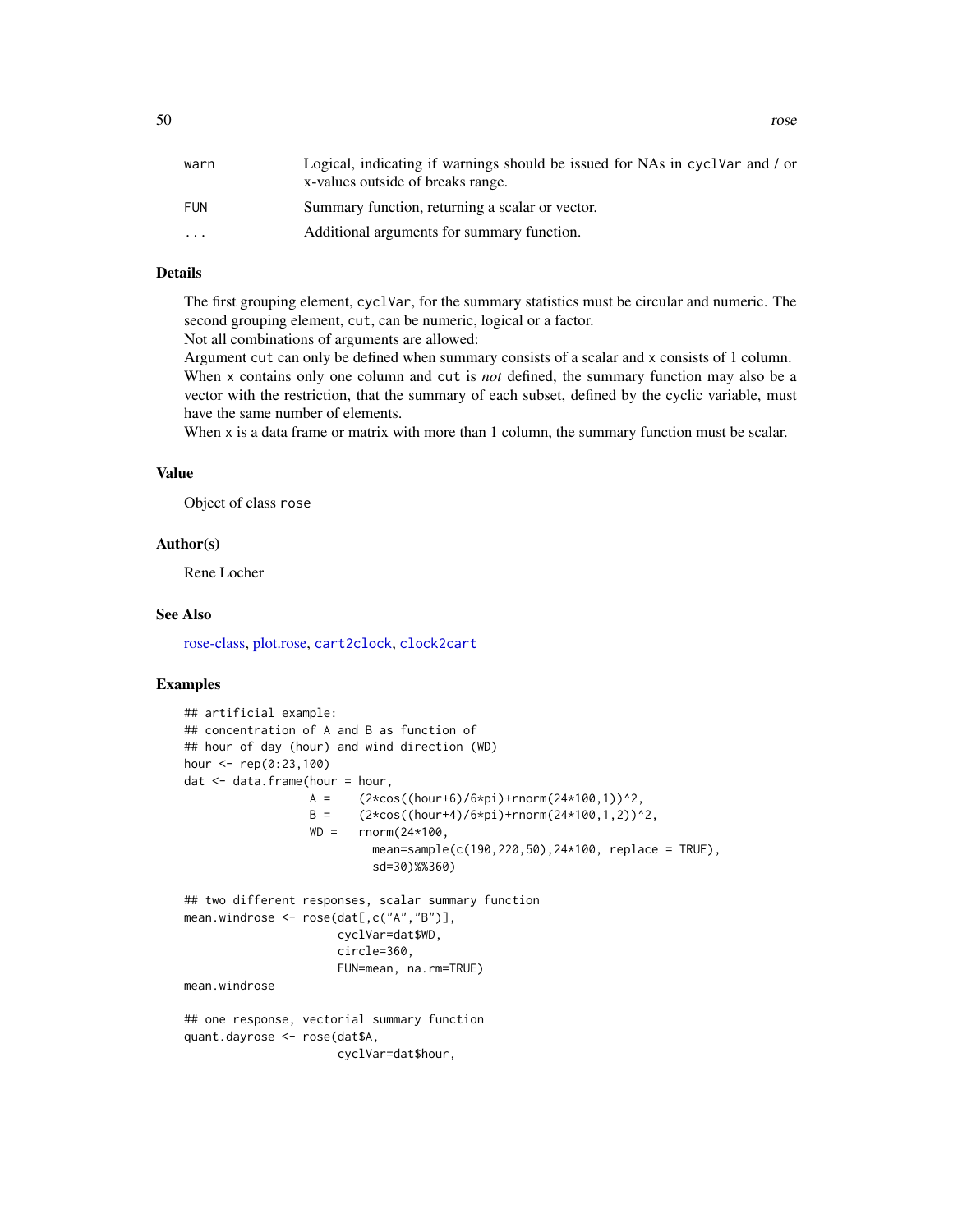| | |
|---|---|
| warn | Logical, indicating if warnings should be issued for NAs in cyclVar and / or x-values outside of breaks range. |
| FUN | Summary function, returning a scalar or vector. |
| ... | Additional arguments for summary function. |

## Details

The first grouping element, cyclVar, for the summary statistics must be circular and numeric. The second grouping element, cut, can be numeric, logical or a factor.
Not all combinations of arguments are allowed:
Argument cut can only be defined when summary consists of a scalar and x consists of 1 column.
When x contains only one column and cut is *not* defined, the summary function may also be a vector with the restriction, that the summary of each subset, defined by the cyclic variable, must have the same number of elements.
When x is a data frame or matrix with more than 1 column, the summary function must be scalar.

## Value

Object of class rose

## Author(s)

Rene Locher

## See Also

rose-class, plot.rose, cart2clock, clock2cart

## Examples

```
## artificial example:
## concentration of A and B as function of
## hour of day (hour) and wind direction (WD)
hour <- rep(0:23,100)
dat <- data.frame(hour = hour,
                  A =    (2*cos((hour+6)/6*pi)+rnorm(24*100,1))^2,
                  B =    (2*cos((hour+4)/6*pi)+rnorm(24*100,1,2))^2,
                  WD =   rnorm(24*100,
                         mean=sample(c(190,220,50),24*100, replace = TRUE),
                         sd=30)%%360)

## two different responses, scalar summary function
mean.windrose <- rose(dat[,c("A","B")],
                      cyclVar=dat$WD,
                      circle=360,
                      FUN=mean, na.rm=TRUE)
mean.windrose

## one response, vectorial summary function
quant.dayrose <- rose(dat$A,
                      cyclVar=dat$hour,
```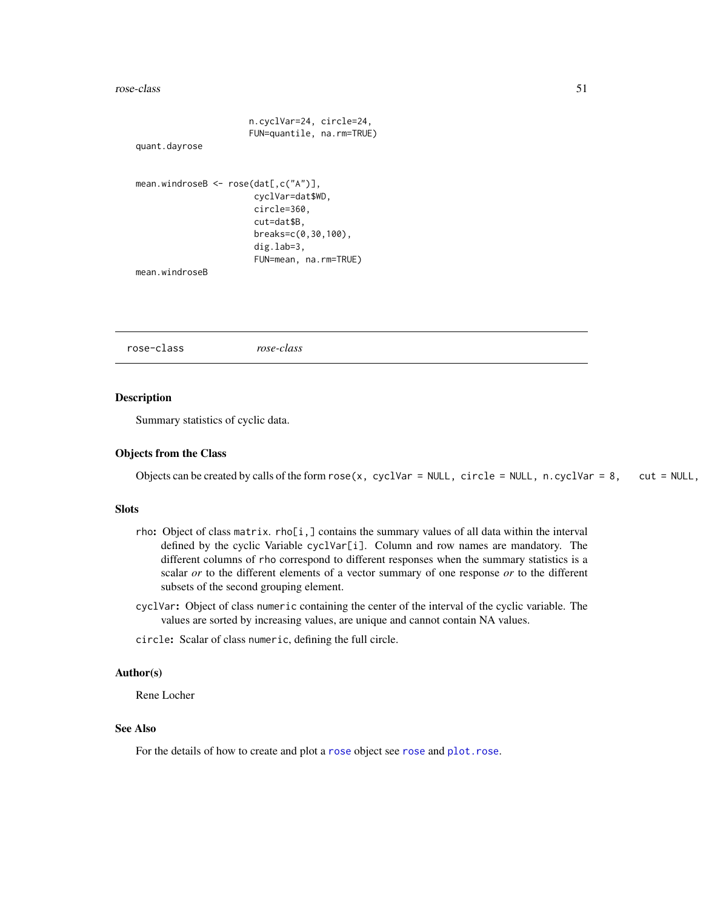```
                        n.cyclVar=24, circle=24,
                        FUN=quantile, na.rm=TRUE)
quant.dayrose


mean.windroseB <- rose(dat[,c("A")],
                        cyclVar=dat$WD,
                        circle=360,
                        cut=dat$B,
                        breaks=c(0,30,100),
                        dig.lab=3,
                        FUN=mean, na.rm=TRUE)
mean.windroseB
```

---

rose-class                *rose-class*

---

## Description

Summary statistics of cyclic data.

## Objects from the Class

Objects can be created by calls of the form `rose(x, cyclVar = NULL, circle = NULL, n.cyclVar = 8,    cut = NULL,`

## Slots

`rho`: Object of class `matrix`. `rho[i,]` contains the summary values of all data within the interval defined by the cyclic Variable `cyclVar[i]`. Column and row names are mandatory. The different columns of `rho` correspond to different responses when the summary statistics is a scalar *or* to the different elements of a vector summary of one response *or* to the different subsets of the second grouping element.

`cyclVar`: Object of class `numeric` containing the center of the interval of the cyclic variable. The values are sorted by increasing values, are unique and cannot contain NA values.

`circle`: Scalar of class `numeric`, defining the full circle.

## Author(s)

Rene Locher

## See Also

For the details of how to create and plot a `rose` object see `rose` and `plot.rose`.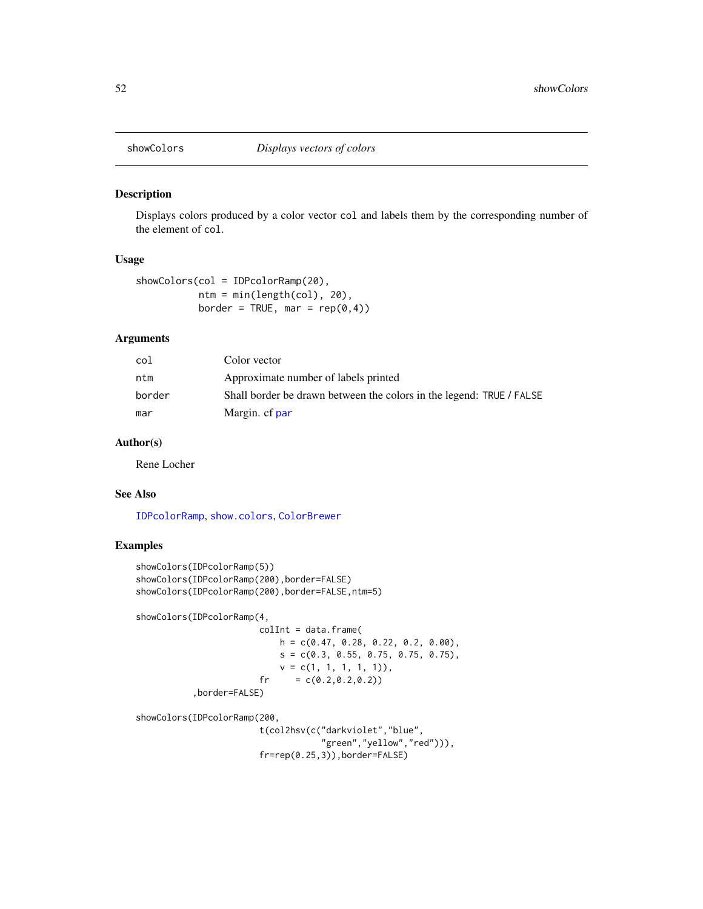# showColors — *Displays vectors of colors*

## Description

Displays colors produced by a color vector `col` and labels them by the corresponding number of the element of `col`.

## Usage

```
showColors(col = IDPcolorRamp(20),
           ntm = min(length(col), 20),
           border = TRUE, mar = rep(0,4))
```

## Arguments

| | |
|---|---|
| `col` | Color vector |
| `ntm` | Approximate number of labels printed |
| `border` | Shall border be drawn between the colors in the legend: `TRUE` / `FALSE` |
| `mar` | Margin. cf `par` |

## Author(s)

Rene Locher

## See Also

`IDPcolorRamp`, `show.colors`, `ColorBrewer`

## Examples

```
showColors(IDPcolorRamp(5))
showColors(IDPcolorRamp(200),border=FALSE)
showColors(IDPcolorRamp(200),border=FALSE,ntm=5)

showColors(IDPcolorRamp(4,
                        colInt = data.frame(
                            h = c(0.47, 0.28, 0.22, 0.2, 0.00),
                            s = c(0.3, 0.55, 0.75, 0.75, 0.75),
                            v = c(1, 1, 1, 1, 1)),
                        fr     = c(0.2,0.2,0.2))
           ,border=FALSE)

showColors(IDPcolorRamp(200,
                        t(col2hsv(c("darkviolet","blue",
                                    "green","yellow","red"))),
                        fr=rep(0.25,3)),border=FALSE)
```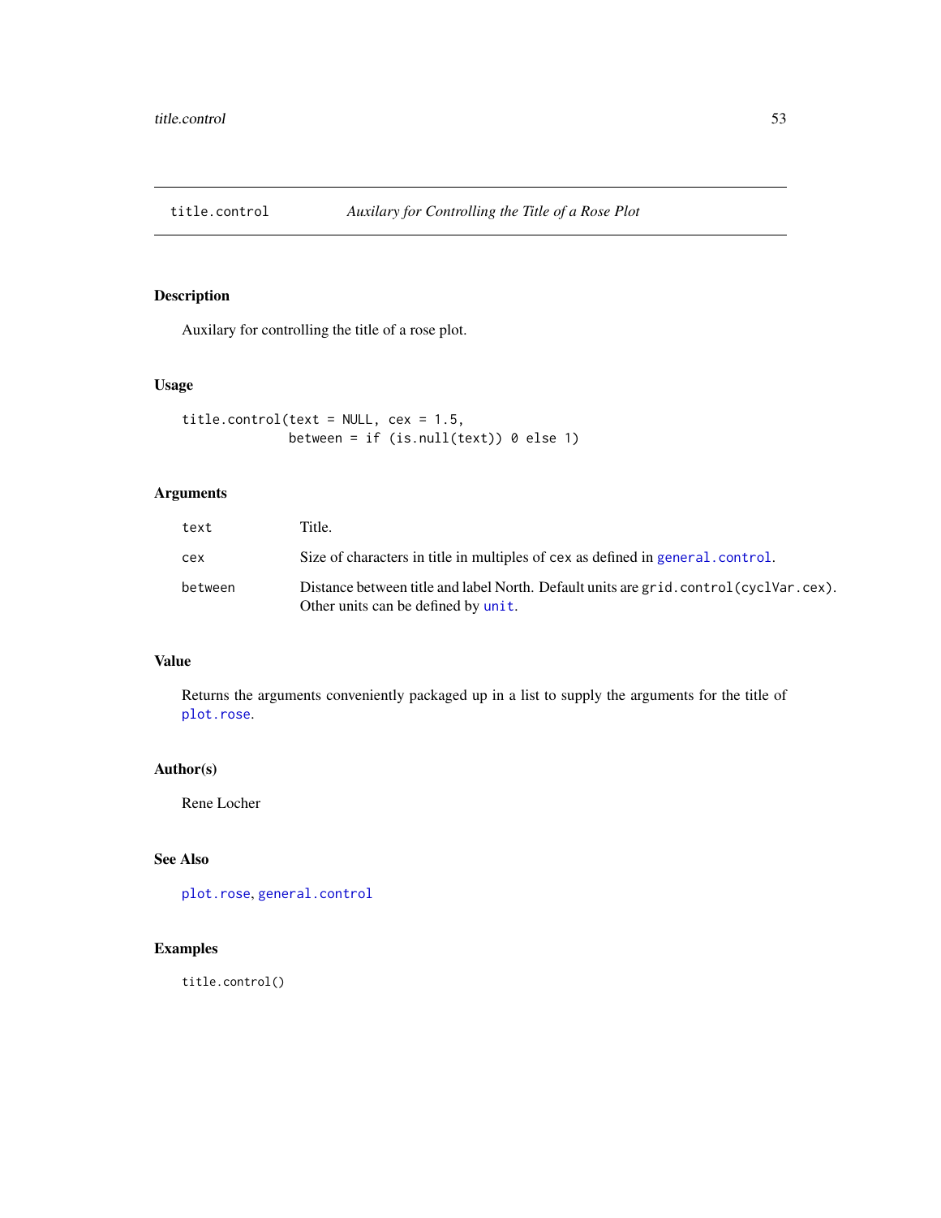## title.control — *Auxilary for Controlling the Title of a Rose Plot*

### Description

Auxilary for controlling the title of a rose plot.

### Usage

```
title.control(text = NULL, cex = 1.5,
              between = if (is.null(text)) 0 else 1)
```

### Arguments

| | |
|---|---|
| `text` | Title. |
| `cex` | Size of characters in title in multiples of `cex` as defined in `general.control`. |
| `between` | Distance between title and label North. Default units are `grid.control(cyclVar.cex)`. Other units can be defined by `unit`. |

### Value

Returns the arguments conveniently packaged up in a list to supply the arguments for the title of `plot.rose`.

### Author(s)

Rene Locher

### See Also

`plot.rose`, `general.control`

### Examples

```
title.control()
```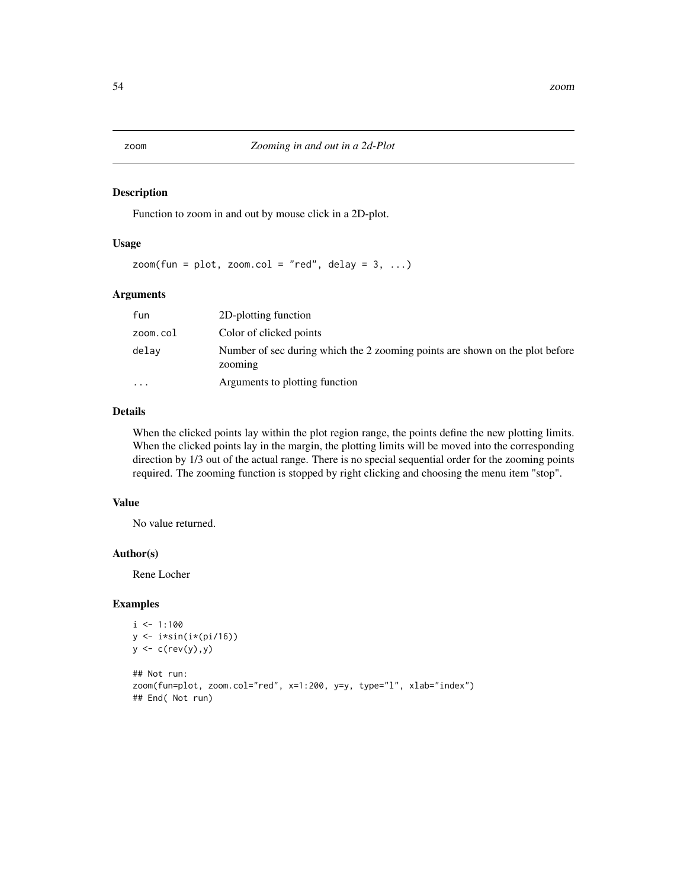## zoom — *Zooming in and out in a 2d-Plot*

### Description

Function to zoom in and out by mouse click in a 2D-plot.

### Usage

```
zoom(fun = plot, zoom.col = "red", delay = 3, ...)
```

### Arguments

| | |
|---|---|
| fun | 2D-plotting function |
| zoom.col | Color of clicked points |
| delay | Number of sec during which the 2 zooming points are shown on the plot before zooming |
| ... | Arguments to plotting function |

### Details

When the clicked points lay within the plot region range, the points define the new plotting limits. When the clicked points lay in the margin, the plotting limits will be moved into the corresponding direction by 1/3 out of the actual range. There is no special sequential order for the zooming points required. The zooming function is stopped by right clicking and choosing the menu item "stop".

### Value

No value returned.

### Author(s)

Rene Locher

### Examples

```
i <- 1:100
y <- i*sin(i*(pi/16))
y <- c(rev(y),y)

## Not run:
zoom(fun=plot, zoom.col="red", x=1:200, y=y, type="l", xlab="index")
## End( Not run)
```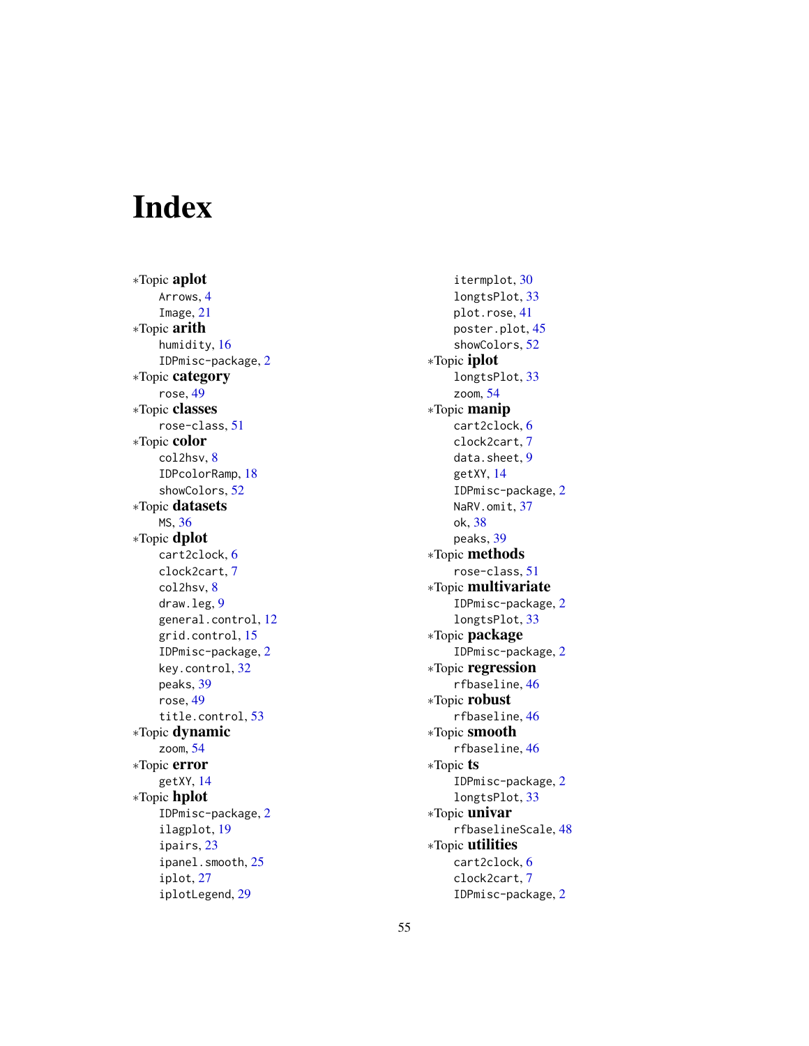# Index

∗Topic **aplot**
- Arrows, 4
- Image, 21

∗Topic **arith**
- humidity, 16
- IDPmisc-package, 2

∗Topic **category**
- rose, 49

∗Topic **classes**
- rose-class, 51

∗Topic **color**
- col2hsv, 8
- IDPcolorRamp, 18
- showColors, 52

∗Topic **datasets**
- MS, 36

∗Topic **dplot**
- cart2clock, 6
- clock2cart, 7
- col2hsv, 8
- draw.leg, 9
- general.control, 12
- grid.control, 15
- IDPmisc-package, 2
- key.control, 32
- peaks, 39
- rose, 49
- title.control, 53

∗Topic **dynamic**
- zoom, 54

∗Topic **error**
- getXY, 14

∗Topic **hplot**
- IDPmisc-package, 2
- ilagplot, 19
- ipairs, 23
- ipanel.smooth, 25
- iplot, 27
- iplotLegend, 29
- itermplot, 30
- longtsPlot, 33
- plot.rose, 41
- poster.plot, 45
- showColors, 52

∗Topic **iplot**
- longtsPlot, 33
- zoom, 54

∗Topic **manip**
- cart2clock, 6
- clock2cart, 7
- data.sheet, 9
- getXY, 14
- IDPmisc-package, 2
- NaRV.omit, 37
- ok, 38
- peaks, 39

∗Topic **methods**
- rose-class, 51

∗Topic **multivariate**
- IDPmisc-package, 2
- longtsPlot, 33

∗Topic **package**
- IDPmisc-package, 2

∗Topic **regression**
- rfbaseline, 46

∗Topic **robust**
- rfbaseline, 46

∗Topic **smooth**
- rfbaseline, 46

∗Topic **ts**
- IDPmisc-package, 2
- longtsPlot, 33

∗Topic **univar**
- rfbaselineScale, 48

∗Topic **utilities**
- cart2clock, 6
- clock2cart, 7
- IDPmisc-package, 2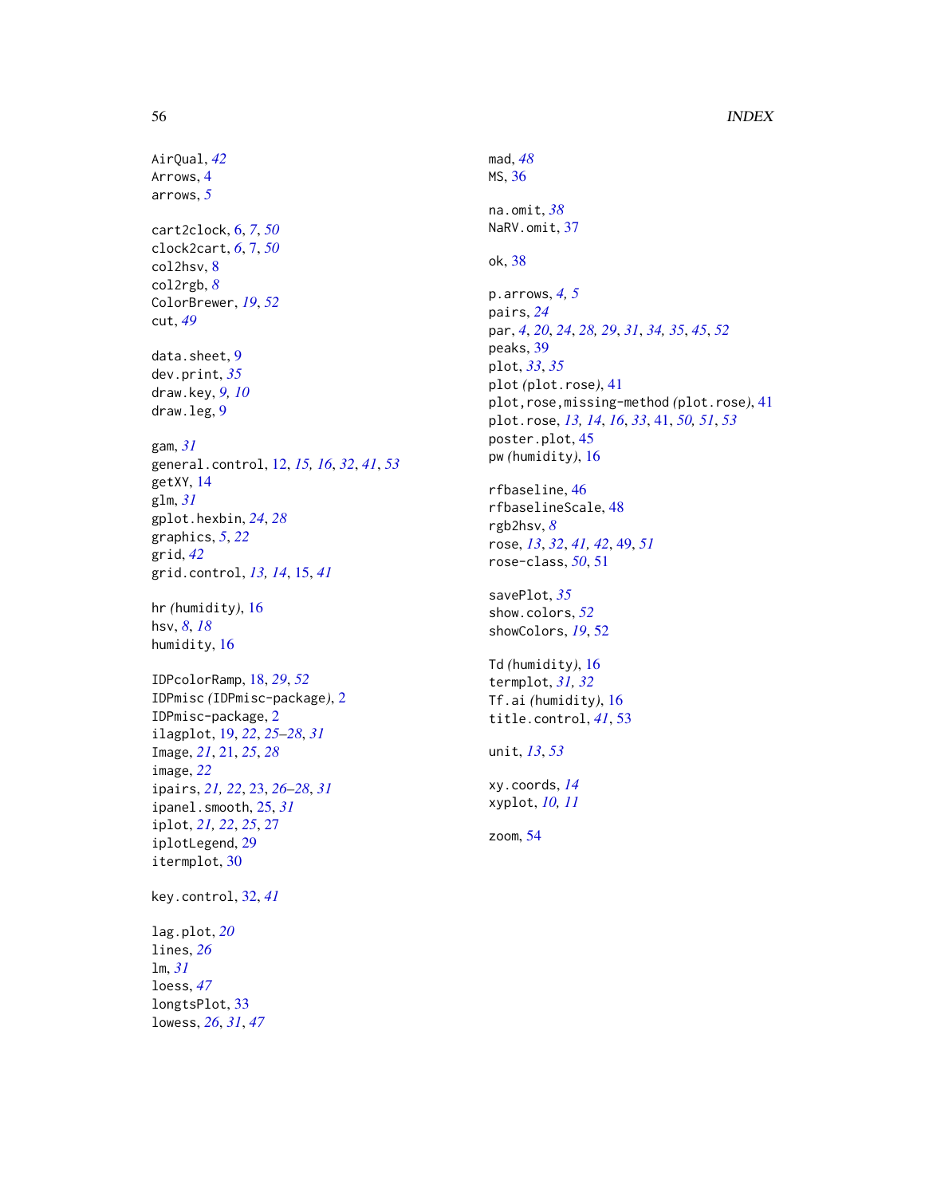AirQual, *42*
Arrows, 4
arrows, *5*

cart2clock, 6, *7*, *50*
clock2cart, *6*, 7, *50*
col2hsv, 8
col2rgb, *8*
ColorBrewer, *19*, *52*
cut, *49*

data.sheet, 9
dev.print, *35*
draw.key, *9, 10*
draw.leg, 9

gam, *31*
general.control, 12, *15, 16*, *32*, *41*, *53*
getXY, 14
glm, *31*
gplot.hexbin, *24*, *28*
graphics, *5*, *22*
grid, *42*
grid.control, *13, 14*, 15, *41*

hr *(humidity)*, 16
hsv, *8*, *18*
humidity, 16

IDPcolorRamp, 18, *29*, *52*
IDPmisc *(IDPmisc-package)*, 2
IDPmisc-package, 2
ilagplot, 19, *22*, *25–28*, *31*
Image, *21*, 21, *25*, *28*
image, *22*
ipairs, *21, 22*, 23, *26–28*, *31*
ipanel.smooth, 25, *31*
iplot, *21, 22*, *25*, 27
iplotLegend, 29
itermplot, 30

key.control, 32, *41*

lag.plot, *20*
lines, *26*
lm, *31*
loess, *47*
longtsPlot, 33
lowess, *26*, *31*, *47*

mad, *48*
MS, 36

na.omit, *38*
NaRV.omit, 37

ok, 38

p.arrows, *4, 5*
pairs, *24*
par, *4*, *20*, *24*, *28, 29*, *31*, *34, 35*, *45*, *52*
peaks, 39
plot, *33*, *35*
plot *(plot.rose)*, 41
plot,rose,missing-method *(plot.rose)*, 41
plot.rose, *13, 14*, *16*, *33*, 41, *50, 51*, *53*
poster.plot, 45
pw *(humidity)*, 16

rfbaseline, 46
rfbaselineScale, 48
rgb2hsv, *8*
rose, *13*, *32*, *41, 42*, 49, *51*
rose-class, *50*, 51

savePlot, *35*
show.colors, *52*
showColors, *19*, 52

Td *(humidity)*, 16
termplot, *31, 32*
Tf.ai *(humidity)*, 16
title.control, *41*, 53

unit, *13*, *53*

xy.coords, *14*
xyplot, *10, 11*

zoom, 54